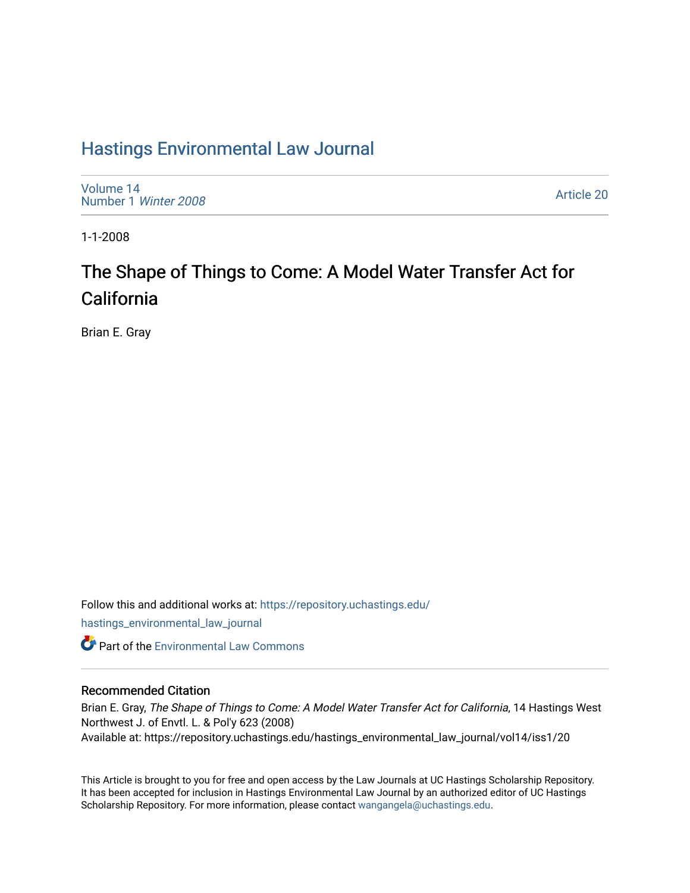# Hastings Environmental Law Journal

Volume 14
Number 1 *Winter 2008*

Article 20

1-1-2008

## The Shape of Things to Come: A Model Water Transfer Act for California

Brian E. Gray

Follow this and additional works at: https://repository.uchastings.edu/hastings_environmental_law_journal

Part of the Environmental Law Commons

### Recommended Citation

Brian E. Gray, *The Shape of Things to Come: A Model Water Transfer Act for California*, 14 Hastings West Northwest J. of Envtl. L. & Pol'y 623 (2008)
Available at: https://repository.uchastings.edu/hastings_environmental_law_journal/vol14/iss1/20

This Article is brought to you for free and open access by the Law Journals at UC Hastings Scholarship Repository. It has been accepted for inclusion in Hastings Environmental Law Journal by an authorized editor of UC Hastings Scholarship Repository. For more information, please contact wangangela@uchastings.edu.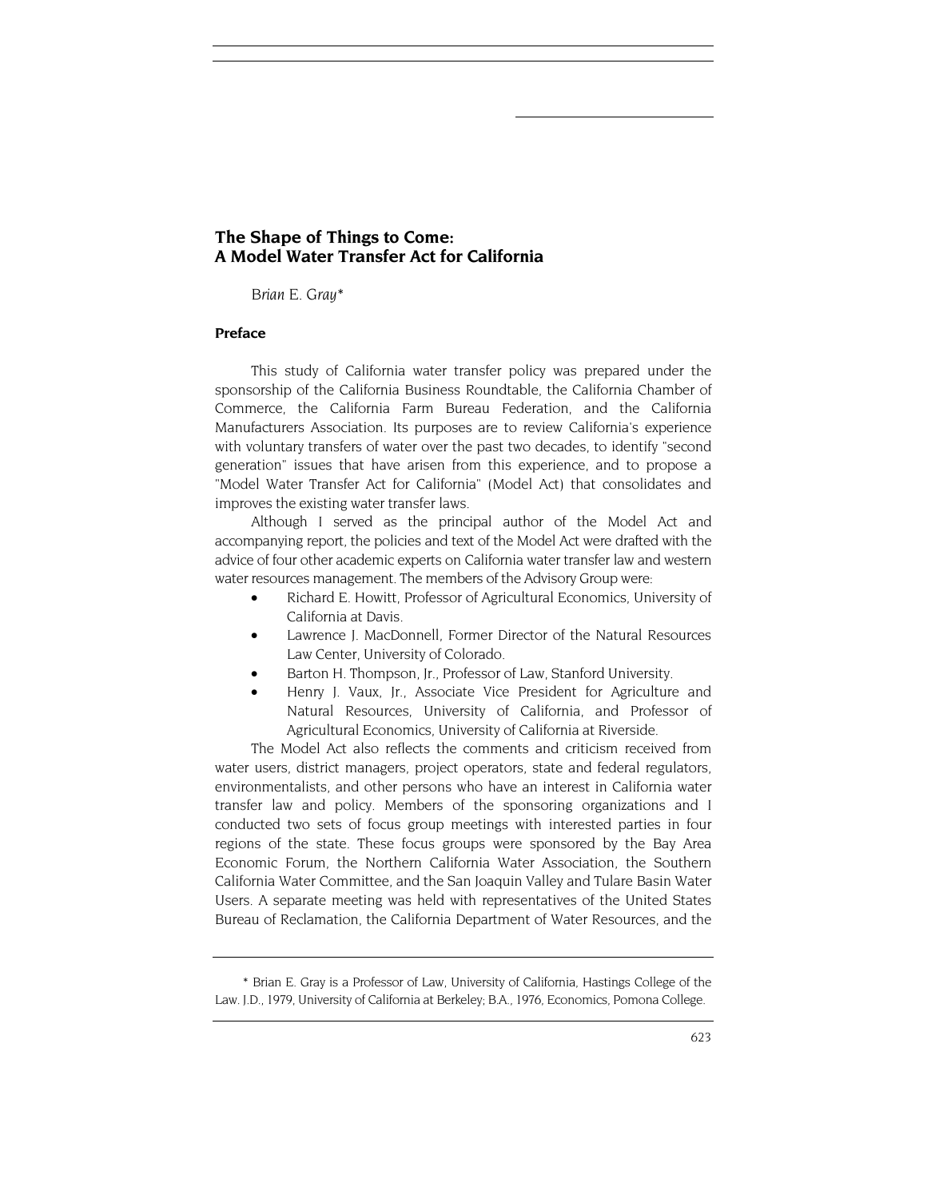# The Shape of Things to Come: A Model Water Transfer Act for California

*Brian E. Gray**

## Preface

This study of California water transfer policy was prepared under the sponsorship of the California Business Roundtable, the California Chamber of Commerce, the California Farm Bureau Federation, and the California Manufacturers Association. Its purposes are to review California's experience with voluntary transfers of water over the past two decades, to identify "second generation" issues that have arisen from this experience, and to propose a "Model Water Transfer Act for California" (Model Act) that consolidates and improves the existing water transfer laws.

Although I served as the principal author of the Model Act and accompanying report, the policies and text of the Model Act were drafted with the advice of four other academic experts on California water transfer law and western water resources management. The members of the Advisory Group were:

- Richard E. Howitt, Professor of Agricultural Economics, University of California at Davis.
- Lawrence J. MacDonnell, Former Director of the Natural Resources Law Center, University of Colorado.
- Barton H. Thompson, Jr., Professor of Law, Stanford University.
- Henry J. Vaux, Jr., Associate Vice President for Agriculture and Natural Resources, University of California, and Professor of Agricultural Economics, University of California at Riverside.

The Model Act also reflects the comments and criticism received from water users, district managers, project operators, state and federal regulators, environmentalists, and other persons who have an interest in California water transfer law and policy. Members of the sponsoring organizations and I conducted two sets of focus group meetings with interested parties in four regions of the state. These focus groups were sponsored by the Bay Area Economic Forum, the Northern California Water Association, the Southern California Water Committee, and the San Joaquin Valley and Tulare Basin Water Users. A separate meeting was held with representatives of the United States Bureau of Reclamation, the California Department of Water Resources, and the

\* Brian E. Gray is a Professor of Law, University of California, Hastings College of the Law. J.D., 1979, University of California at Berkeley; B.A., 1976, Economics, Pomona College.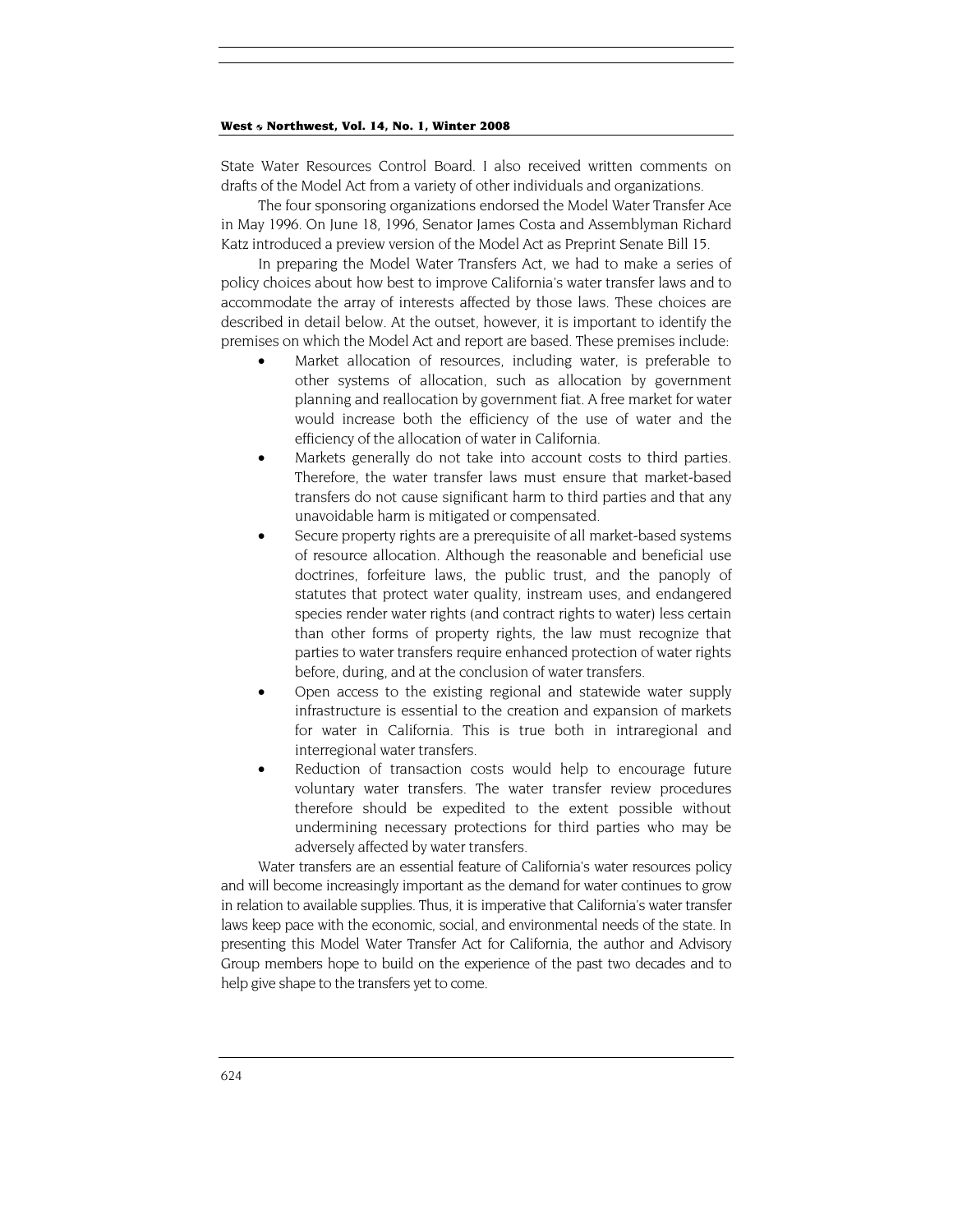State Water Resources Control Board. I also received written comments on drafts of the Model Act from a variety of other individuals and organizations.

The four sponsoring organizations endorsed the Model Water Transfer Ace in May 1996. On June 18, 1996, Senator James Costa and Assemblyman Richard Katz introduced a preview version of the Model Act as Preprint Senate Bill 15.

In preparing the Model Water Transfers Act, we had to make a series of policy choices about how best to improve California's water transfer laws and to accommodate the array of interests affected by those laws. These choices are described in detail below. At the outset, however, it is important to identify the premises on which the Model Act and report are based. These premises include:

- Market allocation of resources, including water, is preferable to other systems of allocation, such as allocation by government planning and reallocation by government fiat. A free market for water would increase both the efficiency of the use of water and the efficiency of the allocation of water in California.
- Markets generally do not take into account costs to third parties. Therefore, the water transfer laws must ensure that market-based transfers do not cause significant harm to third parties and that any unavoidable harm is mitigated or compensated.
- Secure property rights are a prerequisite of all market-based systems of resource allocation. Although the reasonable and beneficial use doctrines, forfeiture laws, the public trust, and the panoply of statutes that protect water quality, instream uses, and endangered species render water rights (and contract rights to water) less certain than other forms of property rights, the law must recognize that parties to water transfers require enhanced protection of water rights before, during, and at the conclusion of water transfers.
- Open access to the existing regional and statewide water supply infrastructure is essential to the creation and expansion of markets for water in California. This is true both in intraregional and interregional water transfers.
- Reduction of transaction costs would help to encourage future voluntary water transfers. The water transfer review procedures therefore should be expedited to the extent possible without undermining necessary protections for third parties who may be adversely affected by water transfers.

Water transfers are an essential feature of California's water resources policy and will become increasingly important as the demand for water continues to grow in relation to available supplies. Thus, it is imperative that California's water transfer laws keep pace with the economic, social, and environmental needs of the state. In presenting this Model Water Transfer Act for California, the author and Advisory Group members hope to build on the experience of the past two decades and to help give shape to the transfers yet to come.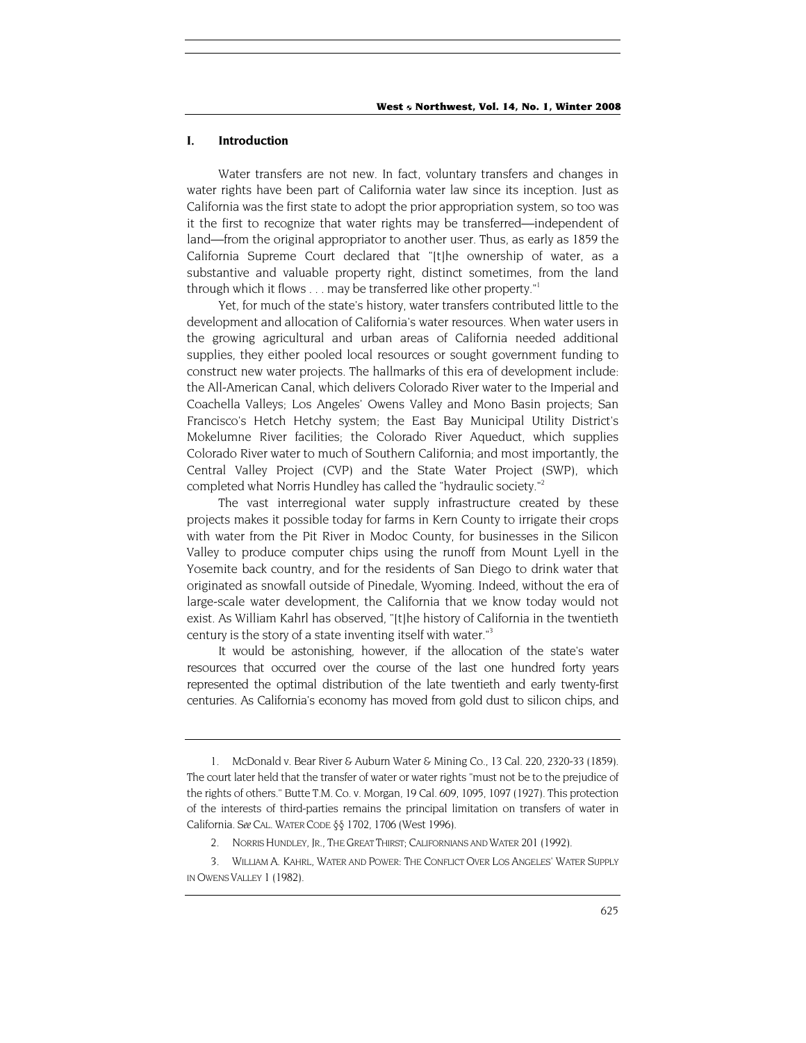## I. Introduction

Water transfers are not new. In fact, voluntary transfers and changes in water rights have been part of California water law since its inception. Just as California was the first state to adopt the prior appropriation system, so too was it the first to recognize that water rights may be transferred—independent of land—from the original appropriator to another user. Thus, as early as 1859 the California Supreme Court declared that "[t]he ownership of water, as a substantive and valuable property right, distinct sometimes, from the land through which it flows . . . may be transferred like other property."[1]

Yet, for much of the state's history, water transfers contributed little to the development and allocation of California's water resources. When water users in the growing agricultural and urban areas of California needed additional supplies, they either pooled local resources or sought government funding to construct new water projects. The hallmarks of this era of development include: the All-American Canal, which delivers Colorado River water to the Imperial and Coachella Valleys; Los Angeles' Owens Valley and Mono Basin projects; San Francisco's Hetch Hetchy system; the East Bay Municipal Utility District's Mokelumne River facilities; the Colorado River Aqueduct, which supplies Colorado River water to much of Southern California; and most importantly, the Central Valley Project (CVP) and the State Water Project (SWP), which completed what Norris Hundley has called the "hydraulic society."[2]

The vast interregional water supply infrastructure created by these projects makes it possible today for farms in Kern County to irrigate their crops with water from the Pit River in Modoc County, for businesses in the Silicon Valley to produce computer chips using the runoff from Mount Lyell in the Yosemite back country, and for the residents of San Diego to drink water that originated as snowfall outside of Pinedale, Wyoming. Indeed, without the era of large-scale water development, the California that we know today would not exist. As William Kahrl has observed, "[t]he history of California in the twentieth century is the story of a state inventing itself with water."[3]

It would be astonishing, however, if the allocation of the state's water resources that occurred over the course of the last one hundred forty years represented the optimal distribution of the late twentieth and early twenty-first centuries. As California's economy has moved from gold dust to silicon chips, and

---

1. McDonald v. Bear River & Auburn Water & Mining Co., 13 Cal. 220, 2320-33 (1859). The court later held that the transfer of water or water rights "must not be to the prejudice of the rights of others." Butte T.M. Co. v. Morgan, 19 Cal. 609, 1095, 1097 (1927). This protection of the interests of third-parties remains the principal limitation on transfers of water in California. *See* CAL. WATER CODE §§ 1702, 1706 (West 1996).

2. NORRIS HUNDLEY, JR., THE GREAT THIRST; CALIFORNIANS AND WATER 201 (1992).

3. WILLIAM A. KAHRL, WATER AND POWER: THE CONFLICT OVER LOS ANGELES' WATER SUPPLY IN OWENS VALLEY 1 (1982).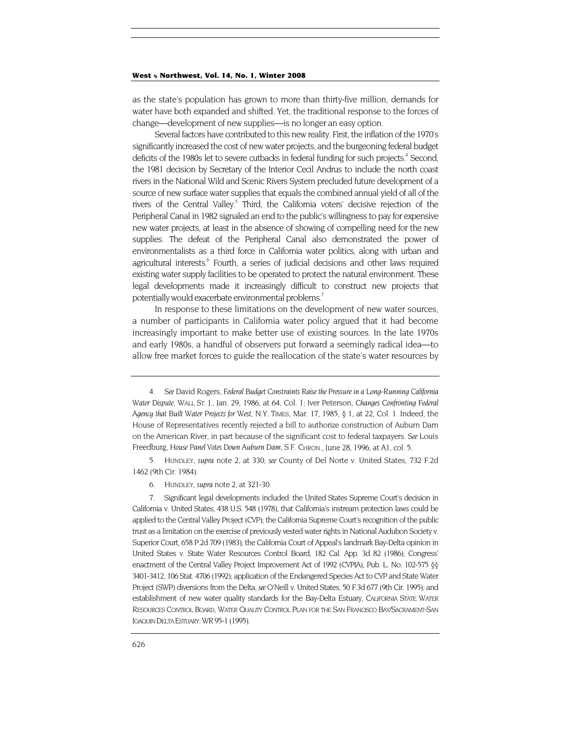as the state's population has grown to more than thirty-five million, demands for water have both expanded and shifted. Yet, the traditional response to the forces of change—development of new supplies—is no longer an easy option.

Several factors have contributed to this new reality. First, the inflation of the 1970's significantly increased the cost of new water projects, and the burgeoning federal budget deficits of the 1980s let to severe cutbacks in federal funding for such projects.[4] Second, the 1981 decision by Secretary of the Interior Cecil Andrus to include the north coast rivers in the National Wild and Scenic Rivers System precluded future development of a source of new surface water supplies that equals the combined annual yield of all of the rivers of the Central Valley.[5] Third, the California voters' decisive rejection of the Peripheral Canal in 1982 signaled an end to the public's willingness to pay for expensive new water projects, at least in the absence of showing of compelling need for the new supplies. The defeat of the Peripheral Canal also demonstrated the power of environmentalists as a third force in California water politics, along with urban and agricultural interests.[6] Fourth, a series of judicial decisions and other laws required existing water supply facilities to be operated to protect the natural environment. These legal developments made it increasingly difficult to construct new projects that potentially would exacerbate environmental problems.[7]

In response to these limitations on the development of new water sources, a number of participants in California water policy argued that it had become increasingly important to make better use of existing sources. In the late 1970s and early 1980s, a handful of observers put forward a seemingly radical idea—to allow free market forces to guide the reallocation of the state's water resources by

---

4. *See* David Rogers, *Federal Budget Constraints Raise the Pressure in a Long-Running California Water Dispute*, WALL ST. J., Jan. 29, 1986, at 64, Col. 1; Iver Peterson, *Changes Confronting Federal Agency that Built Water Projects for West*, N.Y. TIMES, Mar. 17, 1985, § 1, at 22, Col. 1. Indeed, the House of Representatives recently rejected a bill to authorize construction of Auburn Dam on the American River, in part because of the significant cost to federal taxpayers. *See* Louis Freedburg, *House Panel Votes Down Auburn Dam*, S.F. CHRON., June 28, 1996, at A1, col. 5.

5. HUNDLEY, *supra* note 2, at 330; *see* County of Del Norte v. United States, 732 F.2d 1462 (9th Cir. 1984).

6. HUNDLEY, *supra* note 2, at 321-30.

7. Significant legal developments included: the United States Supreme Court's decision in California v. United States, 438 U.S. 548 (1978), that California's instream protection laws could be applied to the Central Valley Project (CVP); the California Supreme Court's recognition of the public trust as a limitation on the exercise of previously vested water rights in National Audubon Society v. Superior Court, 658 P.2d 709 (1983); the California Court of Appeal's landmark Bay-Delta opinion in United States v. State Water Resources Control Board, 182 Cal. App. 3d 82 (1986); Congress' enactment of the Central Valley Project Improvement Act of 1992 (CVPIA), Pub. L. No. 102-575 §§ 3401-3412, 106 Stat. 4706 (1992); application of the Endangered Species Act to CVP and State Water Project (SWP) diversions from the Delta, *see* O'Neill v. United States, 50 F.3d 677 (9th Cir. 1995); and establishment of new water quality standards for the Bay-Delta Estuary, CALIFORNIA STATE WATER RESOURCES CONTROL BOARD, WATER QUALITY CONTROL PLAN FOR THE SAN FRANCISCO BAY/SACRAMENT-SAN JOAQUIN DELTA ESTUARY: WR 95-1 (1995).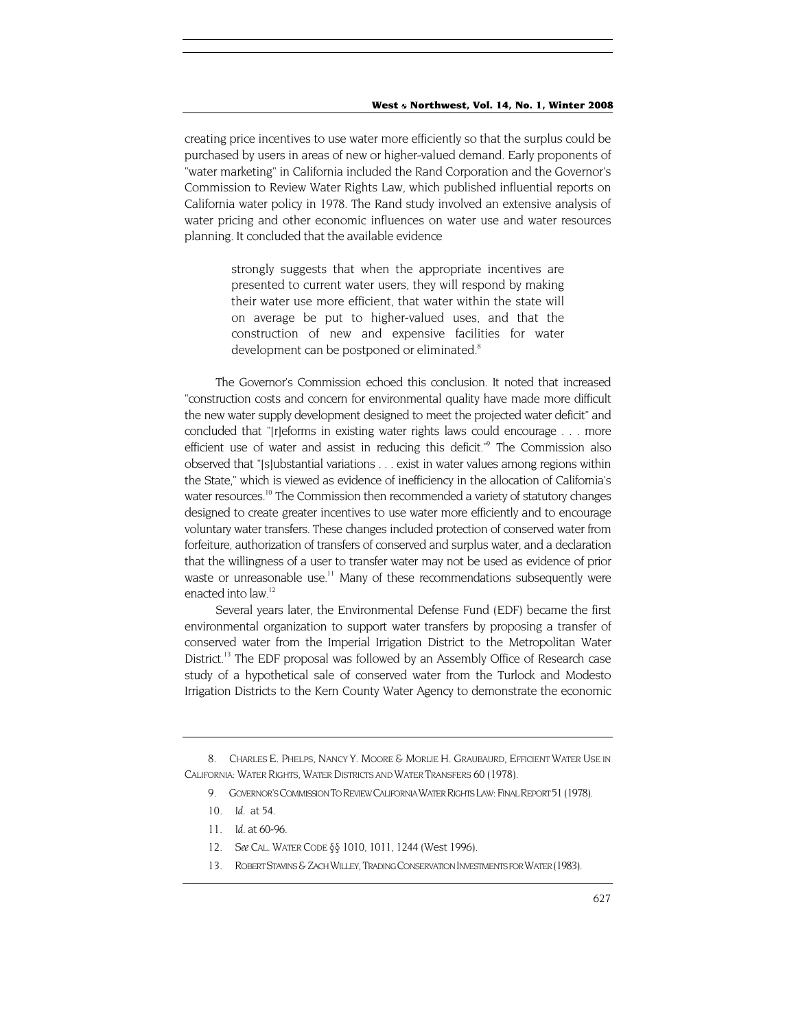creating price incentives to use water more efficiently so that the surplus could be purchased by users in areas of new or higher-valued demand. Early proponents of "water marketing" in California included the Rand Corporation and the Governor's Commission to Review Water Rights Law, which published influential reports on California water policy in 1978. The Rand study involved an extensive analysis of water pricing and other economic influences on water use and water resources planning. It concluded that the available evidence

> strongly suggests that when the appropriate incentives are presented to current water users, they will respond by making their water use more efficient, that water within the state will on average be put to higher-valued uses, and that the construction of new and expensive facilities for water development can be postponed or eliminated.[8]

The Governor's Commission echoed this conclusion. It noted that increased "construction costs and concern for environmental quality have made more difficult the new water supply development designed to meet the projected water deficit" and concluded that "[r]eforms in existing water rights laws could encourage . . . more efficient use of water and assist in reducing this deficit."[9] The Commission also observed that "[s]ubstantial variations . . . exist in water values among regions within the State," which is viewed as evidence of inefficiency in the allocation of California's water resources.[10] The Commission then recommended a variety of statutory changes designed to create greater incentives to use water more efficiently and to encourage voluntary water transfers. These changes included protection of conserved water from forfeiture, authorization of transfers of conserved and surplus water, and a declaration that the willingness of a user to transfer water may not be used as evidence of prior waste or unreasonable use.[11] Many of these recommendations subsequently were enacted into law.[12]

Several years later, the Environmental Defense Fund (EDF) became the first environmental organization to support water transfers by proposing a transfer of conserved water from the Imperial Irrigation District to the Metropolitan Water District.[13] The EDF proposal was followed by an Assembly Office of Research case study of a hypothetical sale of conserved water from the Turlock and Modesto Irrigation Districts to the Kern County Water Agency to demonstrate the economic

---

8. CHARLES E. PHELPS, NANCY Y. MOORE & MORLIE H. GRAUBAURD, EFFICIENT WATER USE IN CALIFORNIA: WATER RIGHTS, WATER DISTRICTS AND WATER TRANSFERS 60 (1978).

9. GOVERNOR'S COMMISSION TO REVIEW CALIFORNIA WATER RIGHTS LAW: FINAL REPORT 51 (1978).

10. *Id.* at 54.

11. *Id.* at 60-96.

12. *See* CAL. WATER CODE §§ 1010, 1011, 1244 (West 1996).

13. ROBERT STAVINS & ZACH WILLEY, TRADING CONSERVATION INVESTMENTS FOR WATER (1983).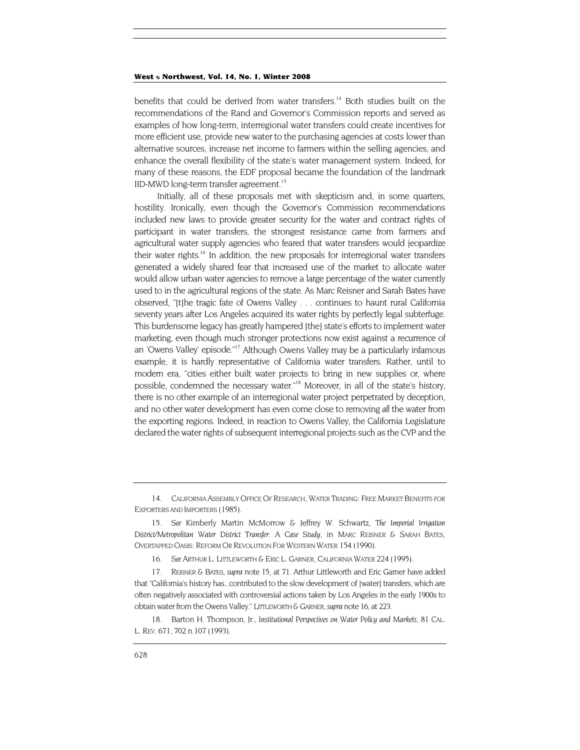benefits that could be derived from water transfers.[14] Both studies built on the recommendations of the Rand and Governor's Commission reports and served as examples of how long-term, interregional water transfers could create incentives for more efficient use, provide new water to the purchasing agencies at costs lower than alternative sources, increase net income to farmers within the selling agencies, and enhance the overall flexibility of the state's water management system. Indeed, for many of these reasons, the EDF proposal became the foundation of the landmark IID-MWD long-term transfer agreement.[15]

Initially, all of these proposals met with skepticism and, in some quarters, hostility. Ironically, even though the Governor's Commission recommendations included new laws to provide greater security for the water and contract rights of participant in water transfers, the strongest resistance came from farmers and agricultural water supply agencies who feared that water transfers would jeopardize their water rights.[16] In addition, the new proposals for interregional water transfers generated a widely shared fear that increased use of the market to allocate water would allow urban water agencies to remove a large percentage of the water currently used to in the agricultural regions of the state. As Marc Reisner and Sarah Bates have observed, "[t]he tragic fate of Owens Valley . . . continues to haunt rural California seventy years after Los Angeles acquired its water rights by perfectly legal subterfuge. This burdensome legacy has greatly hampered [the] state's efforts to implement water marketing, even though much stronger protections now exist against a recurrence of an 'Owens Valley' episode."[17] Although Owens Valley may be a particularly infamous example, it is hardly representative of California water transfers. Rather, until to modern era, "cities either built water projects to bring in new supplies or, where possible, condemned the necessary water."[18] Moreover, in all of the state's history, there is no other example of an interregional water project perpetrated by deception, and no other water development has even come close to removing *all* the water from the exporting regions. Indeed, in reaction to Owens Valley, the California Legislature declared the water rights of subsequent interregional projects such as the CVP and the

---

14. CALIFORNIA ASSEMBLY OFFICE OF RESEARCH, WATER TRADING: FREE MARKET BENEFITS FOR EXPORTERS AND IMPORTERS (1985).

15. *See* Kimberly Martin McMorrow & Jeffrey W. Schwartz, *The Imperial Irrigation District/Metropolitan Water District Transfer: A Case Study*, in MARC REISNER & SARAH BATES, OVERTAPPED OASIS: REFORM OR REVOLUTION FOR WESTERN WATER 154 (1990).

16. *See* ARTHUR L. LITTLEWORTH & ERIC L. GARNER, CALIFORNIA WATER 224 (1995).

17. REISNER & BATES, *supra* note 15, at 71. Arthur Littleworth and Eric Garner have added that "California's history has...contributed to the slow development of [water] transfers, which are often negatively associated with controversial actions taken by Los Angeles in the early 1900s to obtain water from the Owens Valley." LITTLEWORTH & GARNER, *supra* note 16, at 223.

18. Barton H. Thompson, Jr., *Institutional Perspectives on Water Policy and Markets*, 81 CAL. L. REV. 671, 702 n.107 (1993).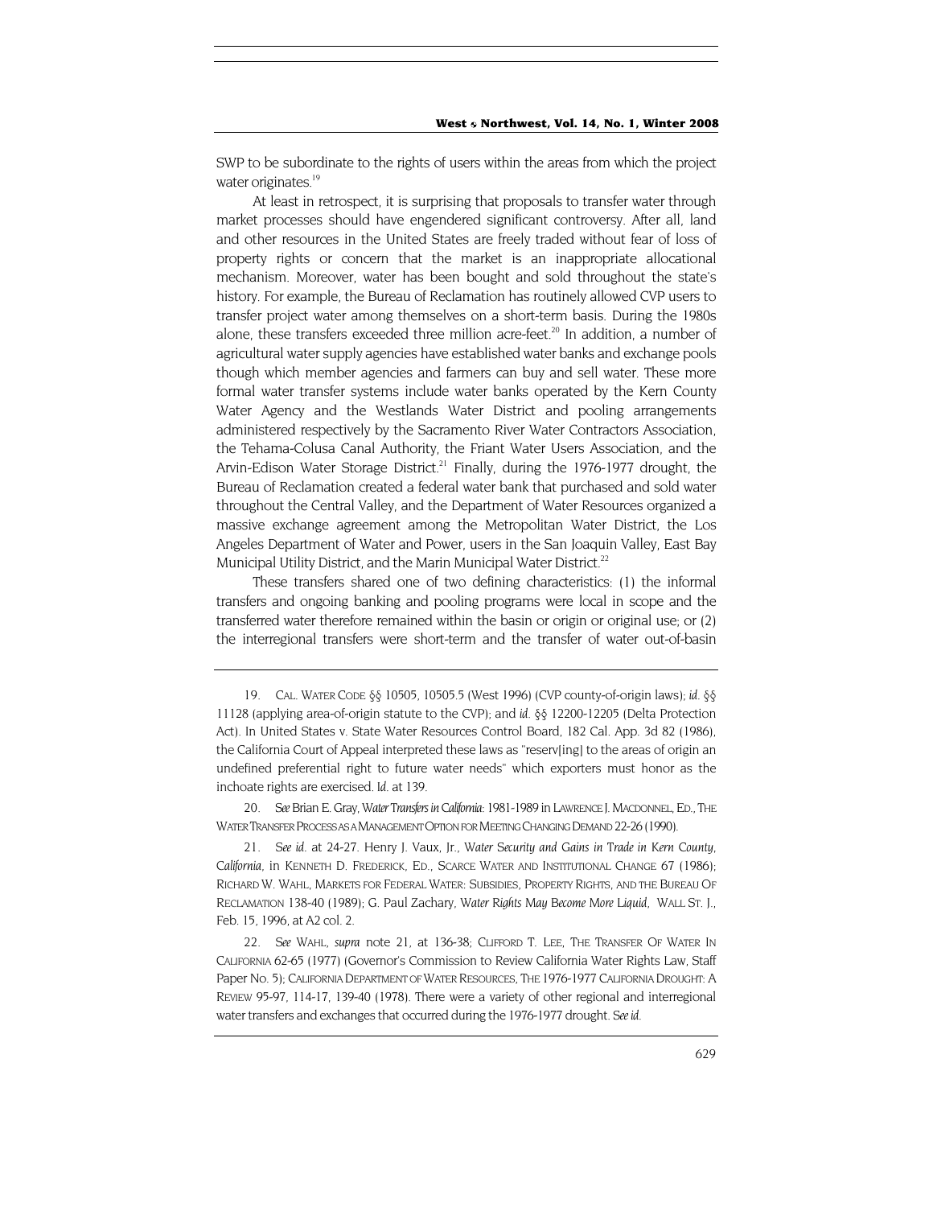SWP to be subordinate to the rights of users within the areas from which the project water originates.[19]

At least in retrospect, it is surprising that proposals to transfer water through market processes should have engendered significant controversy. After all, land and other resources in the United States are freely traded without fear of loss of property rights or concern that the market is an inappropriate allocational mechanism. Moreover, water has been bought and sold throughout the state's history. For example, the Bureau of Reclamation has routinely allowed CVP users to transfer project water among themselves on a short-term basis. During the 1980s alone, these transfers exceeded three million acre-feet.[20] In addition, a number of agricultural water supply agencies have established water banks and exchange pools though which member agencies and farmers can buy and sell water. These more formal water transfer systems include water banks operated by the Kern County Water Agency and the Westlands Water District and pooling arrangements administered respectively by the Sacramento River Water Contractors Association, the Tehama-Colusa Canal Authority, the Friant Water Users Association, and the Arvin-Edison Water Storage District.[21] Finally, during the 1976-1977 drought, the Bureau of Reclamation created a federal water bank that purchased and sold water throughout the Central Valley, and the Department of Water Resources organized a massive exchange agreement among the Metropolitan Water District, the Los Angeles Department of Water and Power, users in the San Joaquin Valley, East Bay Municipal Utility District, and the Marin Municipal Water District.[22]

These transfers shared one of two defining characteristics: (1) the informal transfers and ongoing banking and pooling programs were local in scope and the transferred water therefore remained within the basin or origin or original use; or (2) the interregional transfers were short-term and the transfer of water out-of-basin

---

19. CAL. WATER CODE §§ 10505, 10505.5 (West 1996) (CVP county-of-origin laws); *id.* §§ 11128 (applying area-of-origin statute to the CVP); and *id.* §§ 12200-12205 (Delta Protection Act). In United States v. State Water Resources Control Board, 182 Cal. App. 3d 82 (1986), the California Court of Appeal interpreted these laws as "reserv[ing] to the areas of origin an undefined preferential right to future water needs" which exporters must honor as the inchoate rights are exercised. *Id.* at 139.

20. *See* Brian E. Gray, *Water Transfers in California: 1981-1989* in LAWRENCE J. MACDONNEL, ED., THE WATER TRANSFER PROCESS AS A MANAGEMENT OPTION FOR MEETING CHANGING DEMAND 22-26 (1990).

21. *See id.* at 24-27. Henry J. Vaux, Jr., *Water Security and Gains in Trade in Kern County, California*, in KENNETH D. FREDERICK, ED., SCARCE WATER AND INSTITUTIONAL CHANGE 67 (1986); RICHARD W. WAHL, MARKETS FOR FEDERAL WATER: SUBSIDIES, PROPERTY RIGHTS, AND THE BUREAU OF RECLAMATION 138-40 (1989); G. Paul Zachary, *Water Rights May Become More Liquid*, WALL ST. J., Feb. 15, 1996, at A2 col. 2.

22. *See* WAHL, *supra* note 21, at 136-38; CLIFFORD T. LEE, THE TRANSFER OF WATER IN CALIFORNIA 62-65 (1977) (Governor's Commission to Review California Water Rights Law, Staff Paper No. 5); CALIFORNIA DEPARTMENT OF WATER RESOURCES, THE 1976-1977 CALIFORNIA DROUGHT: A REVIEW 95-97, 114-17, 139-40 (1978). There were a variety of other regional and interregional water transfers and exchanges that occurred during the 1976-1977 drought. *See id.*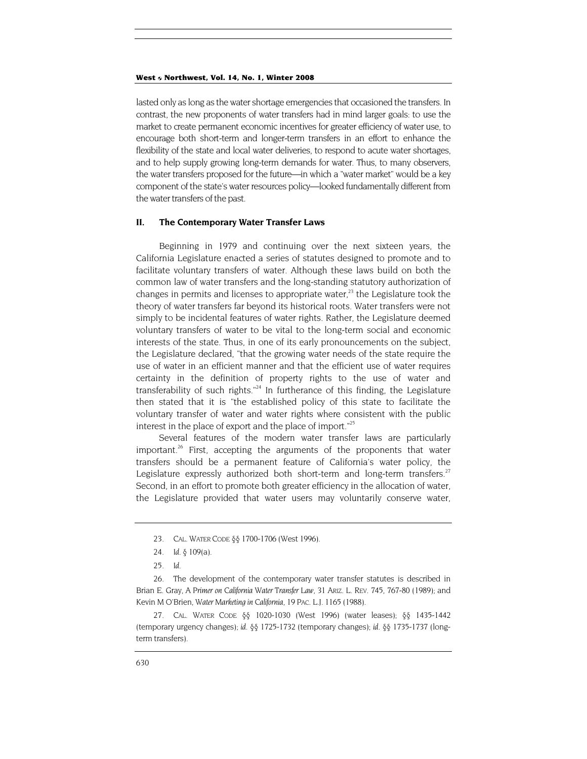lasted only as long as the water shortage emergencies that occasioned the transfers. In contrast, the new proponents of water transfers had in mind larger goals: to use the market to create permanent economic incentives for greater efficiency of water use, to encourage both short-term and longer-term transfers in an effort to enhance the flexibility of the state and local water deliveries, to respond to acute water shortages, and to help supply growing long-term demands for water. Thus, to many observers, the water transfers proposed for the future—in which a "water market" would be a key component of the state's water resources policy—looked fundamentally different from the water transfers of the past.

## II. The Contemporary Water Transfer Laws

Beginning in 1979 and continuing over the next sixteen years, the California Legislature enacted a series of statutes designed to promote and to facilitate voluntary transfers of water. Although these laws build on both the common law of water transfers and the long-standing statutory authorization of changes in permits and licenses to appropriate water,[23] the Legislature took the theory of water transfers far beyond its historical roots. Water transfers were not simply to be incidental features of water rights. Rather, the Legislature deemed voluntary transfers of water to be vital to the long-term social and economic interests of the state. Thus, in one of its early pronouncements on the subject, the Legislature declared, "that the growing water needs of the state require the use of water in an efficient manner and that the efficient use of water requires certainty in the definition of property rights to the use of water and transferability of such rights."[24] In furtherance of this finding, the Legislature then stated that it is "the established policy of this state to facilitate the voluntary transfer of water and water rights where consistent with the public interest in the place of export and the place of import."[25]

Several features of the modern water transfer laws are particularly important.[26] First, accepting the arguments of the proponents that water transfers should be a permanent feature of California's water policy, the Legislature expressly authorized both short-term and long-term transfers.[27] Second, in an effort to promote both greater efficiency in the allocation of water, the Legislature provided that water users may voluntarily conserve water,

23. CAL. WATER CODE §§ 1700-1706 (West 1996).

24. *Id.* § 109(a).

25. *Id.*

26. The development of the contemporary water transfer statutes is described in Brian E. Gray, *A Primer on California Water Transfer Law*, 31 ARIZ. L. REV. 745, 767-80 (1989); and Kevin M O'Brien, *Water Marketing in California*, 19 PAC. L.J. 1165 (1988).

27. CAL. WATER CODE §§ 1020-1030 (West 1996) (water leases); §§ 1435-1442 (temporary urgency changes); *id.* §§ 1725-1732 (temporary changes); *id.* §§ 1735-1737 (long-term transfers).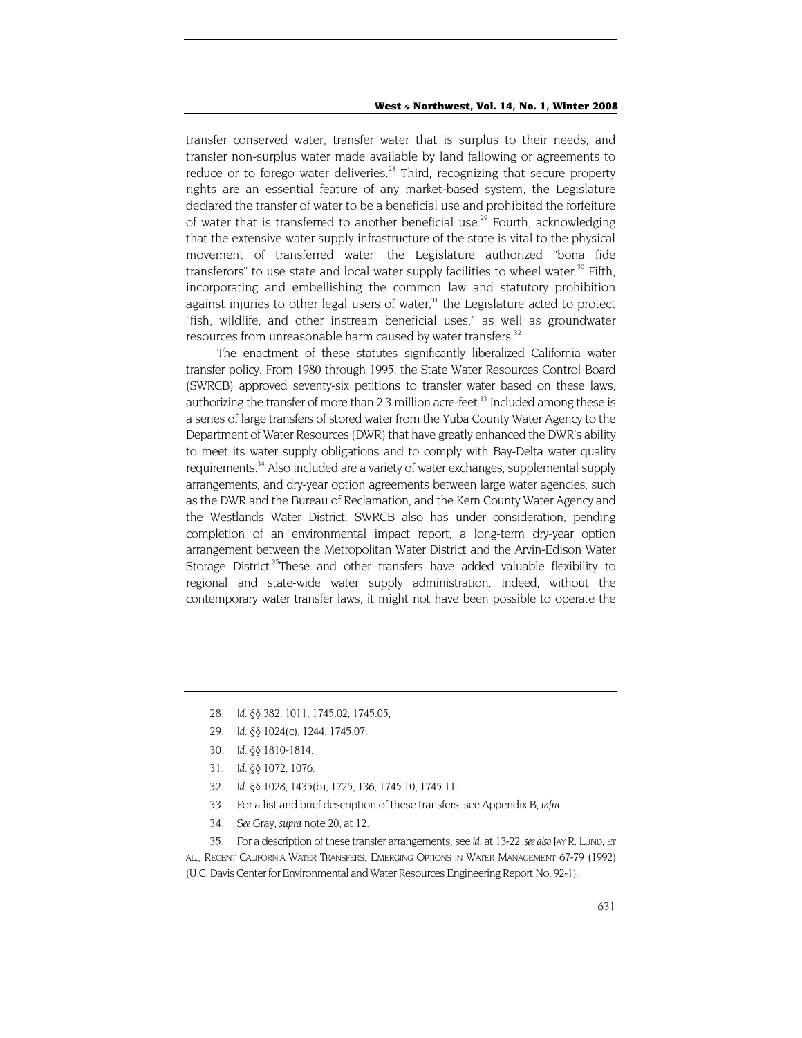transfer conserved water, transfer water that is surplus to their needs, and transfer non-surplus water made available by land fallowing or agreements to reduce or to forego water deliveries.[28] Third, recognizing that secure property rights are an essential feature of any market-based system, the Legislature declared the transfer of water to be a beneficial use and prohibited the forfeiture of water that is transferred to another beneficial use.[29] Fourth, acknowledging that the extensive water supply infrastructure of the state is vital to the physical movement of transferred water, the Legislature authorized "bona fide transferors" to use state and local water supply facilities to wheel water.[30] Fifth, incorporating and embellishing the common law and statutory prohibition against injuries to other legal users of water,[31] the Legislature acted to protect "fish, wildlife, and other instream beneficial uses," as well as groundwater resources from unreasonable harm caused by water transfers.[32]

The enactment of these statutes significantly liberalized California water transfer policy. From 1980 through 1995, the State Water Resources Control Board (SWRCB) approved seventy-six petitions to transfer water based on these laws, authorizing the transfer of more than 2.3 million acre-feet.[33] Included among these is a series of large transfers of stored water from the Yuba County Water Agency to the Department of Water Resources (DWR) that have greatly enhanced the DWR's ability to meet its water supply obligations and to comply with Bay-Delta water quality requirements.[34] Also included are a variety of water exchanges, supplemental supply arrangements, and dry-year option agreements between large water agencies, such as the DWR and the Bureau of Reclamation, and the Kern County Water Agency and the Westlands Water District. SWRCB also has under consideration, pending completion of an environmental impact report, a long-term dry-year option arrangement between the Metropolitan Water District and the Arvin-Edison Water Storage District.[35]These and other transfers have added valuable flexibility to regional and state-wide water supply administration. Indeed, without the contemporary water transfer laws, it might not have been possible to operate the

---

28. *Id.* §§ 382, 1011, 1745.02, 1745.05,

29. *Id.* §§ 1024(c), 1244, 1745.07.

30. *Id.* §§ 1810-1814.

31. *Id.* §§ 1072, 1076.

32. *Id.* §§ 1028, 1435(b), 1725, 136, 1745.10, 1745.11.

33. For a list and brief description of these transfers, see Appendix B, *infra*.

34. *See* Gray, *supra* note 20, at 12.

35. For a description of these transfer arrangements, see *id.* at 13-22; *see also* JAY R. LUND, ET AL., RECENT CALIFORNIA WATER TRANSFERS: EMERGING OPTIONS IN WATER MANAGEMENT 67-79 (1992) (U.C. Davis Center for Environmental and Water Resources Engineering Report No. 92-1).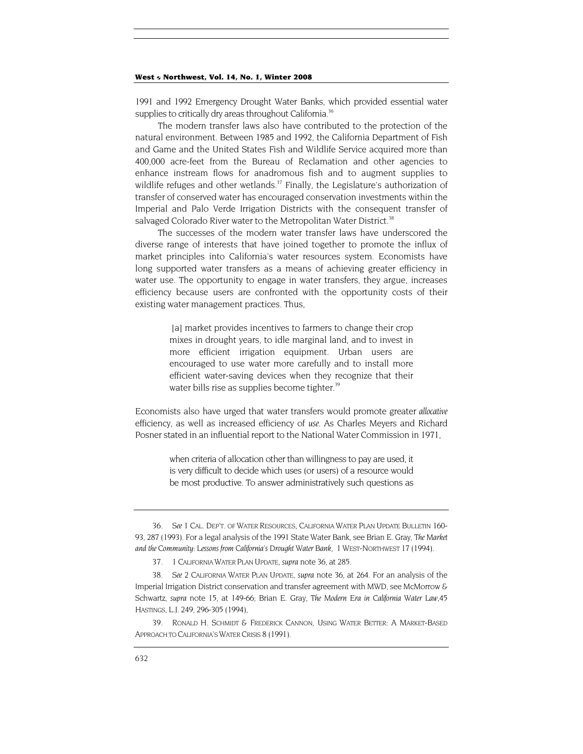1991 and 1992 Emergency Drought Water Banks, which provided essential water supplies to critically dry areas throughout California.[36]

The modern transfer laws also have contributed to the protection of the natural environment. Between 1985 and 1992, the California Department of Fish and Game and the United States Fish and Wildlife Service acquired more than 400,000 acre-feet from the Bureau of Reclamation and other agencies to enhance instream flows for anadromous fish and to augment supplies to wildlife refuges and other wetlands.[37] Finally, the Legislature's authorization of transfer of conserved water has encouraged conservation investments within the Imperial and Palo Verde Irrigation Districts with the consequent transfer of salvaged Colorado River water to the Metropolitan Water District.[38]

The successes of the modern water transfer laws have underscored the diverse range of interests that have joined together to promote the influx of market principles into California's water resources system. Economists have long supported water transfers as a means of achieving greater efficiency in water use. The opportunity to engage in water transfers, they argue, increases efficiency because users are confronted with the opportunity costs of their existing water management practices. Thus,

> [a] market provides incentives to farmers to change their crop mixes in drought years, to idle marginal land, and to invest in more efficient irrigation equipment. Urban users are encouraged to use water more carefully and to install more efficient water-saving devices when they recognize that their water bills rise as supplies become tighter.[39]

Economists also have urged that water transfers would promote greater *allocative* efficiency, as well as increased efficiency of *use*. As Charles Meyers and Richard Posner stated in an influential report to the National Water Commission in 1971,

> when criteria of allocation other than willingness to pay are used, it is very difficult to decide which uses (or users) of a resource would be most productive. To answer administratively such questions as

---

36. *See* 1 CAL. DEP'T. OF WATER RESOURCES, CALIFORNIA WATER PLAN UPDATE BULLETIN 160-93, 287 (1993). For a legal analysis of the 1991 State Water Bank, see Brian E. Gray, *The Market and the Community: Lessons from California's Drought Water Bank*, 1 WEST-NORTHWEST 17 (1994).

37. 1 CALIFORNIA WATER PLAN UPDATE, *supra* note 36, at 285.

38. *See* 2 CALIFORNIA WATER PLAN UPDATE, *supra* note 36, at 264. For an analysis of the Imperial Irrigation District conservation and transfer agreement with MWD, see McMorrow & Schwartz, *supra* note 15, at 149-66; Brian E. Gray, *The Modern Era in California Water Law*,45 HASTINGS, L.J. 249, 296-305 (1994),

39. RONALD H. SCHMIDT & FREDERICK CANNON, USING WATER BETTER: A MARKET-BASED APPROACH TO CALIFORNIA'S WATER CRISIS 8 (1991).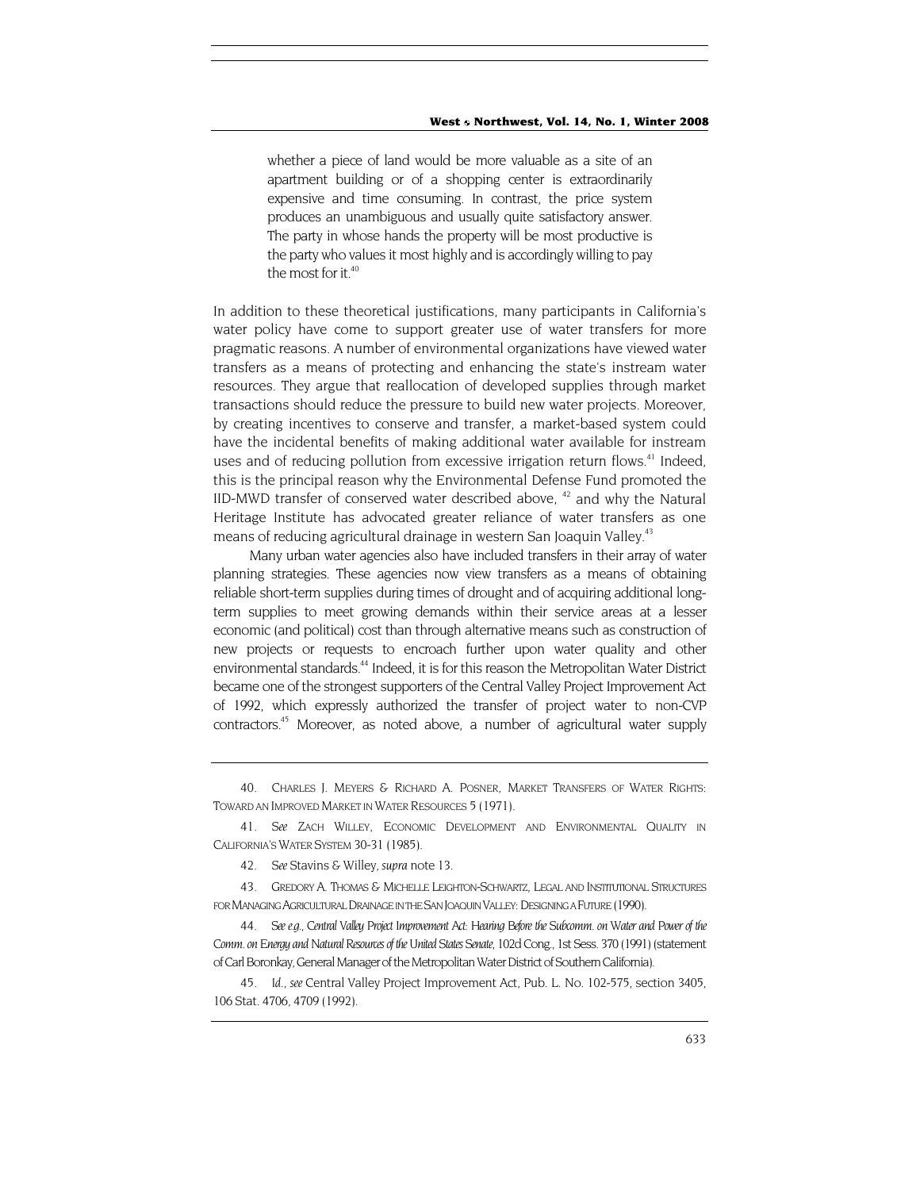> whether a piece of land would be more valuable as a site of an apartment building or of a shopping center is extraordinarily expensive and time consuming. In contrast, the price system produces an unambiguous and usually quite satisfactory answer. The party in whose hands the property will be most productive is the party who values it most highly and is accordingly willing to pay the most for it.[40]

In addition to these theoretical justifications, many participants in California's water policy have come to support greater use of water transfers for more pragmatic reasons. A number of environmental organizations have viewed water transfers as a means of protecting and enhancing the state's instream water resources. They argue that reallocation of developed supplies through market transactions should reduce the pressure to build new water projects. Moreover, by creating incentives to conserve and transfer, a market-based system could have the incidental benefits of making additional water available for instream uses and of reducing pollution from excessive irrigation return flows.[41] Indeed, this is the principal reason why the Environmental Defense Fund promoted the IID-MWD transfer of conserved water described above, [42] and why the Natural Heritage Institute has advocated greater reliance of water transfers as one means of reducing agricultural drainage in western San Joaquin Valley.[43]

Many urban water agencies also have included transfers in their array of water planning strategies. These agencies now view transfers as a means of obtaining reliable short-term supplies during times of drought and of acquiring additional long-term supplies to meet growing demands within their service areas at a lesser economic (and political) cost than through alternative means such as construction of new projects or requests to encroach further upon water quality and other environmental standards.[44] Indeed, it is for this reason the Metropolitan Water District became one of the strongest supporters of the Central Valley Project Improvement Act of 1992, which expressly authorized the transfer of project water to non-CVP contractors.[45] Moreover, as noted above, a number of agricultural water supply

---

40. CHARLES J. MEYERS & RICHARD A. POSNER, MARKET TRANSFERS OF WATER RIGHTS: TOWARD AN IMPROVED MARKET IN WATER RESOURCES 5 (1971).

41. *See* ZACH WILLEY, ECONOMIC DEVELOPMENT AND ENVIRONMENTAL QUALITY IN CALIFORNIA'S WATER SYSTEM 30-31 (1985).

42. *See* Stavins & Willey, *supra* note 13.

43. GREDORY A. THOMAS & MICHELLE LEIGHTON-SCHWARTZ, LEGAL AND INSTITUTIONAL STRUCTURES FOR MANAGING AGRICULTURAL DRAINAGE IN THE SAN JOAQUIN VALLEY: DESIGNING A FUTURE (1990).

44. *See e.g.*, *Central Valley Project Improvement Act: Hearing Before the Subcomm. on Water and Power of the Comm. on Energy and Natural Resources of the United States Senate*, 102d Cong., 1st Sess. 370 (1991) (statement of Carl Boronkay, General Manager of the Metropolitan Water District of Southern California).

45. *Id.*, *see* Central Valley Project Improvement Act, Pub. L. No. 102-575, section 3405, 106 Stat. 4706, 4709 (1992).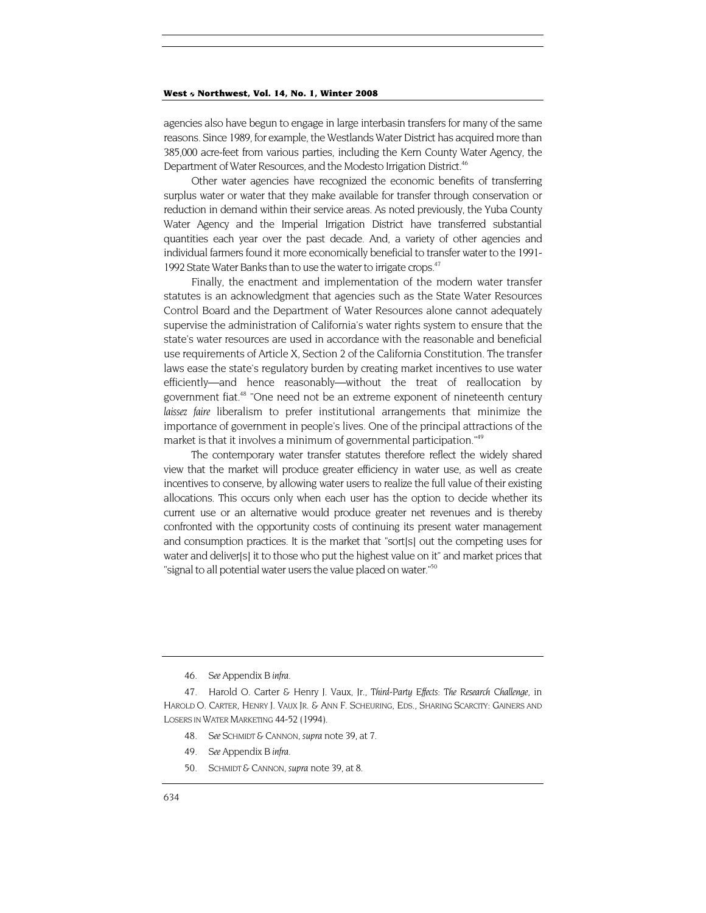agencies also have begun to engage in large interbasin transfers for many of the same reasons. Since 1989, for example, the Westlands Water District has acquired more than 385,000 acre-feet from various parties, including the Kern County Water Agency, the Department of Water Resources, and the Modesto Irrigation District.[46]

Other water agencies have recognized the economic benefits of transferring surplus water or water that they make available for transfer through conservation or reduction in demand within their service areas. As noted previously, the Yuba County Water Agency and the Imperial Irrigation District have transferred substantial quantities each year over the past decade. And, a variety of other agencies and individual farmers found it more economically beneficial to transfer water to the 1991-1992 State Water Banks than to use the water to irrigate crops.[47]

Finally, the enactment and implementation of the modern water transfer statutes is an acknowledgment that agencies such as the State Water Resources Control Board and the Department of Water Resources alone cannot adequately supervise the administration of California's water rights system to ensure that the state's water resources are used in accordance with the reasonable and beneficial use requirements of Article X, Section 2 of the California Constitution. The transfer laws ease the state's regulatory burden by creating market incentives to use water efficiently—and hence reasonably—without the treat of reallocation by government fiat.[48] "One need not be an extreme exponent of nineteenth century *laissez faire* liberalism to prefer institutional arrangements that minimize the importance of government in people's lives. One of the principal attractions of the market is that it involves a minimum of governmental participation."[49]

The contemporary water transfer statutes therefore reflect the widely shared view that the market will produce greater efficiency in water use, as well as create incentives to conserve, by allowing water users to realize the full value of their existing allocations. This occurs only when each user has the option to decide whether its current use or an alternative would produce greater net revenues and is thereby confronted with the opportunity costs of continuing its present water management and consumption practices. It is the market that "sort[s] out the competing uses for water and deliver[s] it to those who put the highest value on it" and market prices that "signal to all potential water users the value placed on water."[50]

---

46. *See* Appendix B *infra*.

47. Harold O. Carter & Henry J. Vaux, Jr., *Third-Party Effects: The Research Challenge*, in HAROLD O. CARTER, HENRY J. VAUX JR. & ANN F. SCHEURING, EDS., SHARING SCARCITY: GAINERS AND LOSERS IN WATER MARKETING 44-52 (1994).

48. *See* SCHMIDT & CANNON, *supra* note 39, at 7.

49. *See* Appendix B *infra*.

50. SCHMIDT & CANNON, *supra* note 39, at 8.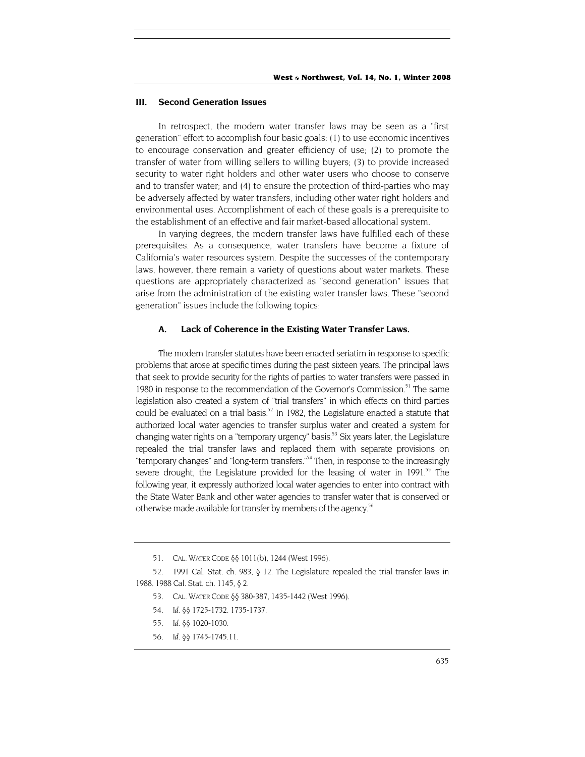## III. Second Generation Issues

In retrospect, the modern water transfer laws may be seen as a "first generation" effort to accomplish four basic goals: (1) to use economic incentives to encourage conservation and greater efficiency of use; (2) to promote the transfer of water from willing sellers to willing buyers; (3) to provide increased security to water right holders and other water users who choose to conserve and to transfer water; and (4) to ensure the protection of third-parties who may be adversely affected by water transfers, including other water right holders and environmental uses. Accomplishment of each of these goals is a prerequisite to the establishment of an effective and fair market-based allocational system.

In varying degrees, the modern transfer laws have fulfilled each of these prerequisites. As a consequence, water transfers have become a fixture of California's water resources system. Despite the successes of the contemporary laws, however, there remain a variety of questions about water markets. These questions are appropriately characterized as "second generation" issues that arise from the administration of the existing water transfer laws. These "second generation" issues include the following topics:

### A. Lack of Coherence in the Existing Water Transfer Laws.

The modern transfer statutes have been enacted seriatim in response to specific problems that arose at specific times during the past sixteen years. The principal laws that seek to provide security for the rights of parties to water transfers were passed in 1980 in response to the recommendation of the Governor's Commission.[51] The same legislation also created a system of "trial transfers" in which effects on third parties could be evaluated on a trial basis.[52] In 1982, the Legislature enacted a statute that authorized local water agencies to transfer surplus water and created a system for changing water rights on a "temporary urgency" basis.[53] Six years later, the Legislature repealed the trial transfer laws and replaced them with separate provisions on "temporary changes" and "long-term transfers."[54] Then, in response to the increasingly severe drought, the Legislature provided for the leasing of water in 1991.[55] The following year, it expressly authorized local water agencies to enter into contract with the State Water Bank and other water agencies to transfer water that is conserved or otherwise made available for transfer by members of the agency.[56]

---

51. CAL. WATER CODE §§ 1011(b), 1244 (West 1996).

52. 1991 Cal. Stat. ch. 983, § 12. The Legislature repealed the trial transfer laws in 1988. 1988 Cal. Stat. ch. 1145, § 2.

53. CAL. WATER CODE §§ 380-387, 1435-1442 (West 1996).

54. *Id.* §§ 1725-1732. 1735-1737.

55. *Id.* §§ 1020-1030.

56. *Id.* §§ 1745-1745.11.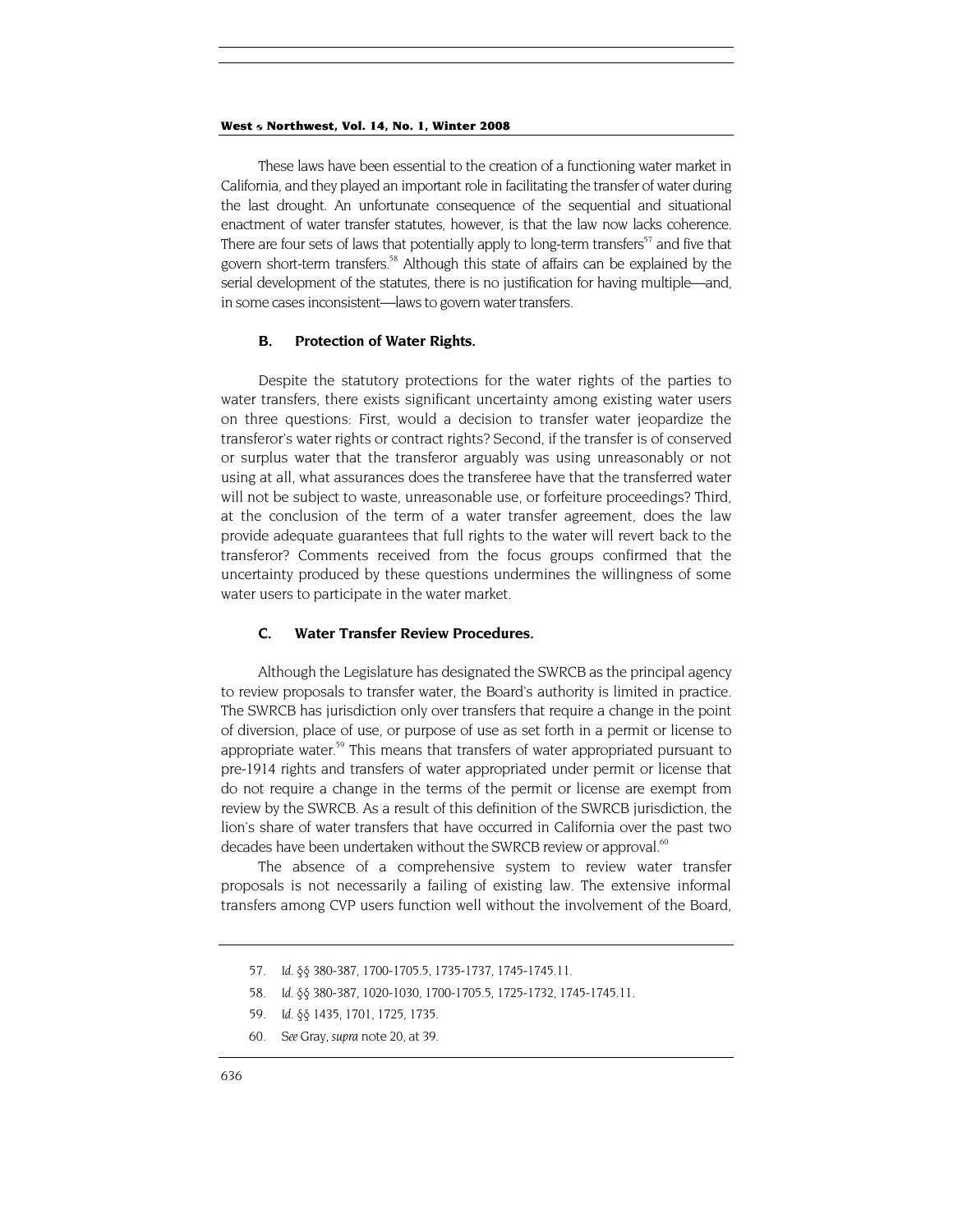These laws have been essential to the creation of a functioning water market in California, and they played an important role in facilitating the transfer of water during the last drought. An unfortunate consequence of the sequential and situational enactment of water transfer statutes, however, is that the law now lacks coherence. There are four sets of laws that potentially apply to long-term transfers[57] and five that govern short-term transfers.[58] Although this state of affairs can be explained by the serial development of the statutes, there is no justification for having multiple—and, in some cases inconsistent—laws to govern water transfers.

### B. Protection of Water Rights.

Despite the statutory protections for the water rights of the parties to water transfers, there exists significant uncertainty among existing water users on three questions: First, would a decision to transfer water jeopardize the transferor's water rights or contract rights? Second, if the transfer is of conserved or surplus water that the transferor arguably was using unreasonably or not using at all, what assurances does the transferee have that the transferred water will not be subject to waste, unreasonable use, or forfeiture proceedings? Third, at the conclusion of the term of a water transfer agreement, does the law provide adequate guarantees that full rights to the water will revert back to the transferor? Comments received from the focus groups confirmed that the uncertainty produced by these questions undermines the willingness of some water users to participate in the water market.

### C. Water Transfer Review Procedures.

Although the Legislature has designated the SWRCB as the principal agency to review proposals to transfer water, the Board's authority is limited in practice. The SWRCB has jurisdiction only over transfers that require a change in the point of diversion, place of use, or purpose of use as set forth in a permit or license to appropriate water.[59] This means that transfers of water appropriated pursuant to pre-1914 rights and transfers of water appropriated under permit or license that do not require a change in the terms of the permit or license are exempt from review by the SWRCB. As a result of this definition of the SWRCB jurisdiction, the lion's share of water transfers that have occurred in California over the past two decades have been undertaken without the SWRCB review or approval.[60]

The absence of a comprehensive system to review water transfer proposals is not necessarily a failing of existing law. The extensive informal transfers among CVP users function well without the involvement of the Board,

---

57. *Id.* §§ 380-387, 1700-1705.5, 1735-1737, 1745-1745.11.

58. *Id.* §§ 380-387, 1020-1030, 1700-1705.5, 1725-1732, 1745-1745.11.

59. *Id.* §§ 1435, 1701, 1725, 1735.

60. *See* Gray, *supra* note 20, at 39.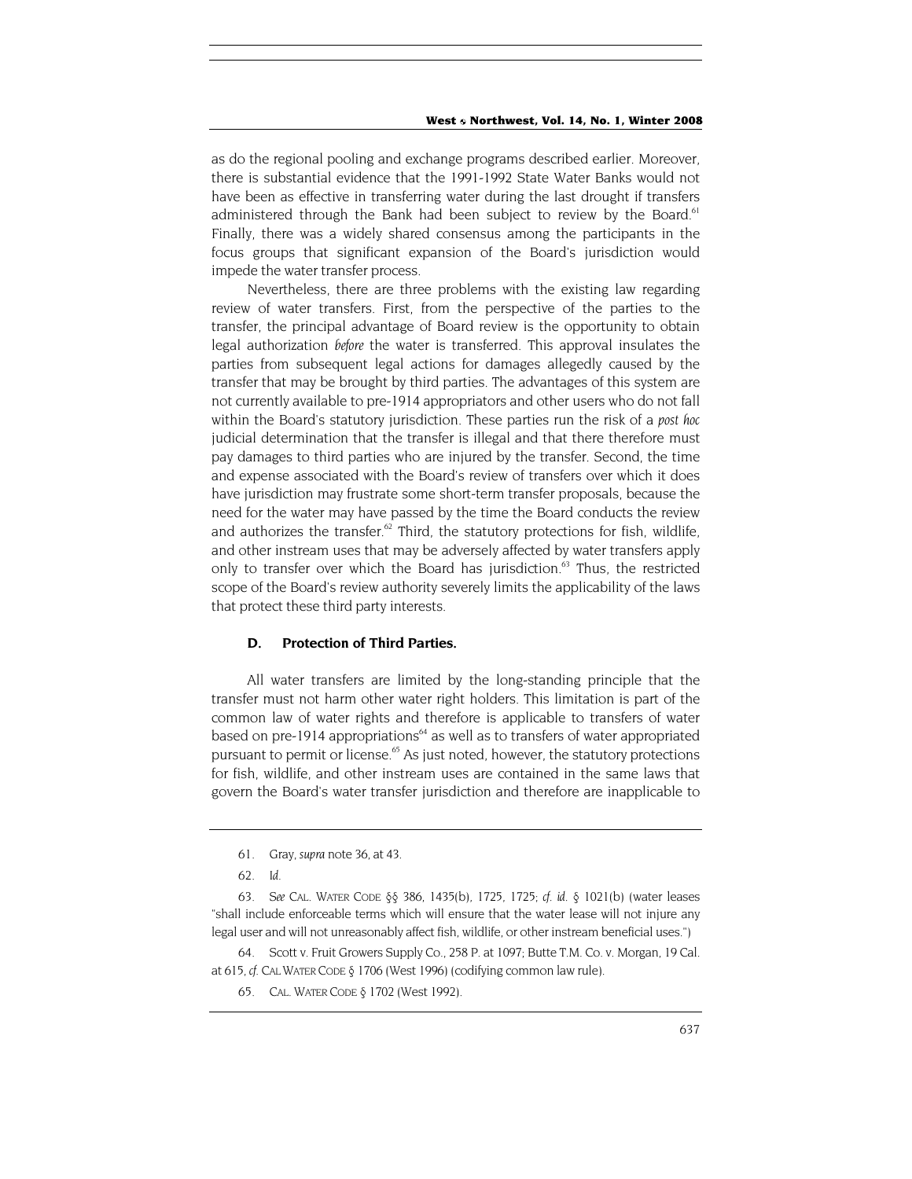as do the regional pooling and exchange programs described earlier. Moreover, there is substantial evidence that the 1991-1992 State Water Banks would not have been as effective in transferring water during the last drought if transfers administered through the Bank had been subject to review by the Board.[61] Finally, there was a widely shared consensus among the participants in the focus groups that significant expansion of the Board's jurisdiction would impede the water transfer process.

Nevertheless, there are three problems with the existing law regarding review of water transfers. First, from the perspective of the parties to the transfer, the principal advantage of Board review is the opportunity to obtain legal authorization *before* the water is transferred. This approval insulates the parties from subsequent legal actions for damages allegedly caused by the transfer that may be brought by third parties. The advantages of this system are not currently available to pre-1914 appropriators and other users who do not fall within the Board's statutory jurisdiction. These parties run the risk of a *post hoc* judicial determination that the transfer is illegal and that there therefore must pay damages to third parties who are injured by the transfer. Second, the time and expense associated with the Board's review of transfers over which it does have jurisdiction may frustrate some short-term transfer proposals, because the need for the water may have passed by the time the Board conducts the review and authorizes the transfer.[62] Third, the statutory protections for fish, wildlife, and other instream uses that may be adversely affected by water transfers apply only to transfer over which the Board has jurisdiction.[63] Thus, the restricted scope of the Board's review authority severely limits the applicability of the laws that protect these third party interests.

### D. Protection of Third Parties.

All water transfers are limited by the long-standing principle that the transfer must not harm other water right holders. This limitation is part of the common law of water rights and therefore is applicable to transfers of water based on pre-1914 appropriations[64] as well as to transfers of water appropriated pursuant to permit or license.[65] As just noted, however, the statutory protections for fish, wildlife, and other instream uses are contained in the same laws that govern the Board's water transfer jurisdiction and therefore are inapplicable to

---

61. Gray, *supra* note 36, at 43.

62. *Id.*

63. *See* CAL. WATER CODE §§ 386, 1435(b), 1725, 1725; *cf. id.* § 1021(b) (water leases "shall include enforceable terms which will ensure that the water lease will not injure any legal user and will not unreasonably affect fish, wildlife, or other instream beneficial uses.")

64. Scott v. Fruit Growers Supply Co., 258 P. at 1097; Butte T.M. Co. v. Morgan, 19 Cal. at 615; *cf.* CAL WATER CODE § 1706 (West 1996) (codifying common law rule).

65. CAL. WATER CODE § 1702 (West 1992).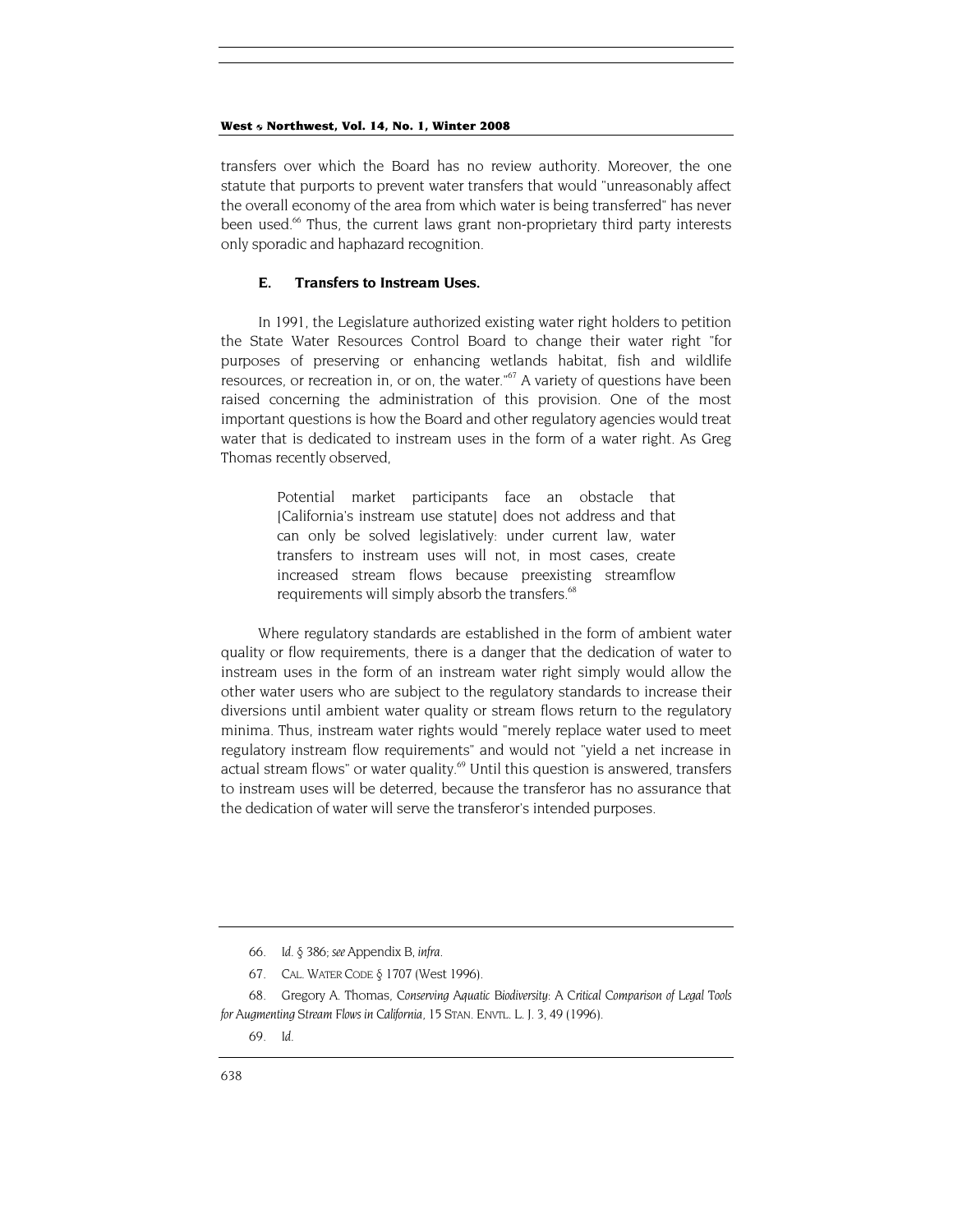transfers over which the Board has no review authority. Moreover, the one statute that purports to prevent water transfers that would "unreasonably affect the overall economy of the area from which water is being transferred" has never been used.[66] Thus, the current laws grant non-proprietary third party interests only sporadic and haphazard recognition.

### E. Transfers to Instream Uses.

In 1991, the Legislature authorized existing water right holders to petition the State Water Resources Control Board to change their water right "for purposes of preserving or enhancing wetlands habitat, fish and wildlife resources, or recreation in, or on, the water."[67] A variety of questions have been raised concerning the administration of this provision. One of the most important questions is how the Board and other regulatory agencies would treat water that is dedicated to instream uses in the form of a water right. As Greg Thomas recently observed,

> Potential market participants face an obstacle that [California's instream use statute] does not address and that can only be solved legislatively: under current law, water transfers to instream uses will not, in most cases, create increased stream flows because preexisting streamflow requirements will simply absorb the transfers.[68]

Where regulatory standards are established in the form of ambient water quality or flow requirements, there is a danger that the dedication of water to instream uses in the form of an instream water right simply would allow the other water users who are subject to the regulatory standards to increase their diversions until ambient water quality or stream flows return to the regulatory minima. Thus, instream water rights would "merely replace water used to meet regulatory instream flow requirements" and would not "yield a net increase in actual stream flows" or water quality.[69] Until this question is answered, transfers to instream uses will be deterred, because the transferor has no assurance that the dedication of water will serve the transferor's intended purposes.

---

66. *Id.* § 386; *see* Appendix B, *infra*.

67. CAL. WATER CODE § 1707 (West 1996).

68. Gregory A. Thomas, *Conserving Aquatic Biodiversity: A Critical Comparison of Legal Tools for Augmenting Stream Flows in California*, 15 STAN. ENVTL. L. J. 3, 49 (1996).

69. *Id.*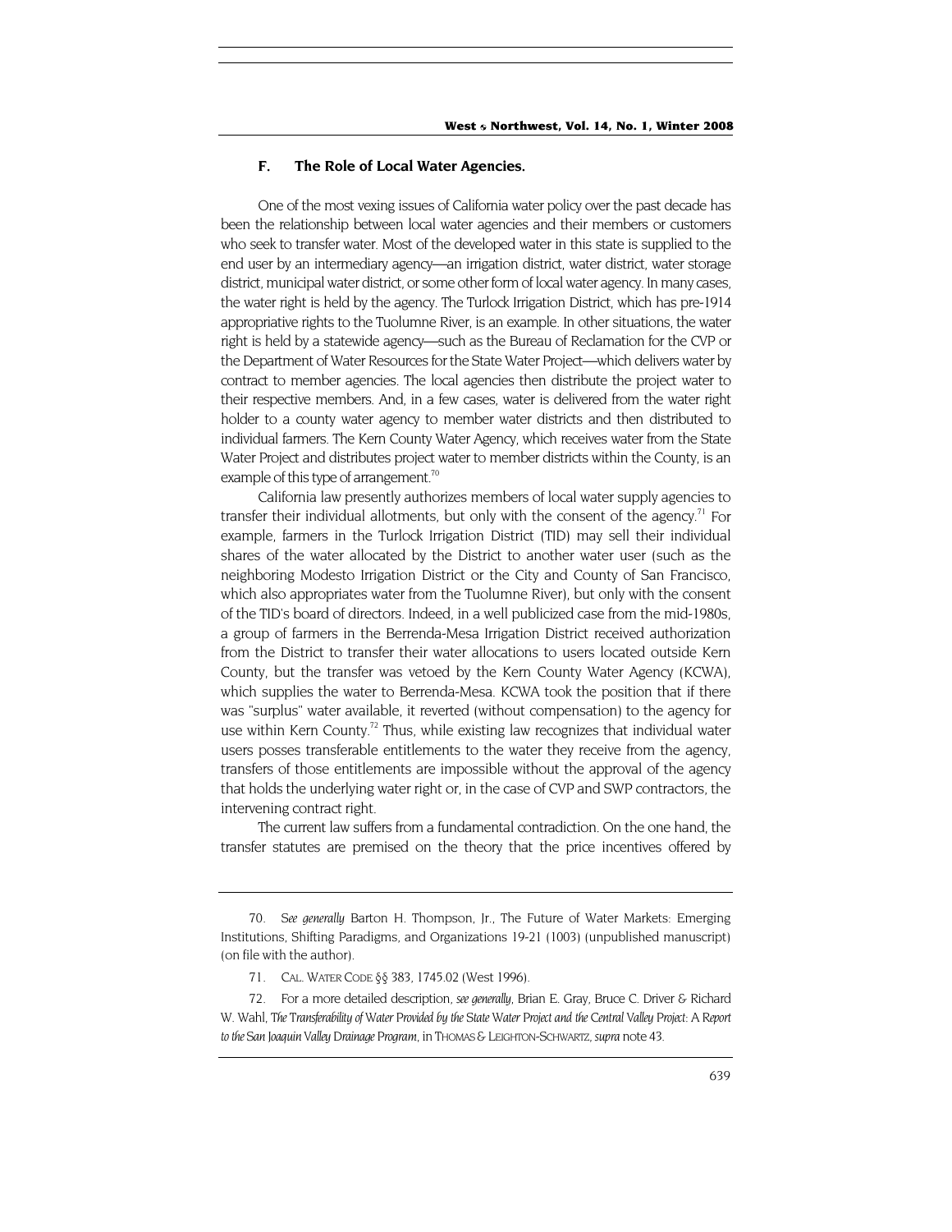### F. The Role of Local Water Agencies.

One of the most vexing issues of California water policy over the past decade has been the relationship between local water agencies and their members or customers who seek to transfer water. Most of the developed water in this state is supplied to the end user by an intermediary agency—an irrigation district, water district, water storage district, municipal water district, or some other form of local water agency. In many cases, the water right is held by the agency. The Turlock Irrigation District, which has pre-1914 appropriative rights to the Tuolumne River, is an example. In other situations, the water right is held by a statewide agency—such as the Bureau of Reclamation for the CVP or the Department of Water Resources for the State Water Project—which delivers water by contract to member agencies. The local agencies then distribute the project water to their respective members. And, in a few cases, water is delivered from the water right holder to a county water agency to member water districts and then distributed to individual farmers. The Kern County Water Agency, which receives water from the State Water Project and distributes project water to member districts within the County, is an example of this type of arrangement.[70]

California law presently authorizes members of local water supply agencies to transfer their individual allotments, but only with the consent of the agency.[71] For example, farmers in the Turlock Irrigation District (TID) may sell their individual shares of the water allocated by the District to another water user (such as the neighboring Modesto Irrigation District or the City and County of San Francisco, which also appropriates water from the Tuolumne River), but only with the consent of the TID's board of directors. Indeed, in a well publicized case from the mid-1980s, a group of farmers in the Berrenda-Mesa Irrigation District received authorization from the District to transfer their water allocations to users located outside Kern County, but the transfer was vetoed by the Kern County Water Agency (KCWA), which supplies the water to Berrenda-Mesa. KCWA took the position that if there was "surplus" water available, it reverted (without compensation) to the agency for use within Kern County.[72] Thus, while existing law recognizes that individual water users posses transferable entitlements to the water they receive from the agency, transfers of those entitlements are impossible without the approval of the agency that holds the underlying water right or, in the case of CVP and SWP contractors, the intervening contract right.

The current law suffers from a fundamental contradiction. On the one hand, the transfer statutes are premised on the theory that the price incentives offered by

---

70. *See generally* Barton H. Thompson, Jr., The Future of Water Markets: Emerging Institutions, Shifting Paradigms, and Organizations 19-21 (1003) (unpublished manuscript) (on file with the author).

71. CAL. WATER CODE §§ 383, 1745.02 (West 1996).

72. For a more detailed description, *see generally*, Brian E. Gray, Bruce C. Driver & Richard W. Wahl, *The Transferability of Water Provided by the State Water Project and the Central Valley Project: A Report to the San Joaquin Valley Drainage Program*, in THOMAS & LEIGHTON-SCHWARTZ, *supra* note 43.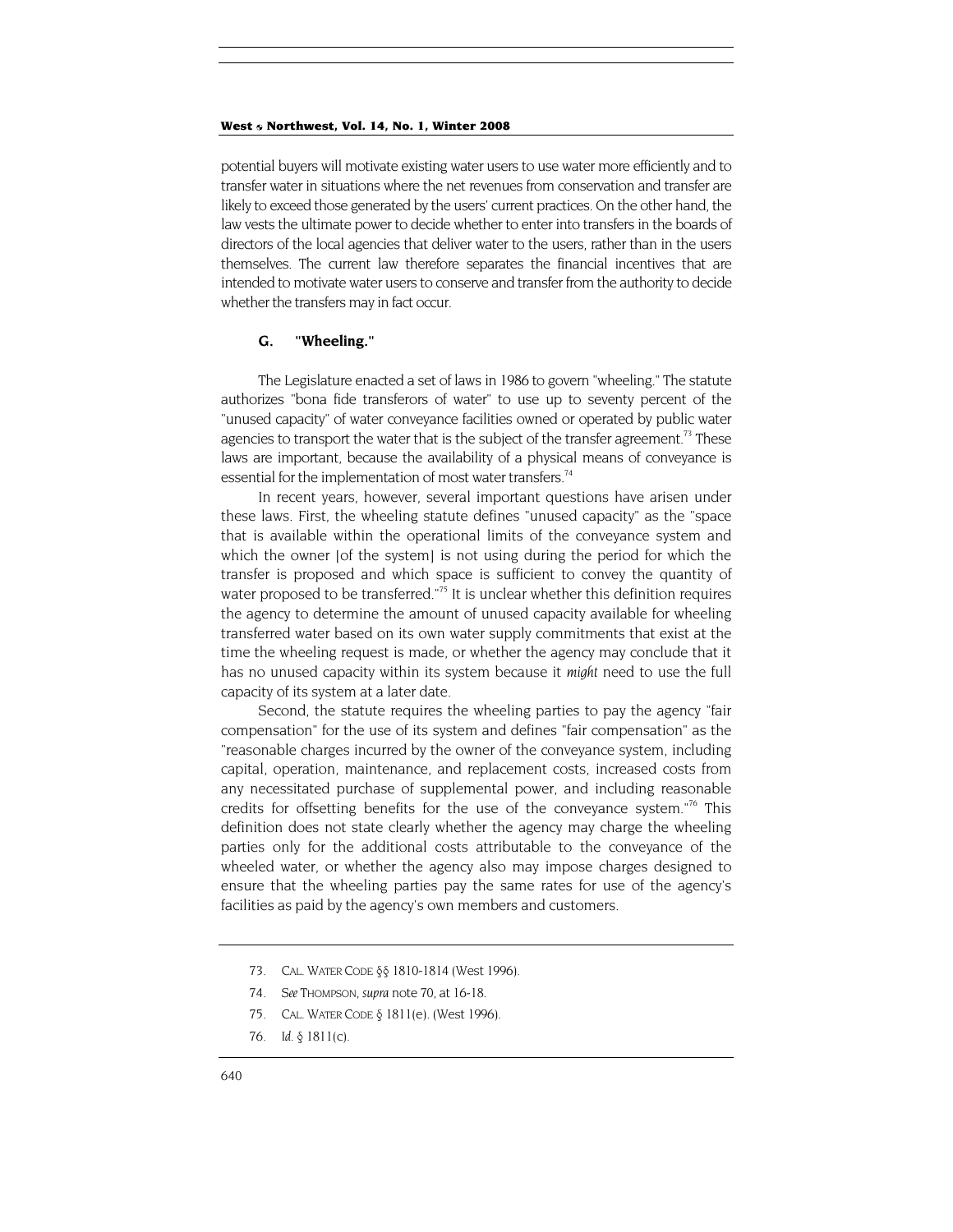potential buyers will motivate existing water users to use water more efficiently and to transfer water in situations where the net revenues from conservation and transfer are likely to exceed those generated by the users' current practices. On the other hand, the law vests the ultimate power to decide whether to enter into transfers in the boards of directors of the local agencies that deliver water to the users, rather than in the users themselves. The current law therefore separates the financial incentives that are intended to motivate water users to conserve and transfer from the authority to decide whether the transfers may in fact occur.

### G. "Wheeling."

The Legislature enacted a set of laws in 1986 to govern "wheeling." The statute authorizes "bona fide transferors of water" to use up to seventy percent of the "unused capacity" of water conveyance facilities owned or operated by public water agencies to transport the water that is the subject of the transfer agreement.[73] These laws are important, because the availability of a physical means of conveyance is essential for the implementation of most water transfers.[74]

In recent years, however, several important questions have arisen under these laws. First, the wheeling statute defines "unused capacity" as the "space that is available within the operational limits of the conveyance system and which the owner [of the system] is not using during the period for which the transfer is proposed and which space is sufficient to convey the quantity of water proposed to be transferred."[75] It is unclear whether this definition requires the agency to determine the amount of unused capacity available for wheeling transferred water based on its own water supply commitments that exist at the time the wheeling request is made, or whether the agency may conclude that it has no unused capacity within its system because it *might* need to use the full capacity of its system at a later date.

Second, the statute requires the wheeling parties to pay the agency "fair compensation" for the use of its system and defines "fair compensation" as the "reasonable charges incurred by the owner of the conveyance system, including capital, operation, maintenance, and replacement costs, increased costs from any necessitated purchase of supplemental power, and including reasonable credits for offsetting benefits for the use of the conveyance system."[76] This definition does not state clearly whether the agency may charge the wheeling parties only for the additional costs attributable to the conveyance of the wheeled water, or whether the agency also may impose charges designed to ensure that the wheeling parties pay the same rates for use of the agency's facilities as paid by the agency's own members and customers.

---

73. CAL. WATER CODE §§ 1810-1814 (West 1996).

74. *See* THOMPSON, *supra* note 70, at 16-18.

75. CAL. WATER CODE § 1811(e). (West 1996).

76. *Id.* § 1811(c).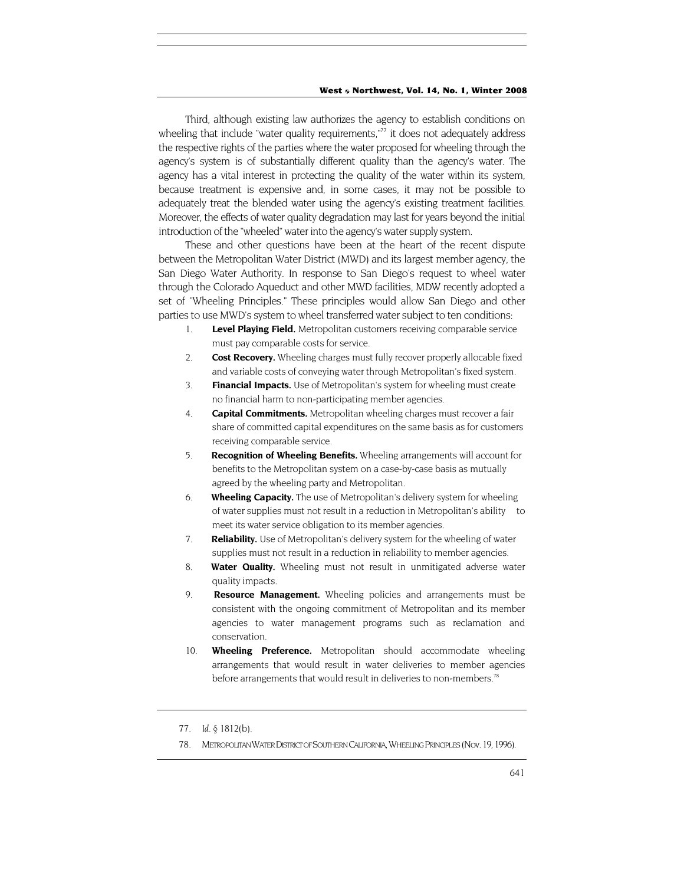Third, although existing law authorizes the agency to establish conditions on wheeling that include "water quality requirements,"[77] it does not adequately address the respective rights of the parties where the water proposed for wheeling through the agency's system is of substantially different quality than the agency's water. The agency has a vital interest in protecting the quality of the water within its system, because treatment is expensive and, in some cases, it may not be possible to adequately treat the blended water using the agency's existing treatment facilities. Moreover, the effects of water quality degradation may last for years beyond the initial introduction of the "wheeled" water into the agency's water supply system.

These and other questions have been at the heart of the recent dispute between the Metropolitan Water District (MWD) and its largest member agency, the San Diego Water Authority. In response to San Diego's request to wheel water through the Colorado Aqueduct and other MWD facilities, MDW recently adopted a set of "Wheeling Principles." These principles would allow San Diego and other parties to use MWD's system to wheel transferred water subject to ten conditions:

1. **Level Playing Field.** Metropolitan customers receiving comparable service must pay comparable costs for service.
2. **Cost Recovery.** Wheeling charges must fully recover properly allocable fixed and variable costs of conveying water through Metropolitan's fixed system.
3. **Financial Impacts.** Use of Metropolitan's system for wheeling must create no financial harm to non-participating member agencies.
4. **Capital Commitments.** Metropolitan wheeling charges must recover a fair share of committed capital expenditures on the same basis as for customers receiving comparable service.
5. **Recognition of Wheeling Benefits.** Wheeling arrangements will account for benefits to the Metropolitan system on a case-by-case basis as mutually agreed by the wheeling party and Metropolitan.
6. **Wheeling Capacity.** The use of Metropolitan's delivery system for wheeling of water supplies must not result in a reduction in Metropolitan's ability to meet its water service obligation to its member agencies.
7. **Reliability.** Use of Metropolitan's delivery system for the wheeling of water supplies must not result in a reduction in reliability to member agencies.
8. **Water Quality.** Wheeling must not result in unmitigated adverse water quality impacts.
9. **Resource Management.** Wheeling policies and arrangements must be consistent with the ongoing commitment of Metropolitan and its member agencies to water management programs such as reclamation and conservation.
10. **Wheeling Preference.** Metropolitan should accommodate wheeling arrangements that would result in water deliveries to member agencies before arrangements that would result in deliveries to non-members.[78]

---

77. *Id.* § 1812(b).

78. METROPOLITAN WATER DISTRICT OF SOUTHERN CALIFORNIA, WHEELING PRINCIPLES (Nov. 19, 1996).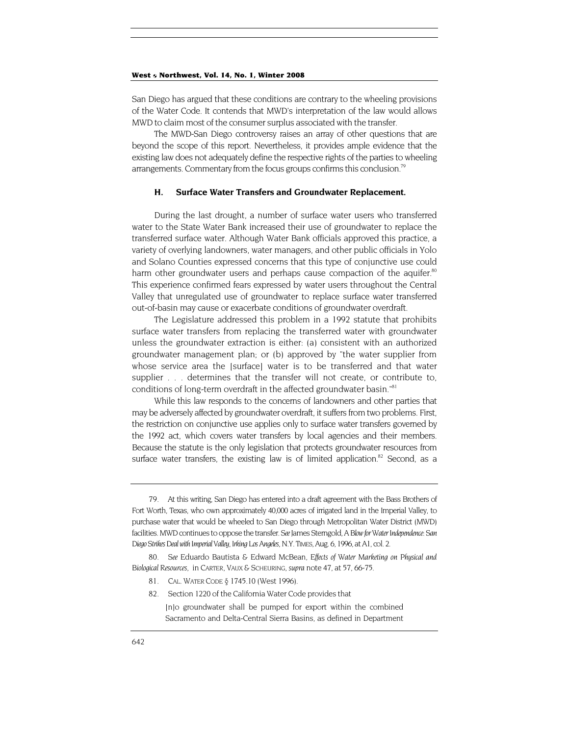San Diego has argued that these conditions are contrary to the wheeling provisions of the Water Code. It contends that MWD's interpretation of the law would allows MWD to claim most of the consumer surplus associated with the transfer.

The MWD-San Diego controversy raises an array of other questions that are beyond the scope of this report. Nevertheless, it provides ample evidence that the existing law does not adequately define the respective rights of the parties to wheeling arrangements. Commentary from the focus groups confirms this conclusion.[79]

### H. Surface Water Transfers and Groundwater Replacement.

During the last drought, a number of surface water users who transferred water to the State Water Bank increased their use of groundwater to replace the transferred surface water. Although Water Bank officials approved this practice, a variety of overlying landowners, water managers, and other public officials in Yolo and Solano Counties expressed concerns that this type of conjunctive use could harm other groundwater users and perhaps cause compaction of the aquifer.[80] This experience confirmed fears expressed by water users throughout the Central Valley that unregulated use of groundwater to replace surface water transferred out-of-basin may cause or exacerbate conditions of groundwater overdraft.

The Legislature addressed this problem in a 1992 statute that prohibits surface water transfers from replacing the transferred water with groundwater unless the groundwater extraction is either: (a) consistent with an authorized groundwater management plan; or (b) approved by "the water supplier from whose service area the [surface] water is to be transferred and that water supplier . . . determines that the transfer will not create, or contribute to, conditions of long-term overdraft in the affected groundwater basin."[81]

While this law responds to the concerns of landowners and other parties that may be adversely affected by groundwater overdraft, it suffers from two problems. First, the restriction on conjunctive use applies only to surface water transfers governed by the 1992 act, which covers water transfers by local agencies and their members. Because the statute is the only legislation that protects groundwater resources from surface water transfers, the existing law is of limited application.[82] Second, as a

---

79. At this writing, San Diego has entered into a draft agreement with the Bass Brothers of Fort Worth, Texas, who own approximately 40,000 acres of irrigated land in the Imperial Valley, to purchase water that would be wheeled to San Diego through Metropolitan Water District (MWD) facilities. MWD continues to oppose the transfer. *See* James Sterngold, *A Blow for Water Independence: San Diego Strikes Deal with Imperial Valley, Irking Los Angeles*, N.Y. TIMES, Aug. 6, 1996, at A1, col. 2.

80. *See* Eduardo Bautista & Edward McBean, *Effects of Water Marketing on Physical and Biological Resources*, in CARTER, VAUX & SCHEURING, *supra* note 47, at 57, 66-75.

81. CAL. WATER CODE § 1745.10 (West 1996).

82. Section 1220 of the California Water Code provides that

> [n]o groundwater shall be pumped for export within the combined Sacramento and Delta-Central Sierra Basins, as defined in Department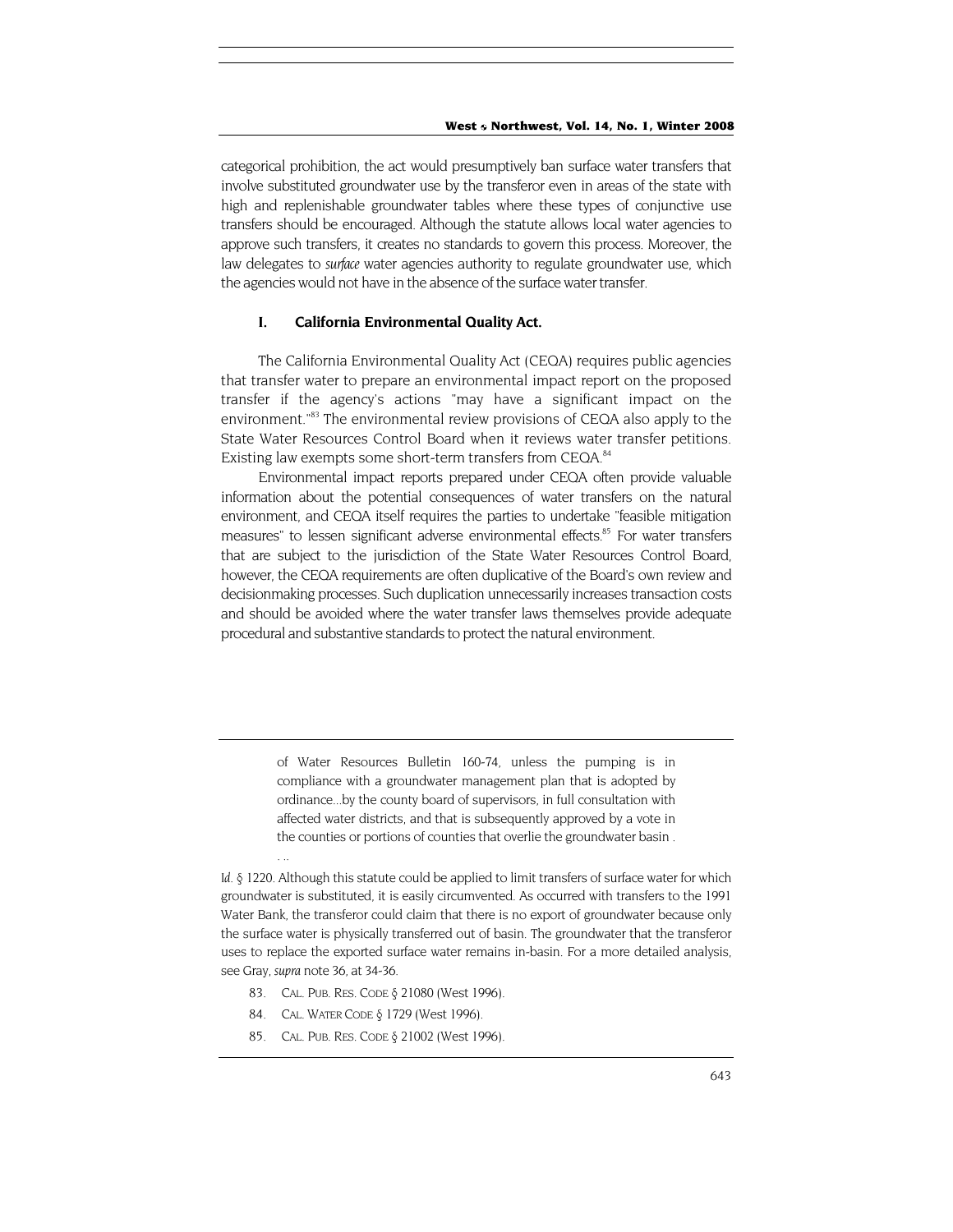categorical prohibition, the act would presumptively ban surface water transfers that involve substituted groundwater use by the transferor even in areas of the state with high and replenishable groundwater tables where these types of conjunctive use transfers should be encouraged. Although the statute allows local water agencies to approve such transfers, it creates no standards to govern this process. Moreover, the law delegates to *surface* water agencies authority to regulate groundwater use, which the agencies would not have in the absence of the surface water transfer.

### I. California Environmental Quality Act.

The California Environmental Quality Act (CEQA) requires public agencies that transfer water to prepare an environmental impact report on the proposed transfer if the agency's actions "may have a significant impact on the environment."[83] The environmental review provisions of CEQA also apply to the State Water Resources Control Board when it reviews water transfer petitions. Existing law exempts some short-term transfers from CEQA.[84]

Environmental impact reports prepared under CEQA often provide valuable information about the potential consequences of water transfers on the natural environment, and CEQA itself requires the parties to undertake "feasible mitigation measures" to lessen significant adverse environmental effects.[85] For water transfers that are subject to the jurisdiction of the State Water Resources Control Board, however, the CEQA requirements are often duplicative of the Board's own review and decisionmaking processes. Such duplication unnecessarily increases transaction costs and should be avoided where the water transfer laws themselves provide adequate procedural and substantive standards to protect the natural environment.

---

> of Water Resources Bulletin 160-74, unless the pumping is in compliance with a groundwater management plan that is adopted by ordinance...by the county board of supervisors, in full consultation with affected water districts, and that is subsequently approved by a vote in the counties or portions of counties that overlie the groundwater basin . . ..

*Id.* § 1220. Although this statute could be applied to limit transfers of surface water for which groundwater is substituted, it is easily circumvented. As occurred with transfers to the 1991 Water Bank, the transferor could claim that there is no export of groundwater because only the surface water is physically transferred out of basin. The groundwater that the transferor uses to replace the exported surface water remains in-basin. For a more detailed analysis, see Gray, *supra* note 36, at 34-36.

83. CAL. PUB. RES. CODE § 21080 (West 1996).

84. CAL. WATER CODE § 1729 (West 1996).

85. CAL. PUB. RES. CODE § 21002 (West 1996).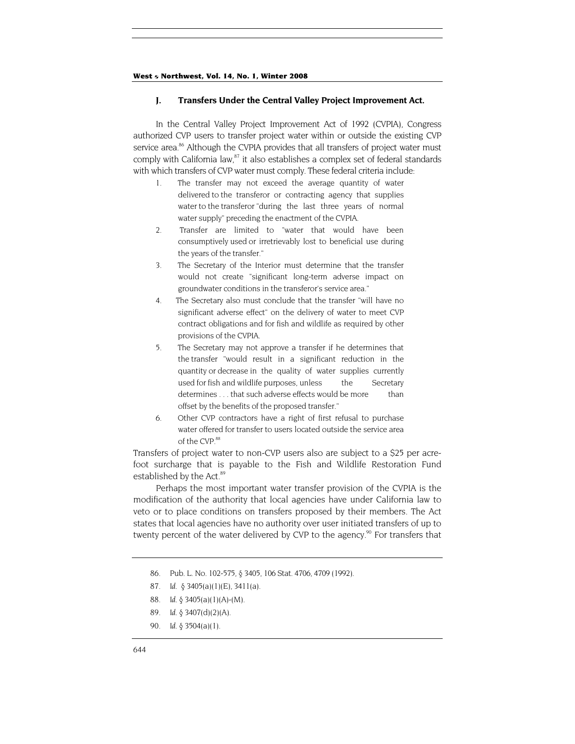### J. Transfers Under the Central Valley Project Improvement Act.

In the Central Valley Project Improvement Act of 1992 (CVPIA), Congress authorized CVP users to transfer project water within or outside the existing CVP service area.[86] Although the CVPIA provides that all transfers of project water must comply with California law,[87] it also establishes a complex set of federal standards with which transfers of CVP water must comply. These federal criteria include:

1. The transfer may not exceed the average quantity of water delivered to the transferor or contracting agency that supplies water to the transferor "during the last three years of normal water supply" preceding the enactment of the CVPIA.
2. Transfer are limited to "water that would have been consumptively used or irretrievably lost to beneficial use during the years of the transfer."
3. The Secretary of the Interior must determine that the transfer would not create "significant long-term adverse impact on groundwater conditions in the transferor's service area."
4. The Secretary also must conclude that the transfer "will have no significant adverse effect" on the delivery of water to meet CVP contract obligations and for fish and wildlife as required by other provisions of the CVPIA.
5. The Secretary may not approve a transfer if he determines that the transfer "would result in a significant reduction in the quantity or decrease in the quality of water supplies currently used for fish and wildlife purposes, unless the Secretary determines . . . that such adverse effects would be more than offset by the benefits of the proposed transfer."
6. Other CVP contractors have a right of first refusal to purchase water offered for transfer to users located outside the service area of the CVP.[88]

Transfers of project water to non-CVP users also are subject to a $25 per acre-foot surcharge that is payable to the Fish and Wildlife Restoration Fund established by the Act.[89]

Perhaps the most important water transfer provision of the CVPIA is the modification of the authority that local agencies have under California law to veto or to place conditions on transfers proposed by their members. The Act states that local agencies have no authority over user initiated transfers of up to twenty percent of the water delivered by CVP to the agency.[90] For transfers that

---

86. Pub. L. No. 102-575, § 3405, 106 Stat. 4706, 4709 (1992).

87. *Id.* § 3405(a)(1)(E), 3411(a).

88. *Id.* § 3405(a)(1)(A)-(M).

89. *Id.* § 3407(d)(2)(A).

90. *Id.* § 3504(a)(1).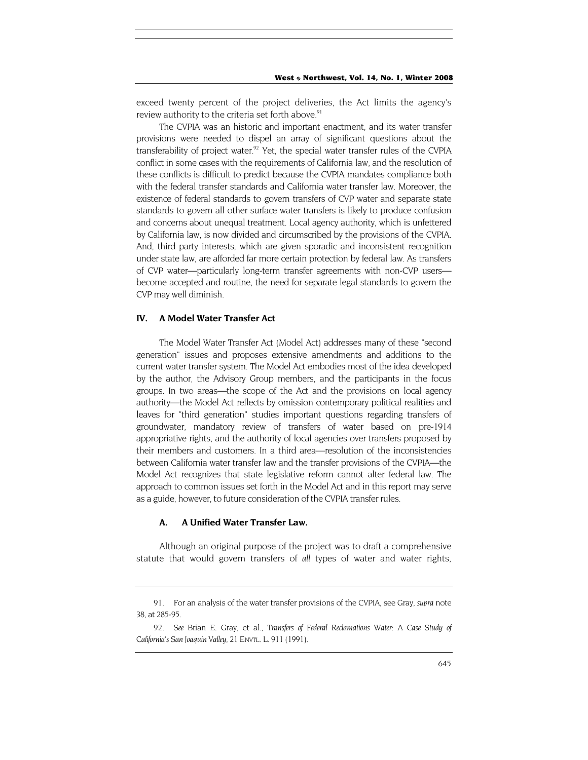exceed twenty percent of the project deliveries, the Act limits the agency's review authority to the criteria set forth above.[91]

The CVPIA was an historic and important enactment, and its water transfer provisions were needed to dispel an array of significant questions about the transferability of project water.[92] Yet, the special water transfer rules of the CVPIA conflict in some cases with the requirements of California law, and the resolution of these conflicts is difficult to predict because the CVPIA mandates compliance both with the federal transfer standards and California water transfer law. Moreover, the existence of federal standards to govern transfers of CVP water and separate state standards to govern all other surface water transfers is likely to produce confusion and concerns about unequal treatment. Local agency authority, which is unfettered by California law, is now divided and circumscribed by the provisions of the CVPIA. And, third party interests, which are given sporadic and inconsistent recognition under state law, are afforded far more certain protection by federal law. As transfers of CVP water—particularly long-term transfer agreements with non-CVP users—become accepted and routine, the need for separate legal standards to govern the CVP may well diminish.

## IV. A Model Water Transfer Act

The Model Water Transfer Act (Model Act) addresses many of these "second generation" issues and proposes extensive amendments and additions to the current water transfer system. The Model Act embodies most of the idea developed by the author, the Advisory Group members, and the participants in the focus groups. In two areas—the scope of the Act and the provisions on local agency authority—the Model Act reflects by omission contemporary political realities and leaves for "third generation" studies important questions regarding transfers of groundwater, mandatory review of transfers of water based on pre-1914 appropriative rights, and the authority of local agencies over transfers proposed by their members and customers. In a third area—resolution of the inconsistencies between California water transfer law and the transfer provisions of the CVPIA—the Model Act recognizes that state legislative reform cannot alter federal law. The approach to common issues set forth in the Model Act and in this report may serve as a guide, however, to future consideration of the CVPIA transfer rules.

### A. A Unified Water Transfer Law.

Although an original purpose of the project was to draft a comprehensive statute that would govern transfers of *all* types of water and water rights,

---

91. For an analysis of the water transfer provisions of the CVPIA, see Gray, *supra* note 38, at 285-95.

92. *See* Brian E. Gray, et al., *Transfers of Federal Reclamations Water: A Case Study of California's San Joaquin Valley*, 21 ENVTL. L. 911 (1991).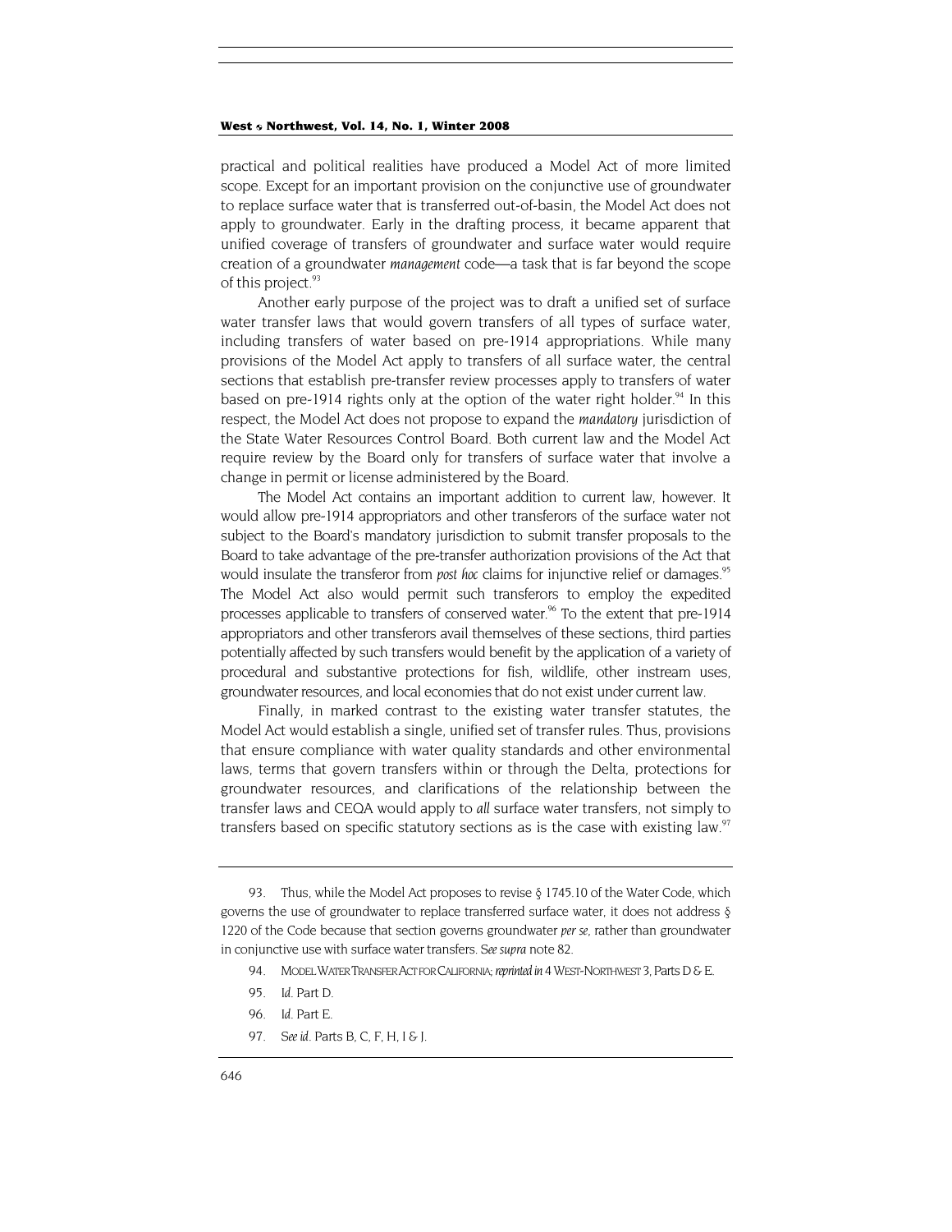practical and political realities have produced a Model Act of more limited scope. Except for an important provision on the conjunctive use of groundwater to replace surface water that is transferred out-of-basin, the Model Act does not apply to groundwater. Early in the drafting process, it became apparent that unified coverage of transfers of groundwater and surface water would require creation of a groundwater *management* code—a task that is far beyond the scope of this project.[93]

Another early purpose of the project was to draft a unified set of surface water transfer laws that would govern transfers of all types of surface water, including transfers of water based on pre-1914 appropriations. While many provisions of the Model Act apply to transfers of all surface water, the central sections that establish pre-transfer review processes apply to transfers of water based on pre-1914 rights only at the option of the water right holder.[94] In this respect, the Model Act does not propose to expand the *mandatory* jurisdiction of the State Water Resources Control Board. Both current law and the Model Act require review by the Board only for transfers of surface water that involve a change in permit or license administered by the Board.

The Model Act contains an important addition to current law, however. It would allow pre-1914 appropriators and other transferors of the surface water not subject to the Board's mandatory jurisdiction to submit transfer proposals to the Board to take advantage of the pre-transfer authorization provisions of the Act that would insulate the transferor from *post hoc* claims for injunctive relief or damages.[95] The Model Act also would permit such transferors to employ the expedited processes applicable to transfers of conserved water.[96] To the extent that pre-1914 appropriators and other transferors avail themselves of these sections, third parties potentially affected by such transfers would benefit by the application of a variety of procedural and substantive protections for fish, wildlife, other instream uses, groundwater resources, and local economies that do not exist under current law.

Finally, in marked contrast to the existing water transfer statutes, the Model Act would establish a single, unified set of transfer rules. Thus, provisions that ensure compliance with water quality standards and other environmental laws, terms that govern transfers within or through the Delta, protections for groundwater resources, and clarifications of the relationship between the transfer laws and CEQA would apply to *all* surface water transfers, not simply to transfers based on specific statutory sections as is the case with existing law.[97]

---

93. Thus, while the Model Act proposes to revise § 1745.10 of the Water Code, which governs the use of groundwater to replace transferred surface water, it does not address § 1220 of the Code because that section governs groundwater *per se*, rather than groundwater in conjunctive use with surface water transfers. *See supra* note 82.

94. MODEL WATER TRANSFER ACT FOR CALIFORNIA; *reprinted in* 4 WEST-NORTHWEST 3, Parts D & E.

95. *Id.* Part D.

96. *Id.* Part E.

97. *See id.* Parts B, C, F, H, I & J.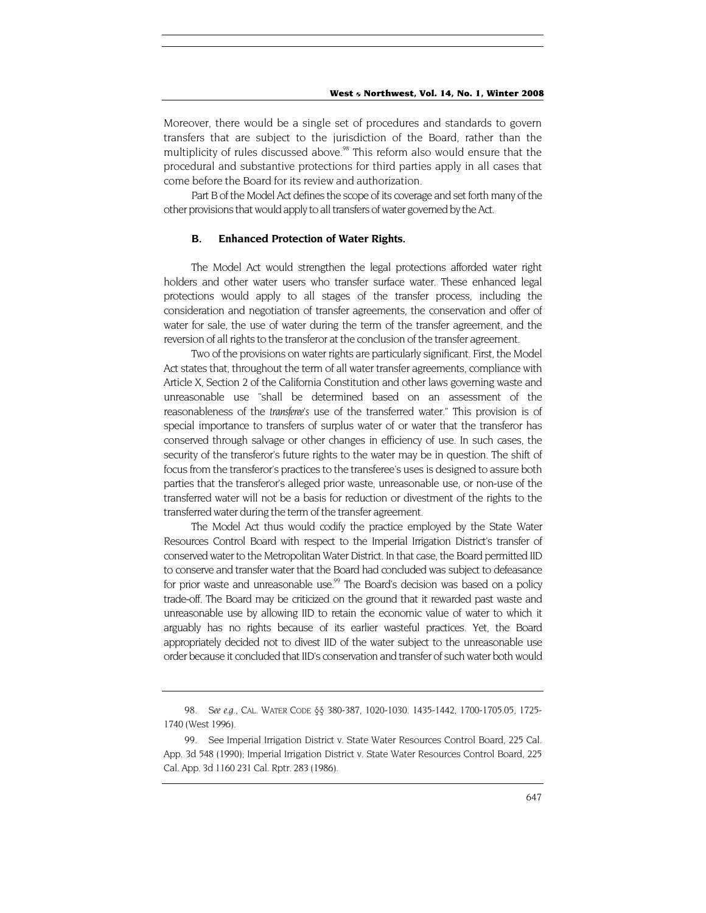Moreover, there would be a single set of procedures and standards to govern transfers that are subject to the jurisdiction of the Board, rather than the multiplicity of rules discussed above.[98] This reform also would ensure that the procedural and substantive protections for third parties apply in all cases that come before the Board for its review and authorization.

Part B of the Model Act defines the scope of its coverage and set forth many of the other provisions that would apply to all transfers of water governed by the Act.

### B. Enhanced Protection of Water Rights.

The Model Act would strengthen the legal protections afforded water right holders and other water users who transfer surface water. These enhanced legal protections would apply to all stages of the transfer process, including the consideration and negotiation of transfer agreements, the conservation and offer of water for sale, the use of water during the term of the transfer agreement, and the reversion of all rights to the transferor at the conclusion of the transfer agreement.

Two of the provisions on water rights are particularly significant. First, the Model Act states that, throughout the term of all water transfer agreements, compliance with Article X, Section 2 of the California Constitution and other laws governing waste and unreasonable use "shall be determined based on an assessment of the reasonableness of the *transferee's* use of the transferred water." This provision is of special importance to transfers of surplus water of or water that the transferor has conserved through salvage or other changes in efficiency of use. In such cases, the security of the transferor's future rights to the water may be in question. The shift of focus from the transferor's practices to the transferee's uses is designed to assure both parties that the transferor's alleged prior waste, unreasonable use, or non-use of the transferred water will not be a basis for reduction or divestment of the rights to the transferred water during the term of the transfer agreement.

The Model Act thus would codify the practice employed by the State Water Resources Control Board with respect to the Imperial Irrigation District's transfer of conserved water to the Metropolitan Water District. In that case, the Board permitted IID to conserve and transfer water that the Board had concluded was subject to defeasance for prior waste and unreasonable use.[99] The Board's decision was based on a policy trade-off. The Board may be criticized on the ground that it rewarded past waste and unreasonable use by allowing IID to retain the economic value of water to which it arguably has no rights because of its earlier wasteful practices. Yet, the Board appropriately decided not to divest IID of the water subject to the unreasonable use order because it concluded that IID's conservation and transfer of such water both would

---

98. *See e.g.*, CAL. WATER CODE §§ 380-387, 1020-1030. 1435-1442, 1700-1705.05, 1725-1740 (West 1996).

99. See Imperial Irrigation District v. State Water Resources Control Board, 225 Cal. App. 3d 548 (1990); Imperial Irrigation District v. State Water Resources Control Board, 225 Cal. App. 3d 1160 231 Cal. Rptr. 283 (1986).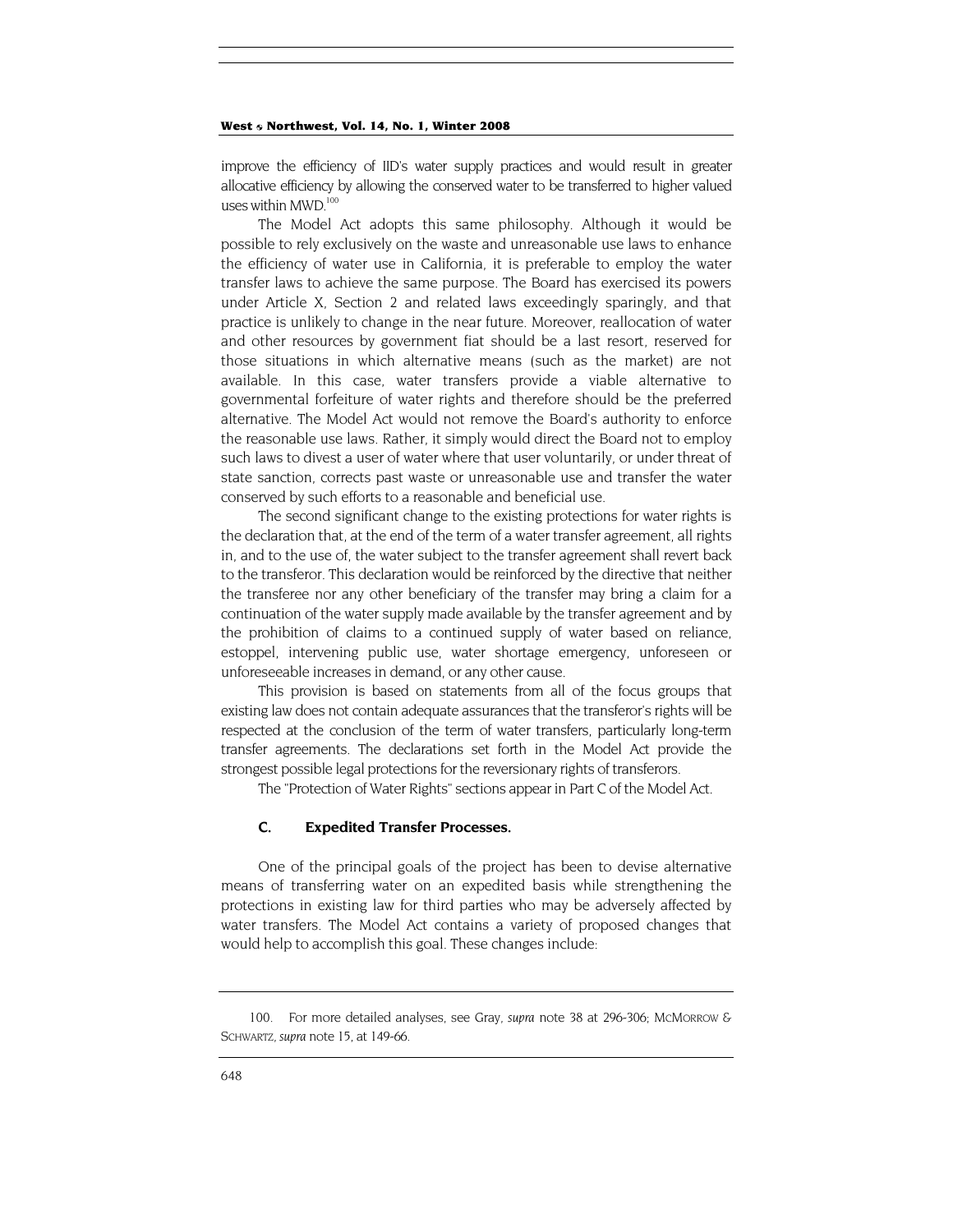improve the efficiency of IID's water supply practices and would result in greater allocative efficiency by allowing the conserved water to be transferred to higher valued uses within MWD.[100]

The Model Act adopts this same philosophy. Although it would be possible to rely exclusively on the waste and unreasonable use laws to enhance the efficiency of water use in California, it is preferable to employ the water transfer laws to achieve the same purpose. The Board has exercised its powers under Article X, Section 2 and related laws exceedingly sparingly, and that practice is unlikely to change in the near future. Moreover, reallocation of water and other resources by government fiat should be a last resort, reserved for those situations in which alternative means (such as the market) are not available. In this case, water transfers provide a viable alternative to governmental forfeiture of water rights and therefore should be the preferred alternative. The Model Act would not remove the Board's authority to enforce the reasonable use laws. Rather, it simply would direct the Board not to employ such laws to divest a user of water where that user voluntarily, or under threat of state sanction, corrects past waste or unreasonable use and transfer the water conserved by such efforts to a reasonable and beneficial use.

The second significant change to the existing protections for water rights is the declaration that, at the end of the term of a water transfer agreement, all rights in, and to the use of, the water subject to the transfer agreement shall revert back to the transferor. This declaration would be reinforced by the directive that neither the transferee nor any other beneficiary of the transfer may bring a claim for a continuation of the water supply made available by the transfer agreement and by the prohibition of claims to a continued supply of water based on reliance, estoppel, intervening public use, water shortage emergency, unforeseen or unforeseeable increases in demand, or any other cause.

This provision is based on statements from all of the focus groups that existing law does not contain adequate assurances that the transferor's rights will be respected at the conclusion of the term of water transfers, particularly long-term transfer agreements. The declarations set forth in the Model Act provide the strongest possible legal protections for the reversionary rights of transferors.

The "Protection of Water Rights" sections appear in Part C of the Model Act.

### C. Expedited Transfer Processes.

One of the principal goals of the project has been to devise alternative means of transferring water on an expedited basis while strengthening the protections in existing law for third parties who may be adversely affected by water transfers. The Model Act contains a variety of proposed changes that would help to accomplish this goal. These changes include:

---

100. For more detailed analyses, see Gray, *supra* note 38 at 296-306; MCMORROW & SCHWARTZ, *supra* note 15, at 149-66.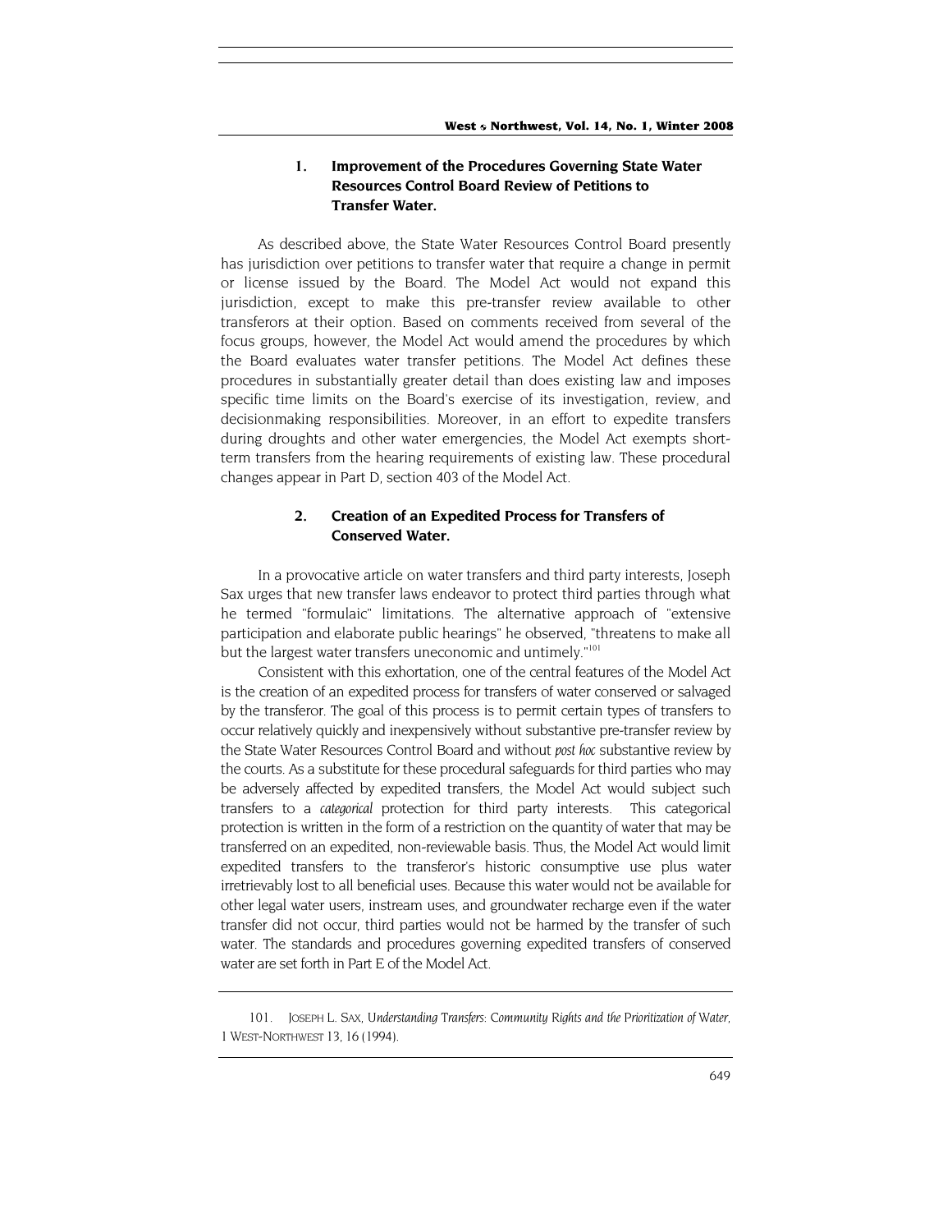### 1. Improvement of the Procedures Governing State Water Resources Control Board Review of Petitions to Transfer Water.

As described above, the State Water Resources Control Board presently has jurisdiction over petitions to transfer water that require a change in permit or license issued by the Board. The Model Act would not expand this jurisdiction, except to make this pre-transfer review available to other transferors at their option. Based on comments received from several of the focus groups, however, the Model Act would amend the procedures by which the Board evaluates water transfer petitions. The Model Act defines these procedures in substantially greater detail than does existing law and imposes specific time limits on the Board's exercise of its investigation, review, and decisionmaking responsibilities. Moreover, in an effort to expedite transfers during droughts and other water emergencies, the Model Act exempts short-term transfers from the hearing requirements of existing law. These procedural changes appear in Part D, section 403 of the Model Act.

### 2. Creation of an Expedited Process for Transfers of Conserved Water.

In a provocative article on water transfers and third party interests, Joseph Sax urges that new transfer laws endeavor to protect third parties through what he termed "formulaic" limitations. The alternative approach of "extensive participation and elaborate public hearings" he observed, "threatens to make all but the largest water transfers uneconomic and untimely."[101]

Consistent with this exhortation, one of the central features of the Model Act is the creation of an expedited process for transfers of water conserved or salvaged by the transferor. The goal of this process is to permit certain types of transfers to occur relatively quickly and inexpensively without substantive pre-transfer review by the State Water Resources Control Board and without *post hoc* substantive review by the courts. As a substitute for these procedural safeguards for third parties who may be adversely affected by expedited transfers, the Model Act would subject such transfers to a *categorical* protection for third party interests. This categorical protection is written in the form of a restriction on the quantity of water that may be transferred on an expedited, non-reviewable basis. Thus, the Model Act would limit expedited transfers to the transferor's historic consumptive use plus water irretrievably lost to all beneficial uses. Because this water would not be available for other legal water users, instream uses, and groundwater recharge even if the water transfer did not occur, third parties would not be harmed by the transfer of such water. The standards and procedures governing expedited transfers of conserved water are set forth in Part E of the Model Act.

---

101. JOSEPH L. SAX, *Understanding Transfers: Community Rights and the Prioritization of Water*, 1 WEST-NORTHWEST 13, 16 (1994).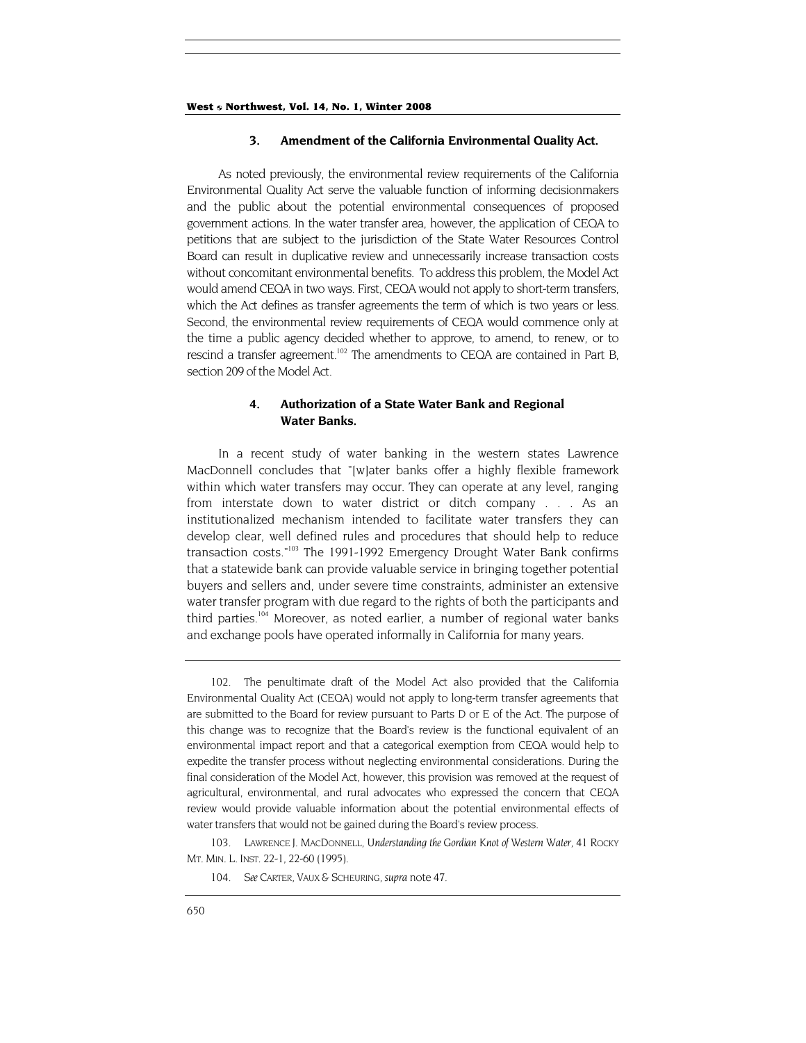### 3. Amendment of the California Environmental Quality Act.

As noted previously, the environmental review requirements of the California Environmental Quality Act serve the valuable function of informing decisionmakers and the public about the potential environmental consequences of proposed government actions. In the water transfer area, however, the application of CEQA to petitions that are subject to the jurisdiction of the State Water Resources Control Board can result in duplicative review and unnecessarily increase transaction costs without concomitant environmental benefits. To address this problem, the Model Act would amend CEQA in two ways. First, CEQA would not apply to short-term transfers, which the Act defines as transfer agreements the term of which is two years or less. Second, the environmental review requirements of CEQA would commence only at the time a public agency decided whether to approve, to amend, to renew, or to rescind a transfer agreement.[102] The amendments to CEQA are contained in Part B, section 209 of the Model Act.

### 4. Authorization of a State Water Bank and Regional Water Banks.

In a recent study of water banking in the western states Lawrence MacDonnell concludes that "[w]ater banks offer a highly flexible framework within which water transfers may occur. They can operate at any level, ranging from interstate down to water district or ditch company . . . As an institutionalized mechanism intended to facilitate water transfers they can develop clear, well defined rules and procedures that should help to reduce transaction costs."[103] The 1991-1992 Emergency Drought Water Bank confirms that a statewide bank can provide valuable service in bringing together potential buyers and sellers and, under severe time constraints, administer an extensive water transfer program with due regard to the rights of both the participants and third parties.[104] Moreover, as noted earlier, a number of regional water banks and exchange pools have operated informally in California for many years.

---

102. The penultimate draft of the Model Act also provided that the California Environmental Quality Act (CEQA) would not apply to long-term transfer agreements that are submitted to the Board for review pursuant to Parts D or E of the Act. The purpose of this change was to recognize that the Board's review is the functional equivalent of an environmental impact report and that a categorical exemption from CEQA would help to expedite the transfer process without neglecting environmental considerations. During the final consideration of the Model Act, however, this provision was removed at the request of agricultural, environmental, and rural advocates who expressed the concern that CEQA review would provide valuable information about the potential environmental effects of water transfers that would not be gained during the Board's review process.

103. LAWRENCE J. MACDONNELL, *Understanding the Gordian Knot of Western Water*, 41 ROCKY MT. MIN. L. INST. 22-1, 22-60 (1995).

104. *See* CARTER, VAUX & SCHEURING, *supra* note 47.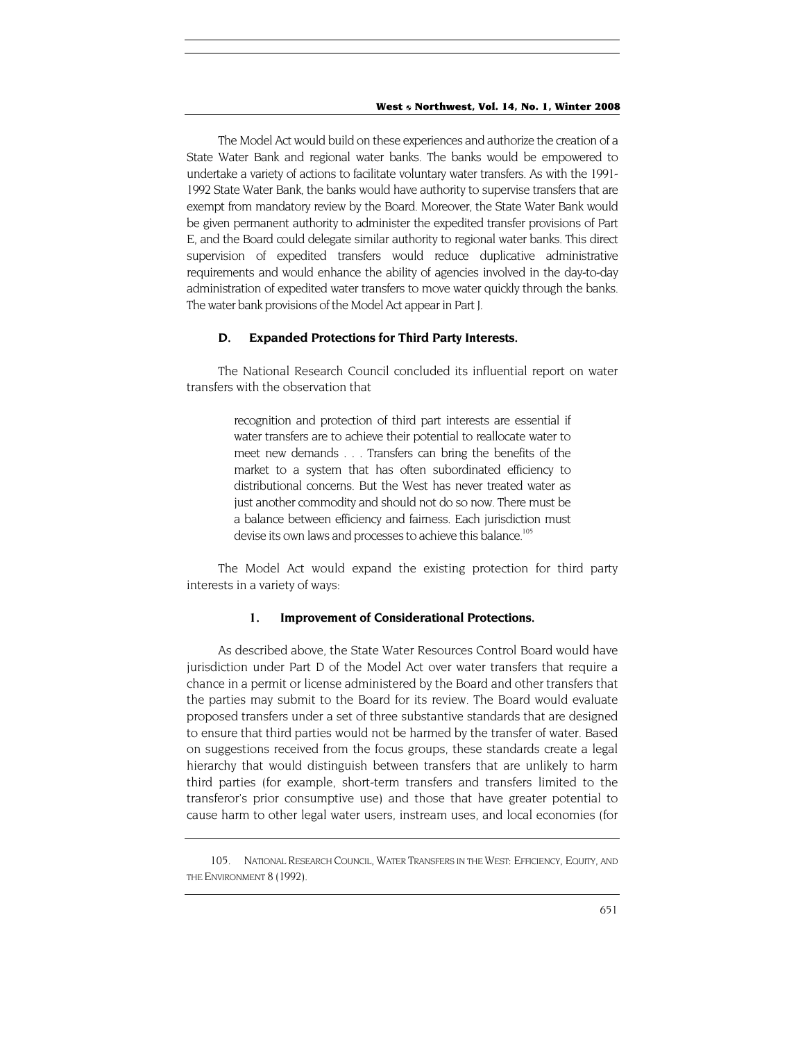The Model Act would build on these experiences and authorize the creation of a State Water Bank and regional water banks. The banks would be empowered to undertake a variety of actions to facilitate voluntary water transfers. As with the 1991-1992 State Water Bank, the banks would have authority to supervise transfers that are exempt from mandatory review by the Board. Moreover, the State Water Bank would be given permanent authority to administer the expedited transfer provisions of Part E, and the Board could delegate similar authority to regional water banks. This direct supervision of expedited transfers would reduce duplicative administrative requirements and would enhance the ability of agencies involved in the day-to-day administration of expedited water transfers to move water quickly through the banks. The water bank provisions of the Model Act appear in Part J.

### D. Expanded Protections for Third Party Interests.

The National Research Council concluded its influential report on water transfers with the observation that

> recognition and protection of third part interests are essential if water transfers are to achieve their potential to reallocate water to meet new demands . . . Transfers can bring the benefits of the market to a system that has often subordinated efficiency to distributional concerns. But the West has never treated water as just another commodity and should not do so now. There must be a balance between efficiency and fairness. Each jurisdiction must devise its own laws and processes to achieve this balance.[105]

The Model Act would expand the existing protection for third party interests in a variety of ways:

#### 1. Improvement of Considerational Protections.

As described above, the State Water Resources Control Board would have jurisdiction under Part D of the Model Act over water transfers that require a chance in a permit or license administered by the Board and other transfers that the parties may submit to the Board for its review. The Board would evaluate proposed transfers under a set of three substantive standards that are designed to ensure that third parties would not be harmed by the transfer of water. Based on suggestions received from the focus groups, these standards create a legal hierarchy that would distinguish between transfers that are unlikely to harm third parties (for example, short-term transfers and transfers limited to the transferor's prior consumptive use) and those that have greater potential to cause harm to other legal water users, instream uses, and local economies (for

---

105. NATIONAL RESEARCH COUNCIL, WATER TRANSFERS IN THE WEST: EFFICIENCY, EQUITY, AND THE ENVIRONMENT 8 (1992).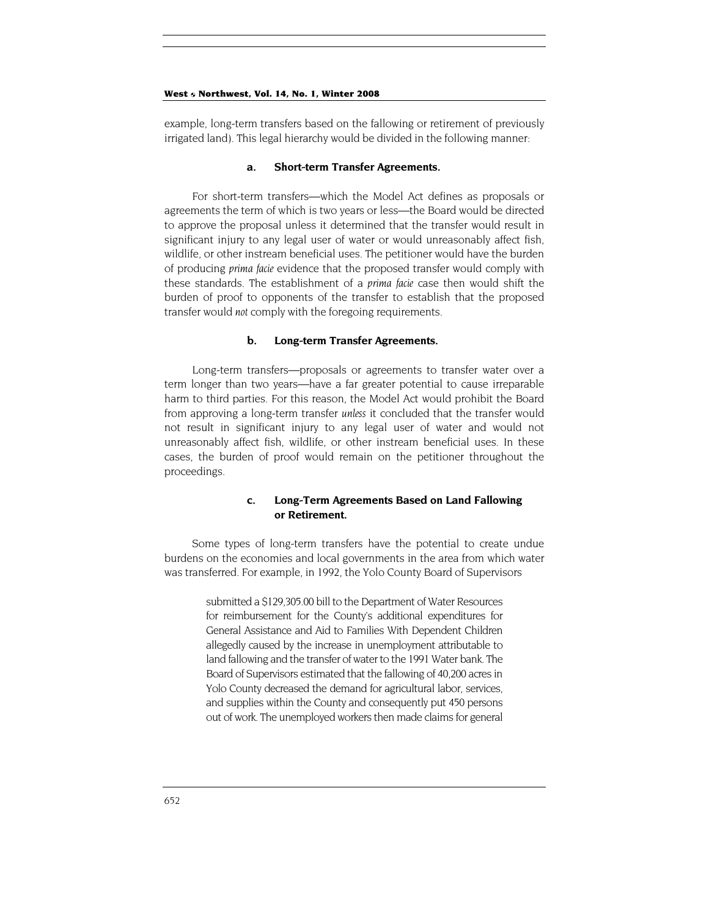example, long-term transfers based on the fallowing or retirement of previously irrigated land). This legal hierarchy would be divided in the following manner:

#### a. Short-term Transfer Agreements.

For short-term transfers—which the Model Act defines as proposals or agreements the term of which is two years or less—the Board would be directed to approve the proposal unless it determined that the transfer would result in significant injury to any legal user of water or would unreasonably affect fish, wildlife, or other instream beneficial uses. The petitioner would have the burden of producing *prima facie* evidence that the proposed transfer would comply with these standards. The establishment of a *prima facie* case then would shift the burden of proof to opponents of the transfer to establish that the proposed transfer would *not* comply with the foregoing requirements.

#### b. Long-term Transfer Agreements.

Long-term transfers—proposals or agreements to transfer water over a term longer than two years—have a far greater potential to cause irreparable harm to third parties. For this reason, the Model Act would prohibit the Board from approving a long-term transfer *unless* it concluded that the transfer would not result in significant injury to any legal user of water and would not unreasonably affect fish, wildlife, or other instream beneficial uses. In these cases, the burden of proof would remain on the petitioner throughout the proceedings.

#### c. Long-Term Agreements Based on Land Fallowing or Retirement.

Some types of long-term transfers have the potential to create undue burdens on the economies and local governments in the area from which water was transferred. For example, in 1992, the Yolo County Board of Supervisors

> submitted a $129,305.00 bill to the Department of Water Resources for reimbursement for the County's additional expenditures for General Assistance and Aid to Families With Dependent Children allegedly caused by the increase in unemployment attributable to land fallowing and the transfer of water to the 1991 Water bank. The Board of Supervisors estimated that the fallowing of 40,200 acres in Yolo County decreased the demand for agricultural labor, services, and supplies within the County and consequently put 450 persons out of work. The unemployed workers then made claims for general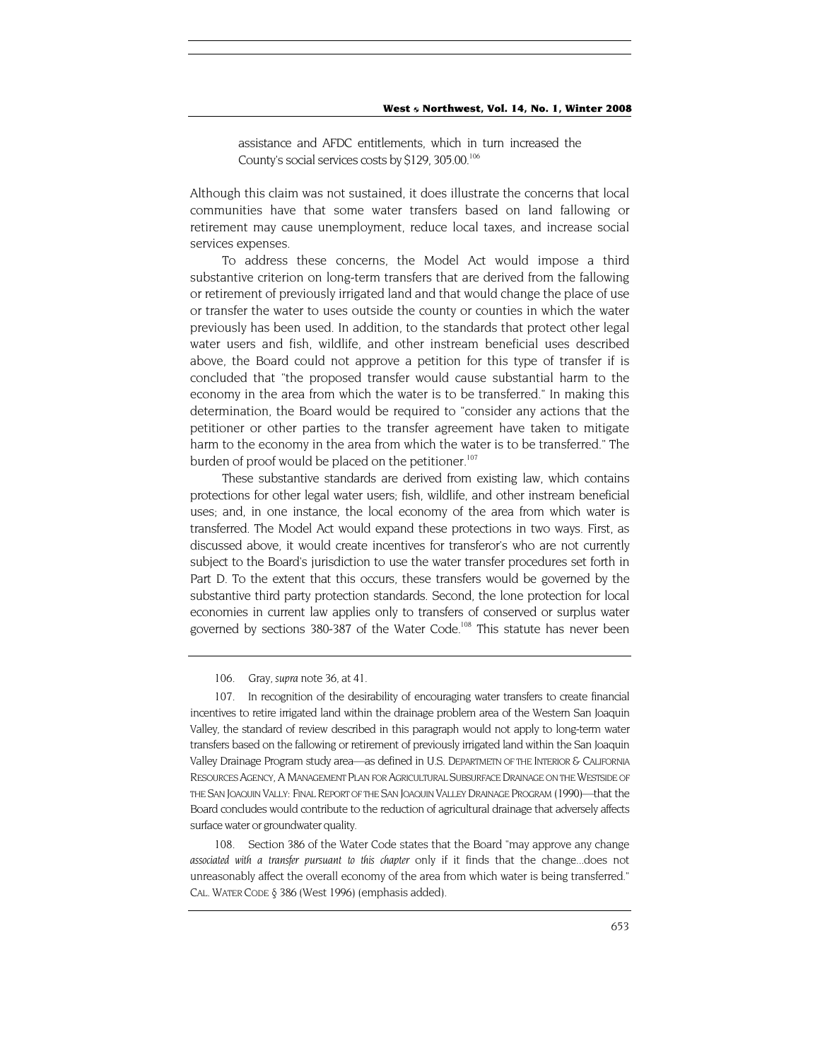> assistance and AFDC entitlements, which in turn increased the County's social services costs by $129, 305.00.[106]

Although this claim was not sustained, it does illustrate the concerns that local communities have that some water transfers based on land fallowing or retirement may cause unemployment, reduce local taxes, and increase social services expenses.

To address these concerns, the Model Act would impose a third substantive criterion on long-term transfers that are derived from the fallowing or retirement of previously irrigated land and that would change the place of use or transfer the water to uses outside the county or counties in which the water previously has been used. In addition, to the standards that protect other legal water users and fish, wildlife, and other instream beneficial uses described above, the Board could not approve a petition for this type of transfer if is concluded that "the proposed transfer would cause substantial harm to the economy in the area from which the water is to be transferred." In making this determination, the Board would be required to "consider any actions that the petitioner or other parties to the transfer agreement have taken to mitigate harm to the economy in the area from which the water is to be transferred." The burden of proof would be placed on the petitioner.[107]

These substantive standards are derived from existing law, which contains protections for other legal water users; fish, wildlife, and other instream beneficial uses; and, in one instance, the local economy of the area from which water is transferred. The Model Act would expand these protections in two ways. First, as discussed above, it would create incentives for transferor's who are not currently subject to the Board's jurisdiction to use the water transfer procedures set forth in Part D. To the extent that this occurs, these transfers would be governed by the substantive third party protection standards. Second, the lone protection for local economies in current law applies only to transfers of conserved or surplus water governed by sections 380-387 of the Water Code.[108] This statute has never been

---

106. Gray, *supra* note 36, at 41.

107. In recognition of the desirability of encouraging water transfers to create financial incentives to retire irrigated land within the drainage problem area of the Western San Joaquin Valley, the standard of review described in this paragraph would not apply to long-term water transfers based on the fallowing or retirement of previously irrigated land within the San Joaquin Valley Drainage Program study area—as defined in U.S. DEPARTMETN OF THE INTERIOR & CALIFORNIA RESOURCES AGENCY, A MANAGEMENT PLAN FOR AGRICULTURAL SUBSURFACE DRAINAGE ON THE WESTSIDE OF THE SAN JOAQUIN VALLY: FINAL REPORT OF THE SAN JOAQUIN VALLEY DRAINAGE PROGRAM (1990)—that the Board concludes would contribute to the reduction of agricultural drainage that adversely affects surface water or groundwater quality.

108. Section 386 of the Water Code states that the Board "may approve any change *associated with a transfer pursuant to this chapter* only if it finds that the change...does not unreasonably affect the overall economy of the area from which water is being transferred." CAL. WATER CODE § 386 (West 1996) (emphasis added).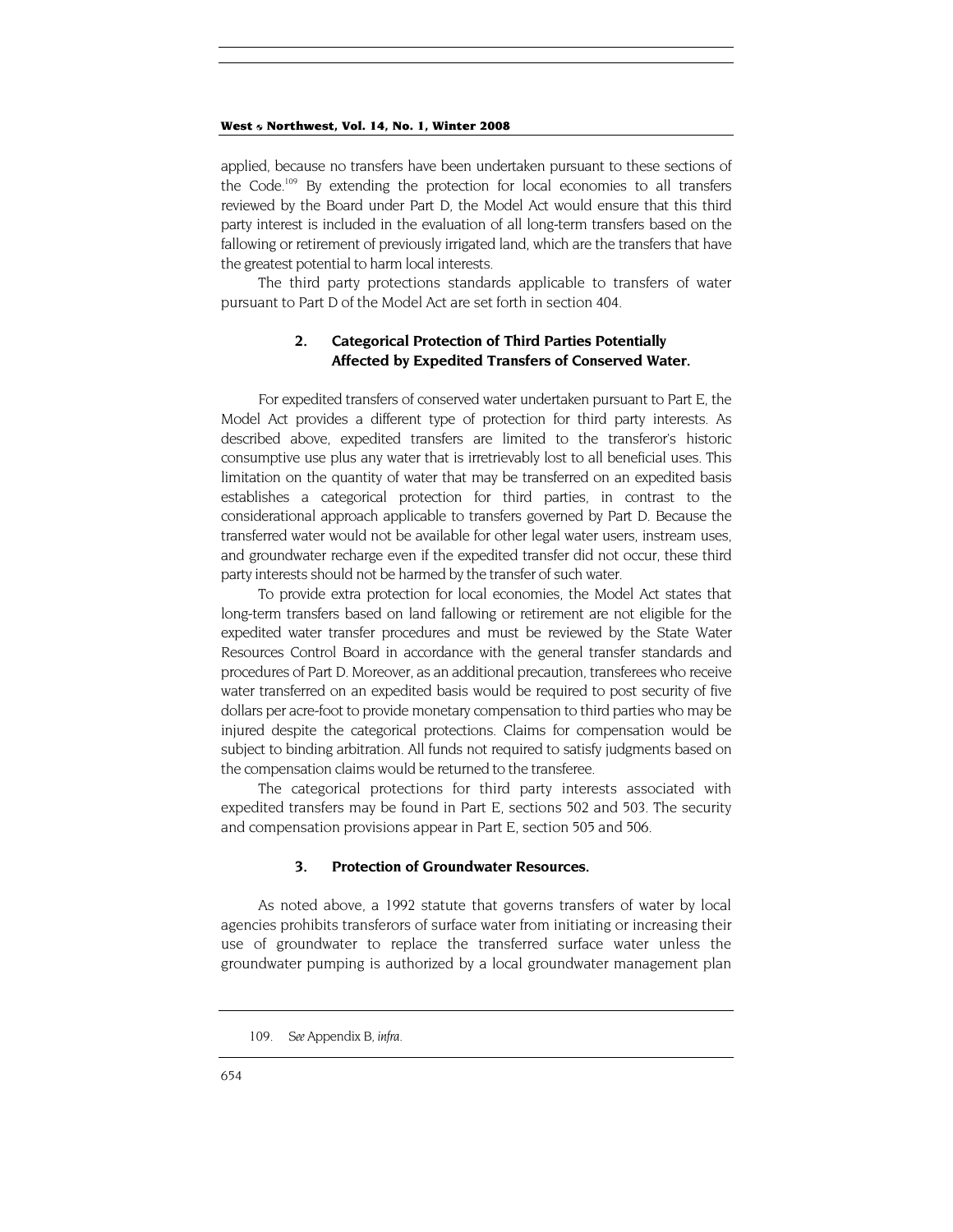applied, because no transfers have been undertaken pursuant to these sections of the Code.[109] By extending the protection for local economies to all transfers reviewed by the Board under Part D, the Model Act would ensure that this third party interest is included in the evaluation of all long-term transfers based on the fallowing or retirement of previously irrigated land, which are the transfers that have the greatest potential to harm local interests.

The third party protections standards applicable to transfers of water pursuant to Part D of the Model Act are set forth in section 404.

### 2. Categorical Protection of Third Parties Potentially Affected by Expedited Transfers of Conserved Water.

For expedited transfers of conserved water undertaken pursuant to Part E, the Model Act provides a different type of protection for third party interests. As described above, expedited transfers are limited to the transferor's historic consumptive use plus any water that is irretrievably lost to all beneficial uses. This limitation on the quantity of water that may be transferred on an expedited basis establishes a categorical protection for third parties, in contrast to the considerational approach applicable to transfers governed by Part D. Because the transferred water would not be available for other legal water users, instream uses, and groundwater recharge even if the expedited transfer did not occur, these third party interests should not be harmed by the transfer of such water.

To provide extra protection for local economies, the Model Act states that long-term transfers based on land fallowing or retirement are not eligible for the expedited water transfer procedures and must be reviewed by the State Water Resources Control Board in accordance with the general transfer standards and procedures of Part D. Moreover, as an additional precaution, transferees who receive water transferred on an expedited basis would be required to post security of five dollars per acre-foot to provide monetary compensation to third parties who may be injured despite the categorical protections. Claims for compensation would be subject to binding arbitration. All funds not required to satisfy judgments based on the compensation claims would be returned to the transferee.

The categorical protections for third party interests associated with expedited transfers may be found in Part E, sections 502 and 503. The security and compensation provisions appear in Part E, section 505 and 506.

### 3. Protection of Groundwater Resources.

As noted above, a 1992 statute that governs transfers of water by local agencies prohibits transferors of surface water from initiating or increasing their use of groundwater to replace the transferred surface water unless the groundwater pumping is authorized by a local groundwater management plan

---

109. *See* Appendix B, *infra*.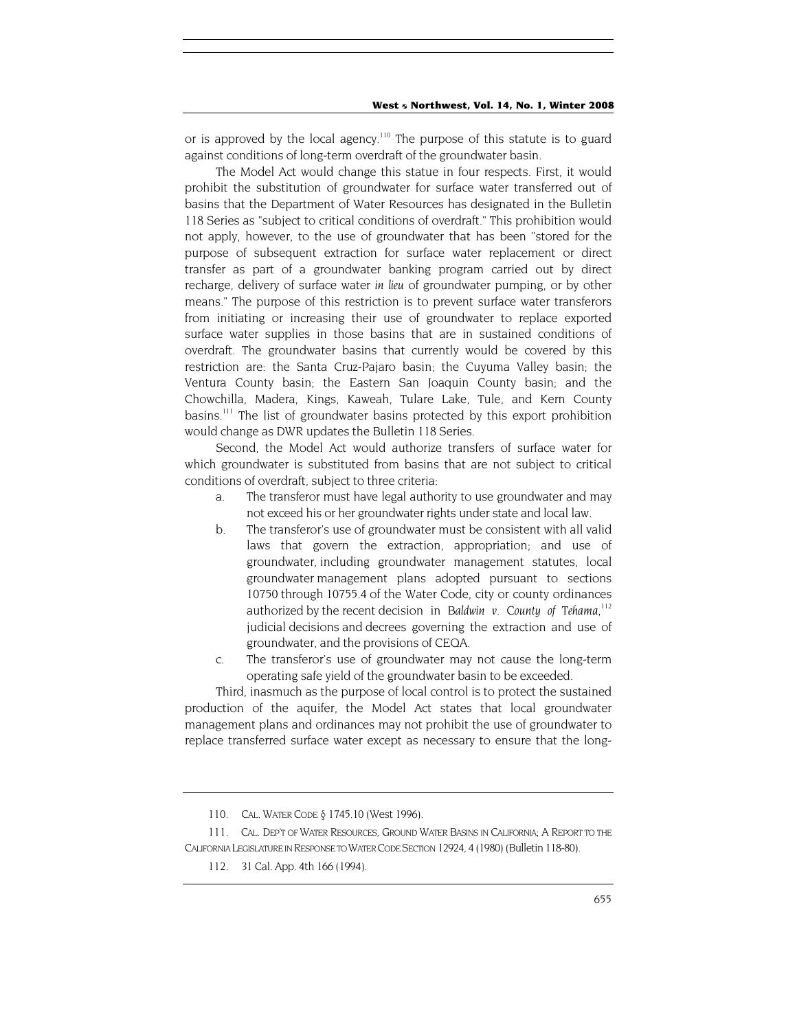or is approved by the local agency.[110] The purpose of this statute is to guard against conditions of long-term overdraft of the groundwater basin.

The Model Act would change this statue in four respects. First, it would prohibit the substitution of groundwater for surface water transferred out of basins that the Department of Water Resources has designated in the Bulletin 118 Series as "subject to critical conditions of overdraft." This prohibition would not apply, however, to the use of groundwater that has been "stored for the purpose of subsequent extraction for surface water replacement or direct transfer as part of a groundwater banking program carried out by direct recharge, delivery of surface water *in lieu* of groundwater pumping, or by other means." The purpose of this restriction is to prevent surface water transferors from initiating or increasing their use of groundwater to replace exported surface water supplies in those basins that are in sustained conditions of overdraft. The groundwater basins that currently would be covered by this restriction are: the Santa Cruz-Pajaro basin; the Cuyuma Valley basin; the Ventura County basin; the Eastern San Joaquin County basin; and the Chowchilla, Madera, Kings, Kaweah, Tulare Lake, Tule, and Kern County basins.[111] The list of groundwater basins protected by this export prohibition would change as DWR updates the Bulletin 118 Series.

Second, the Model Act would authorize transfers of surface water for which groundwater is substituted from basins that are not subject to critical conditions of overdraft, subject to three criteria:

a. The transferor must have legal authority to use groundwater and may not exceed his or her groundwater rights under state and local law.

b. The transferor's use of groundwater must be consistent with all valid laws that govern the extraction, appropriation; and use of groundwater, including groundwater management statutes, local groundwater management plans adopted pursuant to sections 10750 through 10755.4 of the Water Code, city or county ordinances authorized by the recent decision in *Baldwin v. County of Tehama*,[112] judicial decisions and decrees governing the extraction and use of groundwater, and the provisions of CEQA.

c. The transferor's use of groundwater may not cause the long-term operating safe yield of the groundwater basin to be exceeded.

Third, inasmuch as the purpose of local control is to protect the sustained production of the aquifer, the Model Act states that local groundwater management plans and ordinances may not prohibit the use of groundwater to replace transferred surface water except as necessary to ensure that the long-

---

110. CAL. WATER CODE § 1745.10 (West 1996).

111. CAL. DEP'T OF WATER RESOURCES, GROUND WATER BASINS IN CALIFORNIA; A REPORT TO THE CALIFORNIA LEGISLATURE IN RESPONSE TO WATER CODE SECTION 12924, 4 (1980) (Bulletin 118-80).

112. 31 Cal. App. 4th 166 (1994).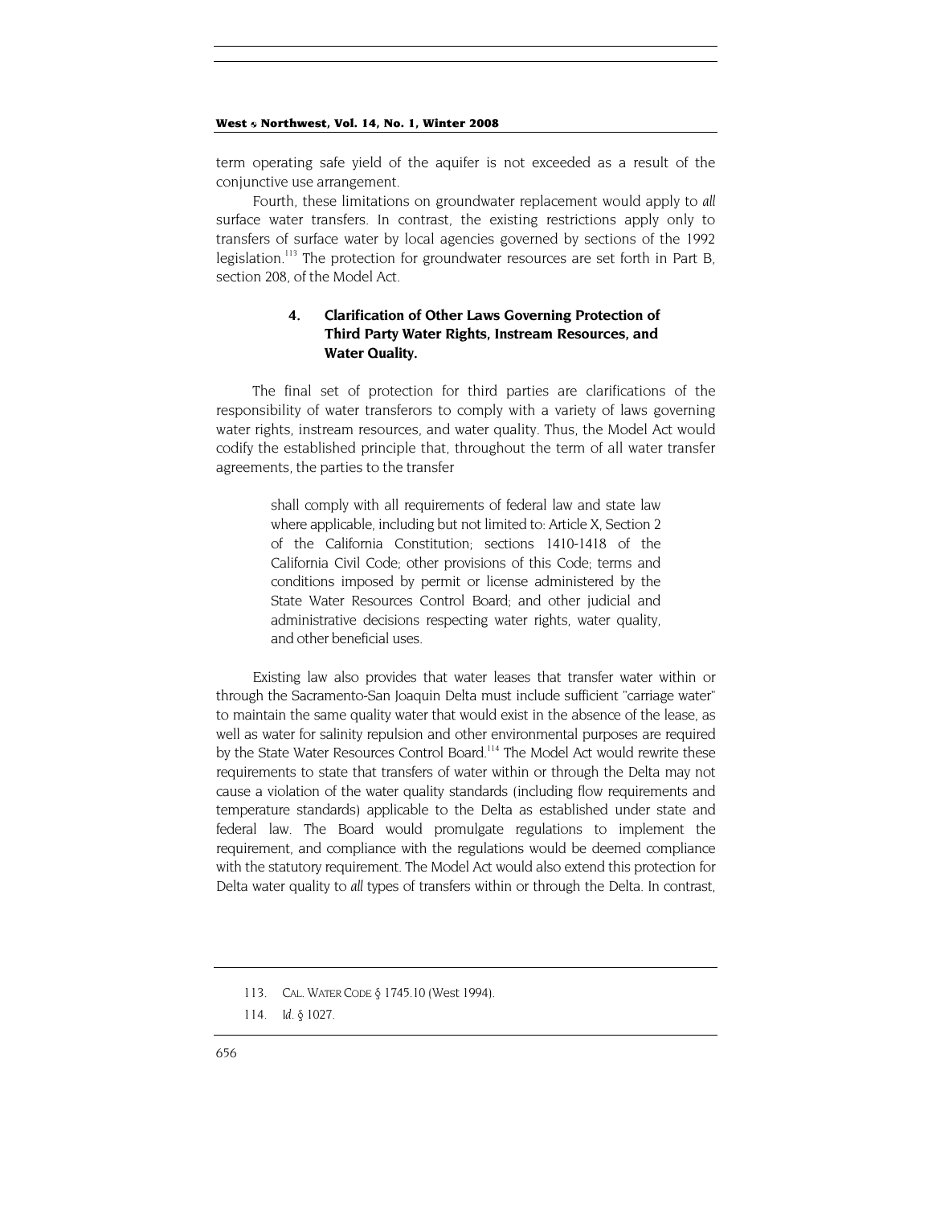term operating safe yield of the aquifer is not exceeded as a result of the conjunctive use arrangement.

Fourth, these limitations on groundwater replacement would apply to *all* surface water transfers. In contrast, the existing restrictions apply only to transfers of surface water by local agencies governed by sections of the 1992 legislation.[113] The protection for groundwater resources are set forth in Part B, section 208, of the Model Act.

### 4. Clarification of Other Laws Governing Protection of Third Party Water Rights, Instream Resources, and Water Quality.

The final set of protection for third parties are clarifications of the responsibility of water transferors to comply with a variety of laws governing water rights, instream resources, and water quality. Thus, the Model Act would codify the established principle that, throughout the term of all water transfer agreements, the parties to the transfer

> shall comply with all requirements of federal law and state law where applicable, including but not limited to: Article X, Section 2 of the California Constitution; sections 1410-1418 of the California Civil Code; other provisions of this Code; terms and conditions imposed by permit or license administered by the State Water Resources Control Board; and other judicial and administrative decisions respecting water rights, water quality, and other beneficial uses.

Existing law also provides that water leases that transfer water within or through the Sacramento-San Joaquin Delta must include sufficient "carriage water" to maintain the same quality water that would exist in the absence of the lease, as well as water for salinity repulsion and other environmental purposes are required by the State Water Resources Control Board.[114] The Model Act would rewrite these requirements to state that transfers of water within or through the Delta may not cause a violation of the water quality standards (including flow requirements and temperature standards) applicable to the Delta as established under state and federal law. The Board would promulgate regulations to implement the requirement, and compliance with the regulations would be deemed compliance with the statutory requirement. The Model Act would also extend this protection for Delta water quality to *all* types of transfers within or through the Delta. In contrast,

---

113. CAL. WATER CODE § 1745.10 (West 1994).

114. *Id.* § 1027.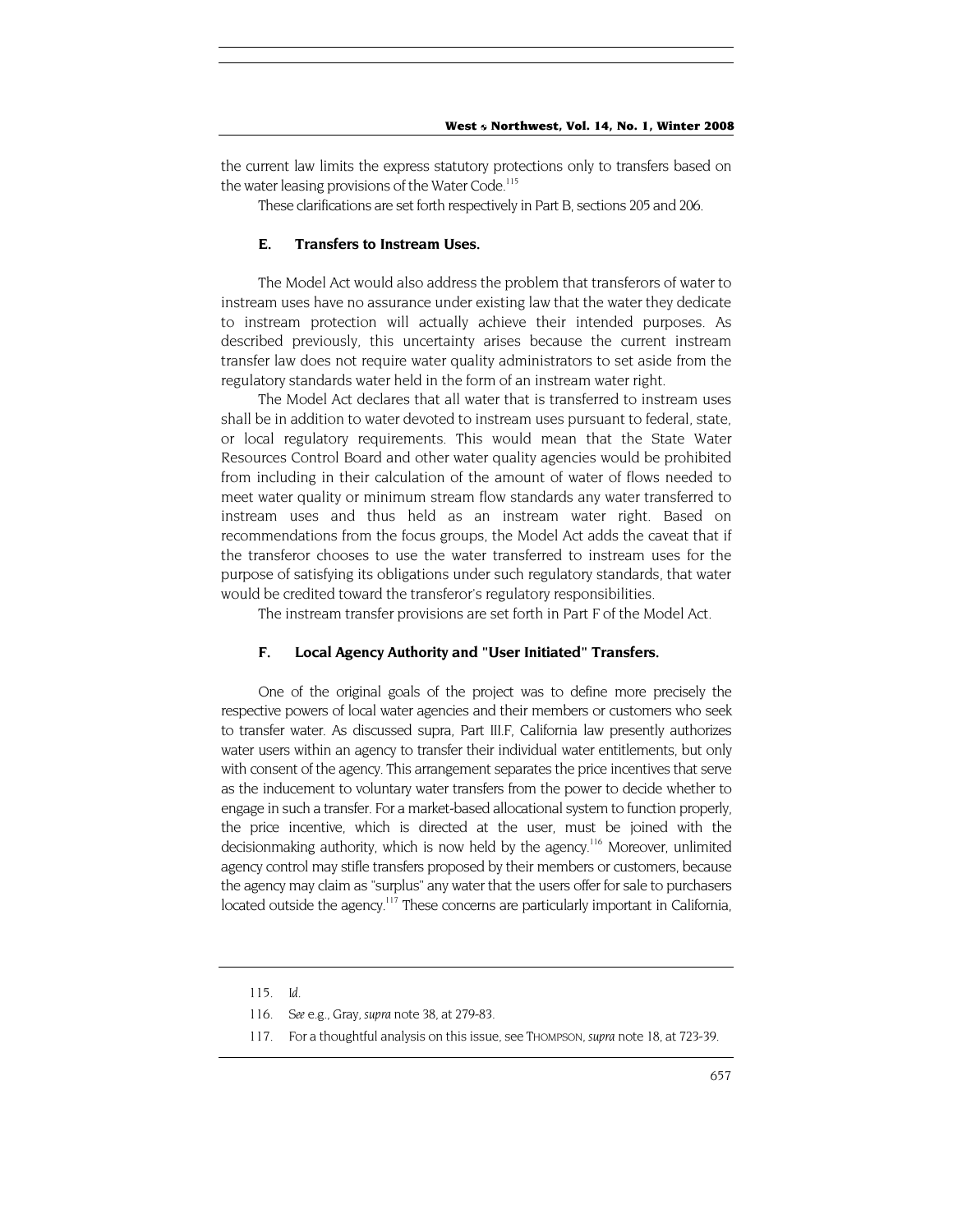the current law limits the express statutory protections only to transfers based on the water leasing provisions of the Water Code.[115]

These clarifications are set forth respectively in Part B, sections 205 and 206.

### E. Transfers to Instream Uses.

The Model Act would also address the problem that transferors of water to instream uses have no assurance under existing law that the water they dedicate to instream protection will actually achieve their intended purposes. As described previously, this uncertainty arises because the current instream transfer law does not require water quality administrators to set aside from the regulatory standards water held in the form of an instream water right.

The Model Act declares that all water that is transferred to instream uses shall be in addition to water devoted to instream uses pursuant to federal, state, or local regulatory requirements. This would mean that the State Water Resources Control Board and other water quality agencies would be prohibited from including in their calculation of the amount of water of flows needed to meet water quality or minimum stream flow standards any water transferred to instream uses and thus held as an instream water right. Based on recommendations from the focus groups, the Model Act adds the caveat that if the transferor chooses to use the water transferred to instream uses for the purpose of satisfying its obligations under such regulatory standards, that water would be credited toward the transferor's regulatory responsibilities.

The instream transfer provisions are set forth in Part F of the Model Act.

### F. Local Agency Authority and "User Initiated" Transfers.

One of the original goals of the project was to define more precisely the respective powers of local water agencies and their members or customers who seek to transfer water. As discussed supra, Part III.F, California law presently authorizes water users within an agency to transfer their individual water entitlements, but only with consent of the agency. This arrangement separates the price incentives that serve as the inducement to voluntary water transfers from the power to decide whether to engage in such a transfer. For a market-based allocational system to function properly, the price incentive, which is directed at the user, must be joined with the decisionmaking authority, which is now held by the agency.[116] Moreover, unlimited agency control may stifle transfers proposed by their members or customers, because the agency may claim as "surplus" any water that the users offer for sale to purchasers located outside the agency.[117] These concerns are particularly important in California,

---

115. *Id.*

116. *See* e.g., Gray, *supra* note 38, at 279-83.

117. For a thoughtful analysis on this issue, see THOMPSON, *supra* note 18, at 723-39.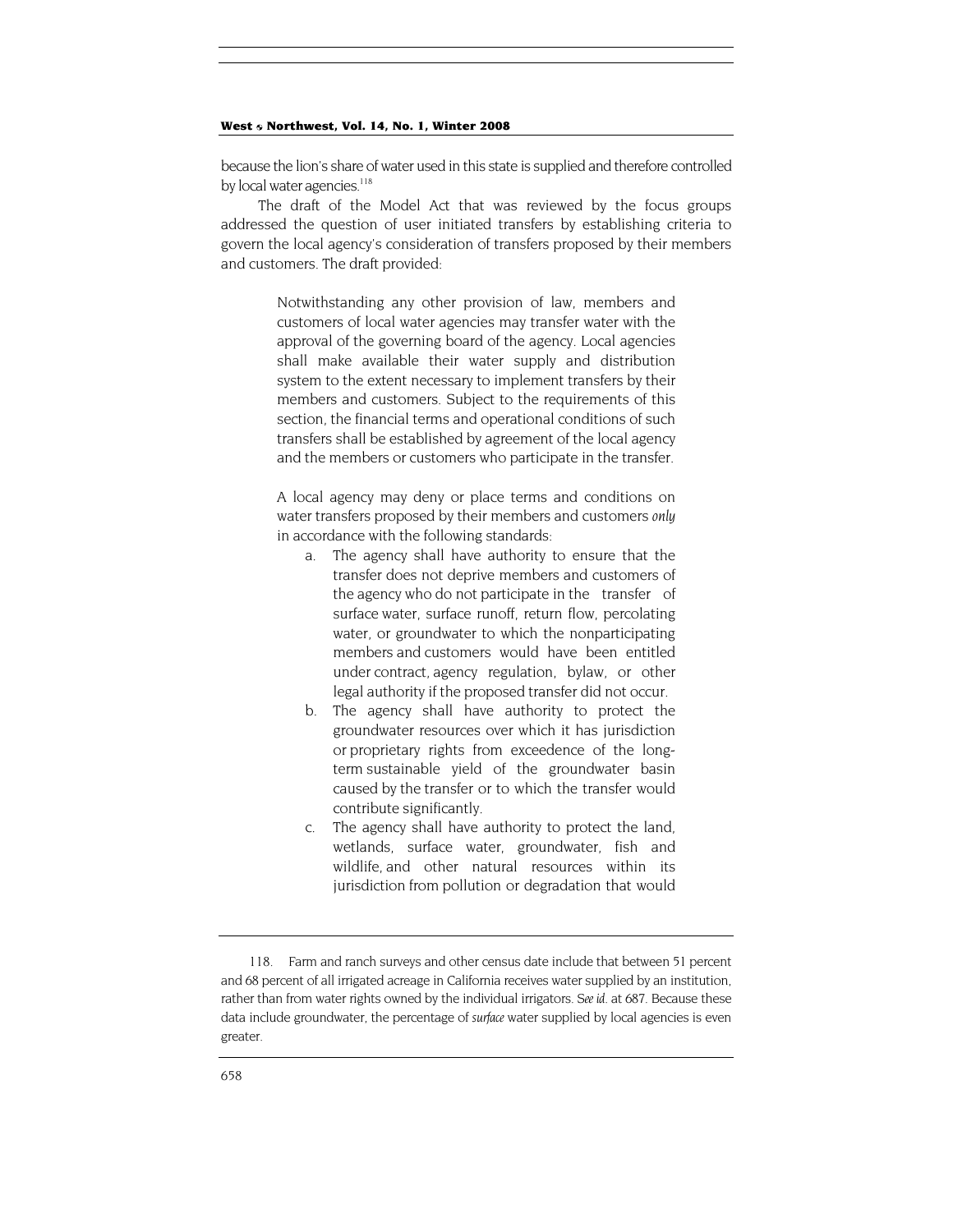because the lion's share of water used in this state is supplied and therefore controlled by local water agencies.[118]

The draft of the Model Act that was reviewed by the focus groups addressed the question of user initiated transfers by establishing criteria to govern the local agency's consideration of transfers proposed by their members and customers. The draft provided:

> Notwithstanding any other provision of law, members and customers of local water agencies may transfer water with the approval of the governing board of the agency. Local agencies shall make available their water supply and distribution system to the extent necessary to implement transfers by their members and customers. Subject to the requirements of this section, the financial terms and operational conditions of such transfers shall be established by agreement of the local agency and the members or customers who participate in the transfer.
>
> A local agency may deny or place terms and conditions on water transfers proposed by their members and customers *only* in accordance with the following standards:
>
> a. The agency shall have authority to ensure that the transfer does not deprive members and customers of the agency who do not participate in the transfer of surface water, surface runoff, return flow, percolating water, or groundwater to which the nonparticipating members and customers would have been entitled under contract, agency regulation, bylaw, or other legal authority if the proposed transfer did not occur.
> b. The agency shall have authority to protect the groundwater resources over which it has jurisdiction or proprietary rights from exceedence of the long-term sustainable yield of the groundwater basin caused by the transfer or to which the transfer would contribute significantly.
> c. The agency shall have authority to protect the land, wetlands, surface water, groundwater, fish and wildlife, and other natural resources within its jurisdiction from pollution or degradation that would

---

118. Farm and ranch surveys and other census date include that between 51 percent and 68 percent of all irrigated acreage in California receives water supplied by an institution, rather than from water rights owned by the individual irrigators. *See id.* at 687. Because these data include groundwater, the percentage of *surface* water supplied by local agencies is even greater.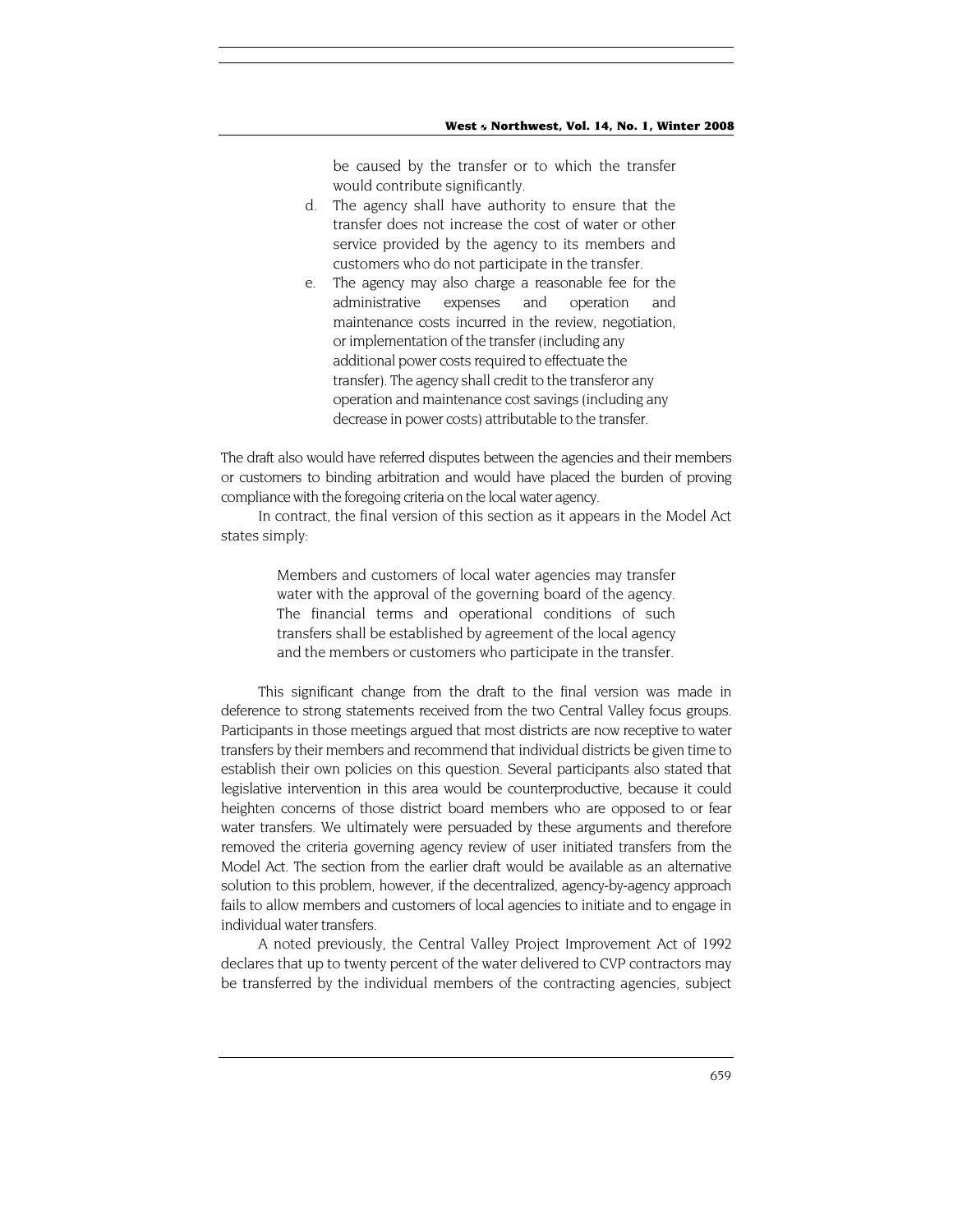be caused by the transfer or to which the transfer would contribute significantly.

d. The agency shall have authority to ensure that the transfer does not increase the cost of water or other service provided by the agency to its members and customers who do not participate in the transfer.

e. The agency may also charge a reasonable fee for the administrative expenses and operation and maintenance costs incurred in the review, negotiation, or implementation of the transfer (including any additional power costs required to effectuate the transfer). The agency shall credit to the transferor any operation and maintenance cost savings (including any decrease in power costs) attributable to the transfer.

The draft also would have referred disputes between the agencies and their members or customers to binding arbitration and would have placed the burden of proving compliance with the foregoing criteria on the local water agency.

In contract, the final version of this section as it appears in the Model Act states simply:

> Members and customers of local water agencies may transfer water with the approval of the governing board of the agency. The financial terms and operational conditions of such transfers shall be established by agreement of the local agency and the members or customers who participate in the transfer.

This significant change from the draft to the final version was made in deference to strong statements received from the two Central Valley focus groups. Participants in those meetings argued that most districts are now receptive to water transfers by their members and recommend that individual districts be given time to establish their own policies on this question. Several participants also stated that legislative intervention in this area would be counterproductive, because it could heighten concerns of those district board members who are opposed to or fear water transfers. We ultimately were persuaded by these arguments and therefore removed the criteria governing agency review of user initiated transfers from the Model Act. The section from the earlier draft would be available as an alternative solution to this problem, however, if the decentralized, agency-by-agency approach fails to allow members and customers of local agencies to initiate and to engage in individual water transfers.

A noted previously, the Central Valley Project Improvement Act of 1992 declares that up to twenty percent of the water delivered to CVP contractors may be transferred by the individual members of the contracting agencies, subject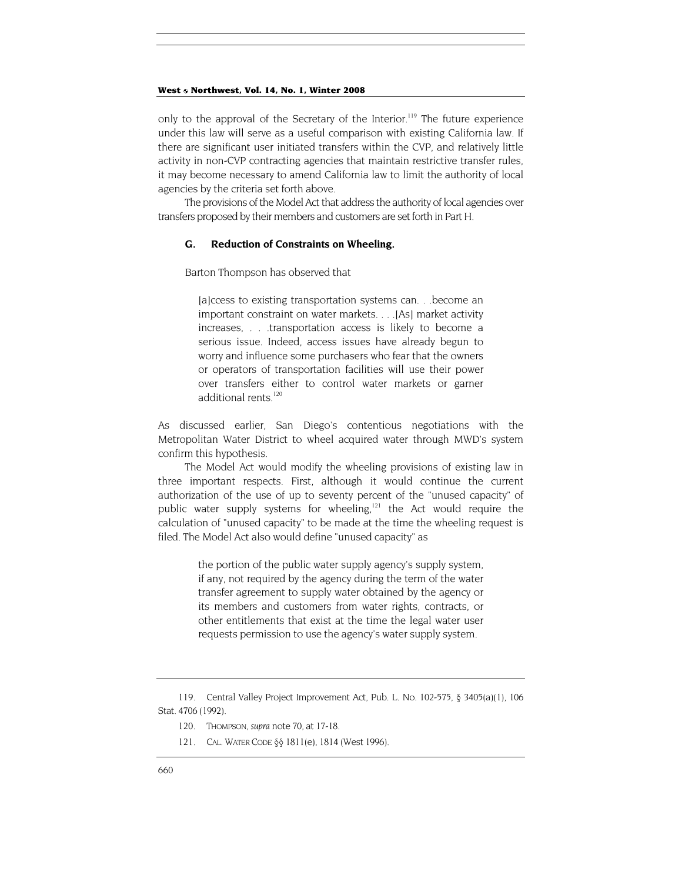only to the approval of the Secretary of the Interior.[119] The future experience under this law will serve as a useful comparison with existing California law. If there are significant user initiated transfers within the CVP, and relatively little activity in non-CVP contracting agencies that maintain restrictive transfer rules, it may become necessary to amend California law to limit the authority of local agencies by the criteria set forth above.

The provisions of the Model Act that address the authority of local agencies over transfers proposed by their members and customers are set forth in Part H.

### G. Reduction of Constraints on Wheeling.

Barton Thompson has observed that

> [a]ccess to existing transportation systems can. . .become an important constraint on water markets. . . .[As] market activity increases, . . .transportation access is likely to become a serious issue. Indeed, access issues have already begun to worry and influence some purchasers who fear that the owners or operators of transportation facilities will use their power over transfers either to control water markets or garner additional rents.[120]

As discussed earlier, San Diego's contentious negotiations with the Metropolitan Water District to wheel acquired water through MWD's system confirm this hypothesis.

The Model Act would modify the wheeling provisions of existing law in three important respects. First, although it would continue the current authorization of the use of up to seventy percent of the "unused capacity" of public water supply systems for wheeling,[121] the Act would require the calculation of "unused capacity" to be made at the time the wheeling request is filed. The Model Act also would define "unused capacity" as

> the portion of the public water supply agency's supply system, if any, not required by the agency during the term of the water transfer agreement to supply water obtained by the agency or its members and customers from water rights, contracts, or other entitlements that exist at the time the legal water user requests permission to use the agency's water supply system.

---

119. Central Valley Project Improvement Act, Pub. L. No. 102-575, § 3405(a)(1), 106 Stat. 4706 (1992).

120. THOMPSON, *supra* note 70, at 17-18.

121. CAL. WATER CODE §§ 1811(e), 1814 (West 1996).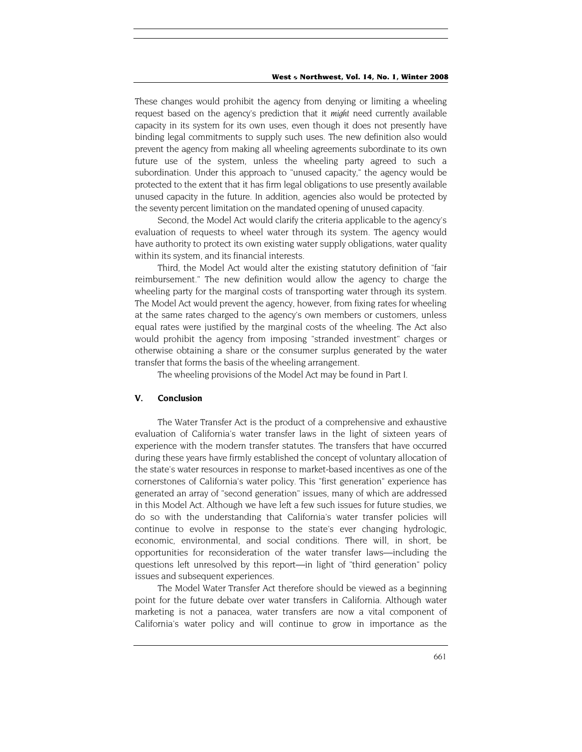These changes would prohibit the agency from denying or limiting a wheeling request based on the agency's prediction that it *might* need currently available capacity in its system for its own uses, even though it does not presently have binding legal commitments to supply such uses. The new definition also would prevent the agency from making all wheeling agreements subordinate to its own future use of the system, unless the wheeling party agreed to such a subordination. Under this approach to "unused capacity," the agency would be protected to the extent that it has firm legal obligations to use presently available unused capacity in the future. In addition, agencies also would be protected by the seventy percent limitation on the mandated opening of unused capacity.

Second, the Model Act would clarify the criteria applicable to the agency's evaluation of requests to wheel water through its system. The agency would have authority to protect its own existing water supply obligations, water quality within its system, and its financial interests.

Third, the Model Act would alter the existing statutory definition of "fair reimbursement." The new definition would allow the agency to charge the wheeling party for the marginal costs of transporting water through its system. The Model Act would prevent the agency, however, from fixing rates for wheeling at the same rates charged to the agency's own members or customers, unless equal rates were justified by the marginal costs of the wheeling. The Act also would prohibit the agency from imposing "stranded investment" charges or otherwise obtaining a share or the consumer surplus generated by the water transfer that forms the basis of the wheeling arrangement.

The wheeling provisions of the Model Act may be found in Part I.

## V. Conclusion

The Water Transfer Act is the product of a comprehensive and exhaustive evaluation of California's water transfer laws in the light of sixteen years of experience with the modern transfer statutes. The transfers that have occurred during these years have firmly established the concept of voluntary allocation of the state's water resources in response to market-based incentives as one of the cornerstones of California's water policy. This "first generation" experience has generated an array of "second generation" issues, many of which are addressed in this Model Act. Although we have left a few such issues for future studies, we do so with the understanding that California's water transfer policies will continue to evolve in response to the state's ever changing hydrologic, economic, environmental, and social conditions. There will, in short, be opportunities for reconsideration of the water transfer laws—including the questions left unresolved by this report—in light of "third generation" policy issues and subsequent experiences.

The Model Water Transfer Act therefore should be viewed as a beginning point for the future debate over water transfers in California. Although water marketing is not a panacea, water transfers are now a vital component of California's water policy and will continue to grow in importance as the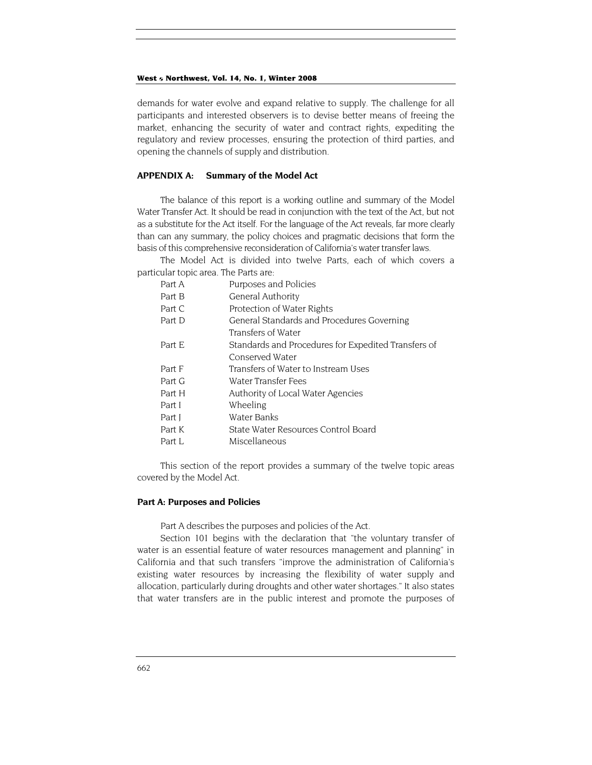demands for water evolve and expand relative to supply. The challenge for all participants and interested observers is to devise better means of freeing the market, enhancing the security of water and contract rights, expediting the regulatory and review processes, ensuring the protection of third parties, and opening the channels of supply and distribution.

## APPENDIX A: Summary of the Model Act

The balance of this report is a working outline and summary of the Model Water Transfer Act. It should be read in conjunction with the text of the Act, but not as a substitute for the Act itself. For the language of the Act reveals, far more clearly than can any summary, the policy choices and pragmatic decisions that form the basis of this comprehensive reconsideration of California's water transfer laws.

The Model Act is divided into twelve Parts, each of which covers a particular topic area. The Parts are:

| | |
|---|---|
| Part A | Purposes and Policies |
| Part B | General Authority |
| Part C | Protection of Water Rights |
| Part D | General Standards and Procedures Governing Transfers of Water |
| Part E | Standards and Procedures for Expedited Transfers of Conserved Water |
| Part F | Transfers of Water to Instream Uses |
| Part G | Water Transfer Fees |
| Part H | Authority of Local Water Agencies |
| Part I | Wheeling |
| Part J | Water Banks |
| Part K | State Water Resources Control Board |
| Part L | Miscellaneous |

This section of the report provides a summary of the twelve topic areas covered by the Model Act.

### Part A: Purposes and Policies

Part A describes the purposes and policies of the Act.

Section 101 begins with the declaration that "the voluntary transfer of water is an essential feature of water resources management and planning" in California and that such transfers "improve the administration of California's existing water resources by increasing the flexibility of water supply and allocation, particularly during droughts and other water shortages." It also states that water transfers are in the public interest and promote the purposes of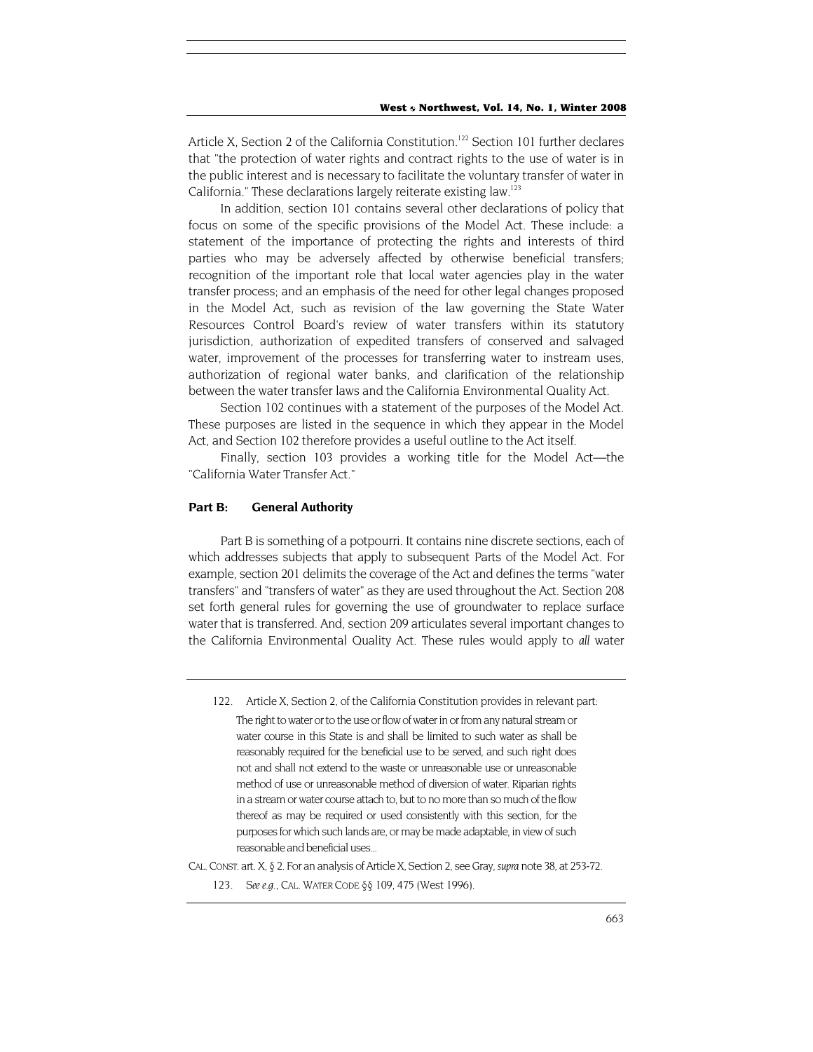Article X, Section 2 of the California Constitution.[122] Section 101 further declares that "the protection of water rights and contract rights to the use of water is in the public interest and is necessary to facilitate the voluntary transfer of water in California." These declarations largely reiterate existing law.[123]

In addition, section 101 contains several other declarations of policy that focus on some of the specific provisions of the Model Act. These include: a statement of the importance of protecting the rights and interests of third parties who may be adversely affected by otherwise beneficial transfers; recognition of the important role that local water agencies play in the water transfer process; and an emphasis of the need for other legal changes proposed in the Model Act, such as revision of the law governing the State Water Resources Control Board's review of water transfers within its statutory jurisdiction, authorization of expedited transfers of conserved and salvaged water, improvement of the processes for transferring water to instream uses, authorization of regional water banks, and clarification of the relationship between the water transfer laws and the California Environmental Quality Act.

Section 102 continues with a statement of the purposes of the Model Act. These purposes are listed in the sequence in which they appear in the Model Act, and Section 102 therefore provides a useful outline to the Act itself.

Finally, section 103 provides a working title for the Model Act—the "California Water Transfer Act."

### Part B: General Authority

Part B is something of a potpourri. It contains nine discrete sections, each of which addresses subjects that apply to subsequent Parts of the Model Act. For example, section 201 delimits the coverage of the Act and defines the terms "water transfers" and "transfers of water" as they are used throughout the Act. Section 208 set forth general rules for governing the use of groundwater to replace surface water that is transferred. And, section 209 articulates several important changes to the California Environmental Quality Act. These rules would apply to *all* water

---

122. Article X, Section 2, of the California Constitution provides in relevant part:

> The right to water or to the use or flow of water in or from any natural stream or water course in this State is and shall be limited to such water as shall be reasonably required for the beneficial use to be served, and such right does not and shall not extend to the waste or unreasonable use or unreasonable method of use or unreasonable method of diversion of water. Riparian rights in a stream or water course attach to, but to no more than so much of the flow thereof as may be required or used consistently with this section, for the purposes for which such lands are, or may be made adaptable, in view of such reasonable and beneficial uses...

CAL. CONST. art. X, § 2. For an analysis of Article X, Section 2, see Gray, *supra* note 38, at 253-72.

123. *See e.g.*, CAL. WATER CODE §§ 109, 475 (West 1996).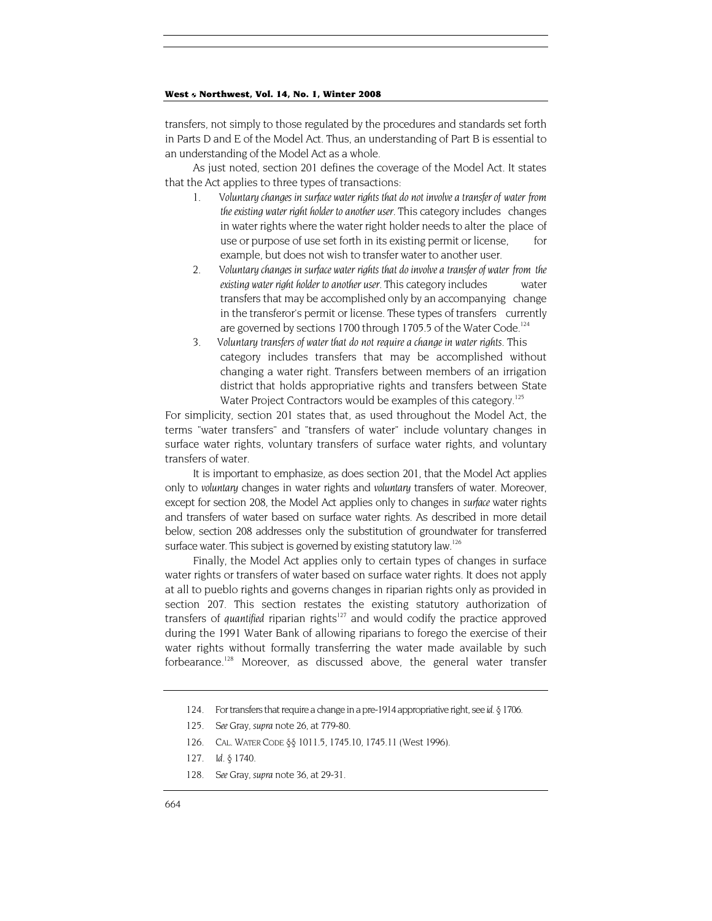transfers, not simply to those regulated by the procedures and standards set forth in Parts D and E of the Model Act. Thus, an understanding of Part B is essential to an understanding of the Model Act as a whole.

As just noted, section 201 defines the coverage of the Model Act. It states that the Act applies to three types of transactions:

1. *Voluntary changes in surface water rights that do not involve a transfer of water from the existing water right holder to another user*. This category includes changes in water rights where the water right holder needs to alter the place of use or purpose of use set forth in its existing permit or license, for example, but does not wish to transfer water to another user.
2. *Voluntary changes in surface water rights that do involve a transfer of water from the existing water right holder to another user*. This category includes water transfers that may be accomplished only by an accompanying change in the transferor's permit or license. These types of transfers currently are governed by sections 1700 through 1705.5 of the Water Code.[124]
3. *Voluntary transfers of water that do not require a change in water rights*. This category includes transfers that may be accomplished without changing a water right. Transfers between members of an irrigation district that holds appropriative rights and transfers between State Water Project Contractors would be examples of this category.[125]

For simplicity, section 201 states that, as used throughout the Model Act, the terms "water transfers" and "transfers of water" include voluntary changes in surface water rights, voluntary transfers of surface water rights, and voluntary transfers of water.

It is important to emphasize, as does section 201, that the Model Act applies only to *voluntary* changes in water rights and *voluntary* transfers of water. Moreover, except for section 208, the Model Act applies only to changes in *surface* water rights and transfers of water based on surface water rights. As described in more detail below, section 208 addresses only the substitution of groundwater for transferred surface water. This subject is governed by existing statutory law.[126]

Finally, the Model Act applies only to certain types of changes in surface water rights or transfers of water based on surface water rights. It does not apply at all to pueblo rights and governs changes in riparian rights only as provided in section 207. This section restates the existing statutory authorization of transfers of *quantified* riparian rights[127] and would codify the practice approved during the 1991 Water Bank of allowing riparians to forego the exercise of their water rights without formally transferring the water made available by such forbearance.[128] Moreover, as discussed above, the general water transfer

---

124. For transfers that require a change in a pre-1914 appropriative right, see *id.* § 1706.

125. *See* Gray, *supra* note 26, at 779-80.

126. CAL. WATER CODE §§ 1011.5, 1745.10, 1745.11 (West 1996).

127. *Id.* § 1740.

128. *See* Gray, *supra* note 36, at 29-31.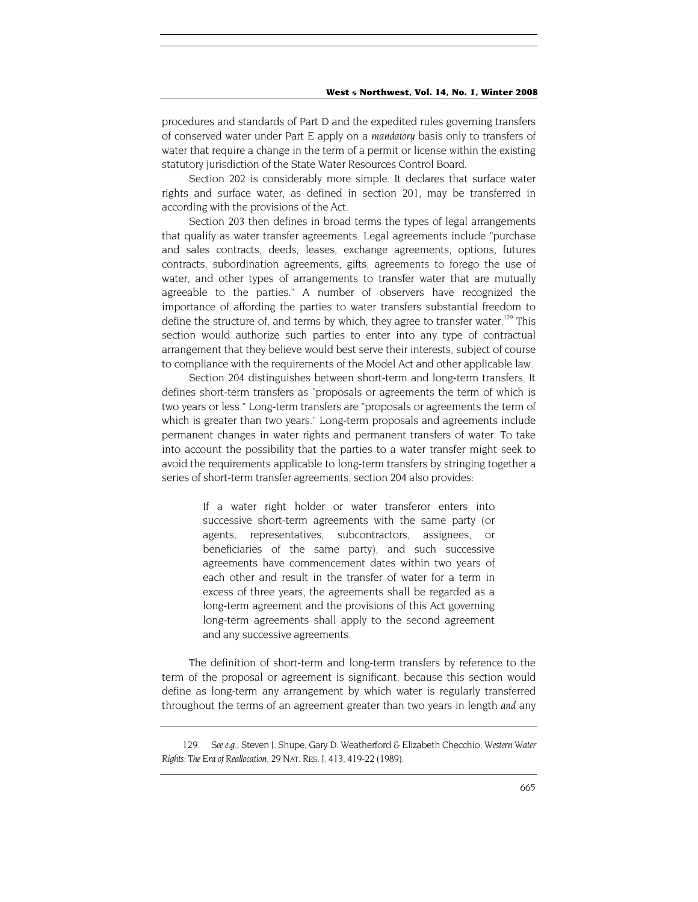procedures and standards of Part D and the expedited rules governing transfers of conserved water under Part E apply on a *mandatory* basis only to transfers of water that require a change in the term of a permit or license within the existing statutory jurisdiction of the State Water Resources Control Board.

Section 202 is considerably more simple. It declares that surface water rights and surface water, as defined in section 201, may be transferred in according with the provisions of the Act.

Section 203 then defines in broad terms the types of legal arrangements that qualify as water transfer agreements. Legal agreements include "purchase and sales contracts, deeds, leases, exchange agreements, options, futures contracts, subordination agreements, gifts, agreements to forego the use of water, and other types of arrangements to transfer water that are mutually agreeable to the parties." A number of observers have recognized the importance of affording the parties to water transfers substantial freedom to define the structure of, and terms by which, they agree to transfer water.[129] This section would authorize such parties to enter into any type of contractual arrangement that they believe would best serve their interests, subject of course to compliance with the requirements of the Model Act and other applicable law.

Section 204 distinguishes between short-term and long-term transfers. It defines short-term transfers as "proposals or agreements the term of which is two years or less." Long-term transfers are "proposals or agreements the term of which is greater than two years." Long-term proposals and agreements include permanent changes in water rights and permanent transfers of water. To take into account the possibility that the parties to a water transfer might seek to avoid the requirements applicable to long-term transfers by stringing together a series of short-term transfer agreements, section 204 also provides:

> If a water right holder or water transferor enters into successive short-term agreements with the same party (or agents, representatives, subcontractors, assignees, or beneficiaries of the same party), and such successive agreements have commencement dates within two years of each other and result in the transfer of water for a term in excess of three years, the agreements shall be regarded as a long-term agreement and the provisions of this Act governing long-term agreements shall apply to the second agreement and any successive agreements.

The definition of short-term and long-term transfers by reference to the term of the proposal or agreement is significant, because this section would define as long-term any arrangement by which water is regularly transferred throughout the terms of an agreement greater than two years in length *and* any

---

129. *See e.g.*, Steven J. Shupe, Gary D. Weatherford & Elizabeth Checchio, *Western Water Rights: The Era of Reallocation*, 29 NAT. RES. J. 413, 419-22 (1989).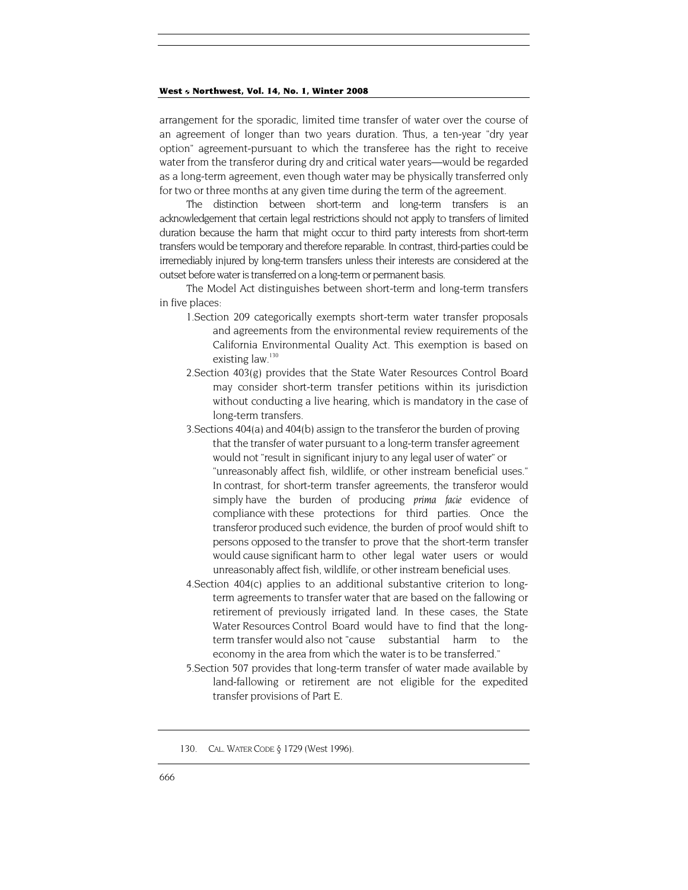arrangement for the sporadic, limited time transfer of water over the course of an agreement of longer than two years duration. Thus, a ten-year "dry year option" agreement-pursuant to which the transferee has the right to receive water from the transferor during dry and critical water years—would be regarded as a long-term agreement, even though water may be physically transferred only for two or three months at any given time during the term of the agreement.

The distinction between short-term and long-term transfers is an acknowledgement that certain legal restrictions should not apply to transfers of limited duration because the harm that might occur to third party interests from short-term transfers would be temporary and therefore reparable. In contrast, third-parties could be irremediably injured by long-term transfers unless their interests are considered at the outset before water is transferred on a long-term or permanent basis.

The Model Act distinguishes between short-term and long-term transfers in five places:

1. Section 209 categorically exempts short-term water transfer proposals and agreements from the environmental review requirements of the California Environmental Quality Act. This exemption is based on existing law.[130]
2. Section 403(g) provides that the State Water Resources Control Board may consider short-term transfer petitions within its jurisdiction without conducting a live hearing, which is mandatory in the case of long-term transfers.
3. Sections 404(a) and 404(b) assign to the transferor the burden of proving that the transfer of water pursuant to a long-term transfer agreement would not "result in significant injury to any legal user of water" or "unreasonably affect fish, wildlife, or other instream beneficial uses." In contrast, for short-term transfer agreements, the transferor would simply have the burden of producing *prima facie* evidence of compliance with these protections for third parties. Once the transferor produced such evidence, the burden of proof would shift to persons opposed to the transfer to prove that the short-term transfer would cause significant harm to other legal water users or would unreasonably affect fish, wildlife, or other instream beneficial uses.
4. Section 404(c) applies to an additional substantive criterion to long-term agreements to transfer water that are based on the fallowing or retirement of previously irrigated land. In these cases, the State Water Resources Control Board would have to find that the long-term transfer would also not "cause substantial harm to the economy in the area from which the water is to be transferred."
5. Section 507 provides that long-term transfer of water made available by land-fallowing or retirement are not eligible for the expedited transfer provisions of Part E.

---

130. CAL. WATER CODE § 1729 (West 1996).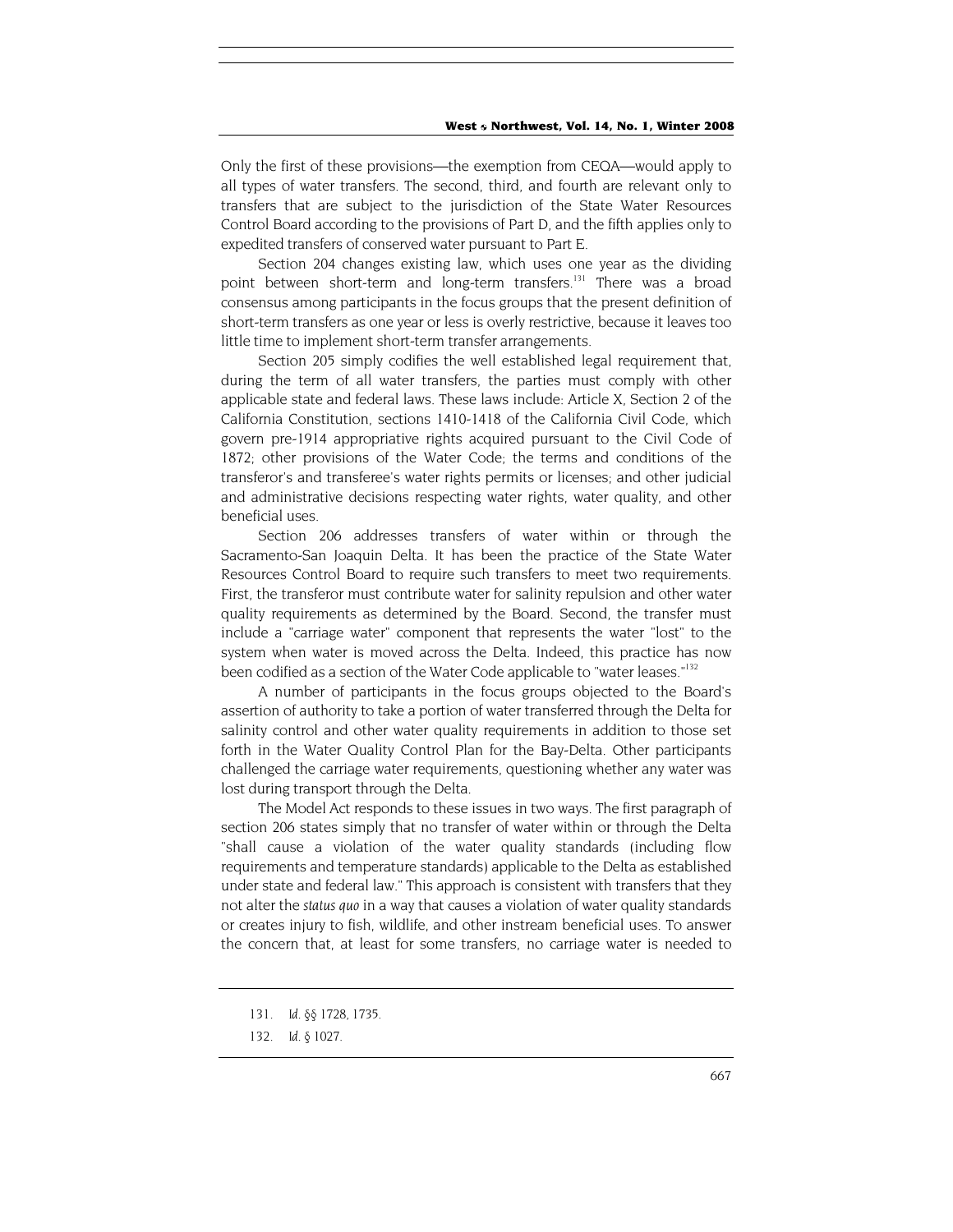Only the first of these provisions—the exemption from CEQA—would apply to all types of water transfers. The second, third, and fourth are relevant only to transfers that are subject to the jurisdiction of the State Water Resources Control Board according to the provisions of Part D, and the fifth applies only to expedited transfers of conserved water pursuant to Part E.

Section 204 changes existing law, which uses one year as the dividing point between short-term and long-term transfers.[131] There was a broad consensus among participants in the focus groups that the present definition of short-term transfers as one year or less is overly restrictive, because it leaves too little time to implement short-term transfer arrangements.

Section 205 simply codifies the well established legal requirement that, during the term of all water transfers, the parties must comply with other applicable state and federal laws. These laws include: Article X, Section 2 of the California Constitution, sections 1410-1418 of the California Civil Code, which govern pre-1914 appropriative rights acquired pursuant to the Civil Code of 1872; other provisions of the Water Code; the terms and conditions of the transferor's and transferee's water rights permits or licenses; and other judicial and administrative decisions respecting water rights, water quality, and other beneficial uses.

Section 206 addresses transfers of water within or through the Sacramento-San Joaquin Delta. It has been the practice of the State Water Resources Control Board to require such transfers to meet two requirements. First, the transferor must contribute water for salinity repulsion and other water quality requirements as determined by the Board. Second, the transfer must include a "carriage water" component that represents the water "lost" to the system when water is moved across the Delta. Indeed, this practice has now been codified as a section of the Water Code applicable to "water leases."[132]

A number of participants in the focus groups objected to the Board's assertion of authority to take a portion of water transferred through the Delta for salinity control and other water quality requirements in addition to those set forth in the Water Quality Control Plan for the Bay-Delta. Other participants challenged the carriage water requirements, questioning whether any water was lost during transport through the Delta.

The Model Act responds to these issues in two ways. The first paragraph of section 206 states simply that no transfer of water within or through the Delta "shall cause a violation of the water quality standards (including flow requirements and temperature standards) applicable to the Delta as established under state and federal law." This approach is consistent with transfers that they not alter the *status quo* in a way that causes a violation of water quality standards or creates injury to fish, wildlife, and other instream beneficial uses. To answer the concern that, at least for some transfers, no carriage water is needed to

131. *Id.* §§ 1728, 1735.

132. *Id.* § 1027.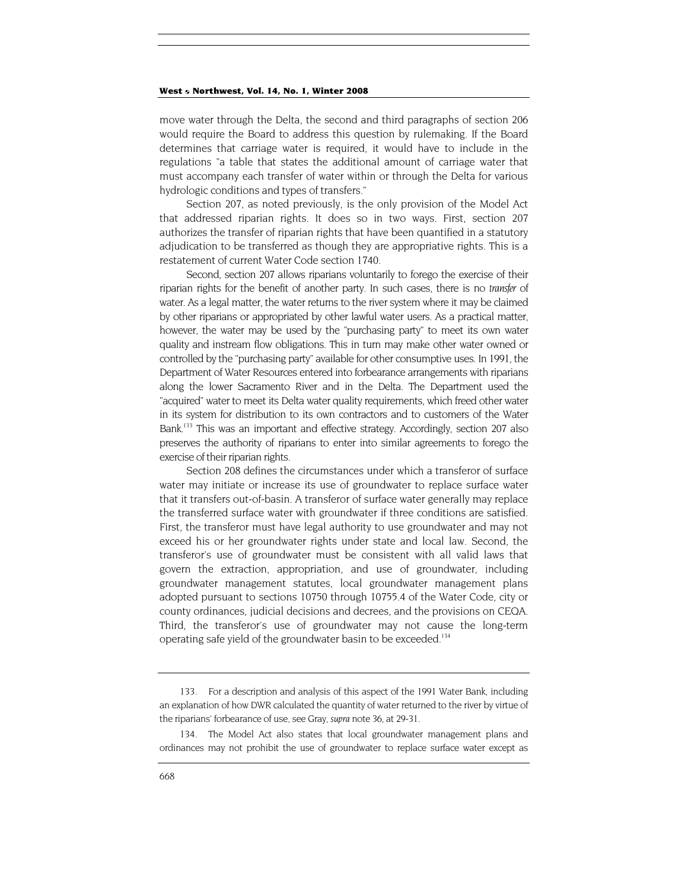move water through the Delta, the second and third paragraphs of section 206 would require the Board to address this question by rulemaking. If the Board determines that carriage water is required, it would have to include in the regulations "a table that states the additional amount of carriage water that must accompany each transfer of water within or through the Delta for various hydrologic conditions and types of transfers."

Section 207, as noted previously, is the only provision of the Model Act that addressed riparian rights. It does so in two ways. First, section 207 authorizes the transfer of riparian rights that have been quantified in a statutory adjudication to be transferred as though they are appropriative rights. This is a restatement of current Water Code section 1740.

Second, section 207 allows riparians voluntarily to forego the exercise of their riparian rights for the benefit of another party. In such cases, there is no *transfer* of water. As a legal matter, the water returns to the river system where it may be claimed by other riparians or appropriated by other lawful water users. As a practical matter, however, the water may be used by the "purchasing party" to meet its own water quality and instream flow obligations. This in turn may make other water owned or controlled by the "purchasing party" available for other consumptive uses. In 1991, the Department of Water Resources entered into forbearance arrangements with riparians along the lower Sacramento River and in the Delta. The Department used the "acquired" water to meet its Delta water quality requirements, which freed other water in its system for distribution to its own contractors and to customers of the Water Bank.[133] This was an important and effective strategy. Accordingly, section 207 also preserves the authority of riparians to enter into similar agreements to forego the exercise of their riparian rights.

Section 208 defines the circumstances under which a transferor of surface water may initiate or increase its use of groundwater to replace surface water that it transfers out-of-basin. A transferor of surface water generally may replace the transferred surface water with groundwater if three conditions are satisfied. First, the transferor must have legal authority to use groundwater and may not exceed his or her groundwater rights under state and local law. Second, the transferor's use of groundwater must be consistent with all valid laws that govern the extraction, appropriation, and use of groundwater, including groundwater management statutes, local groundwater management plans adopted pursuant to sections 10750 through 10755.4 of the Water Code, city or county ordinances, judicial decisions and decrees, and the provisions on CEQA. Third, the transferor's use of groundwater may not cause the long-term operating safe yield of the groundwater basin to be exceeded.[134]

---

133. For a description and analysis of this aspect of the 1991 Water Bank, including an explanation of how DWR calculated the quantity of water returned to the river by virtue of the riparians' forbearance of use, see Gray, *supra* note 36, at 29-31.

134. The Model Act also states that local groundwater management plans and ordinances may not prohibit the use of groundwater to replace surface water except as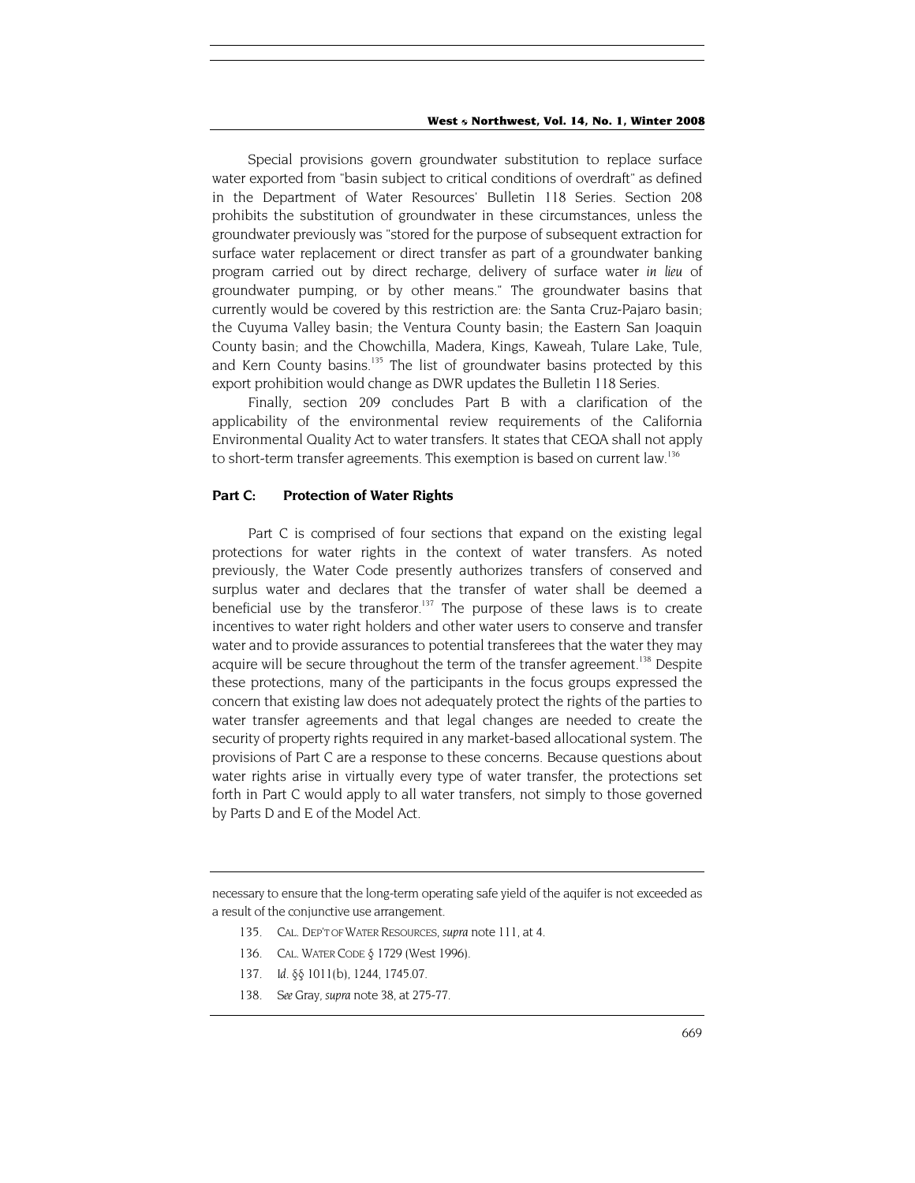Special provisions govern groundwater substitution to replace surface water exported from "basin subject to critical conditions of overdraft" as defined in the Department of Water Resources' Bulletin 118 Series. Section 208 prohibits the substitution of groundwater in these circumstances, unless the groundwater previously was "stored for the purpose of subsequent extraction for surface water replacement or direct transfer as part of a groundwater banking program carried out by direct recharge, delivery of surface water *in lieu* of groundwater pumping, or by other means." The groundwater basins that currently would be covered by this restriction are: the Santa Cruz-Pajaro basin; the Cuyuma Valley basin; the Ventura County basin; the Eastern San Joaquin County basin; and the Chowchilla, Madera, Kings, Kaweah, Tulare Lake, Tule, and Kern County basins.[135] The list of groundwater basins protected by this export prohibition would change as DWR updates the Bulletin 118 Series.

Finally, section 209 concludes Part B with a clarification of the applicability of the environmental review requirements of the California Environmental Quality Act to water transfers. It states that CEQA shall not apply to short-term transfer agreements. This exemption is based on current law.[136]

### Part C: Protection of Water Rights

Part C is comprised of four sections that expand on the existing legal protections for water rights in the context of water transfers. As noted previously, the Water Code presently authorizes transfers of conserved and surplus water and declares that the transfer of water shall be deemed a beneficial use by the transferor.[137] The purpose of these laws is to create incentives to water right holders and other water users to conserve and transfer water and to provide assurances to potential transferees that the water they may acquire will be secure throughout the term of the transfer agreement.[138] Despite these protections, many of the participants in the focus groups expressed the concern that existing law does not adequately protect the rights of the parties to water transfer agreements and that legal changes are needed to create the security of property rights required in any market-based allocational system. The provisions of Part C are a response to these concerns. Because questions about water rights arise in virtually every type of water transfer, the protections set forth in Part C would apply to all water transfers, not simply to those governed by Parts D and E of the Model Act.

---

necessary to ensure that the long-term operating safe yield of the aquifer is not exceeded as a result of the conjunctive use arrangement.

135. CAL. DEP'T OF WATER RESOURCES, *supra* note 111, at 4.

136. CAL. WATER CODE § 1729 (West 1996).

137. *Id.* §§ 1011(b), 1244, 1745.07.

138. *See* Gray, *supra* note 38, at 275-77.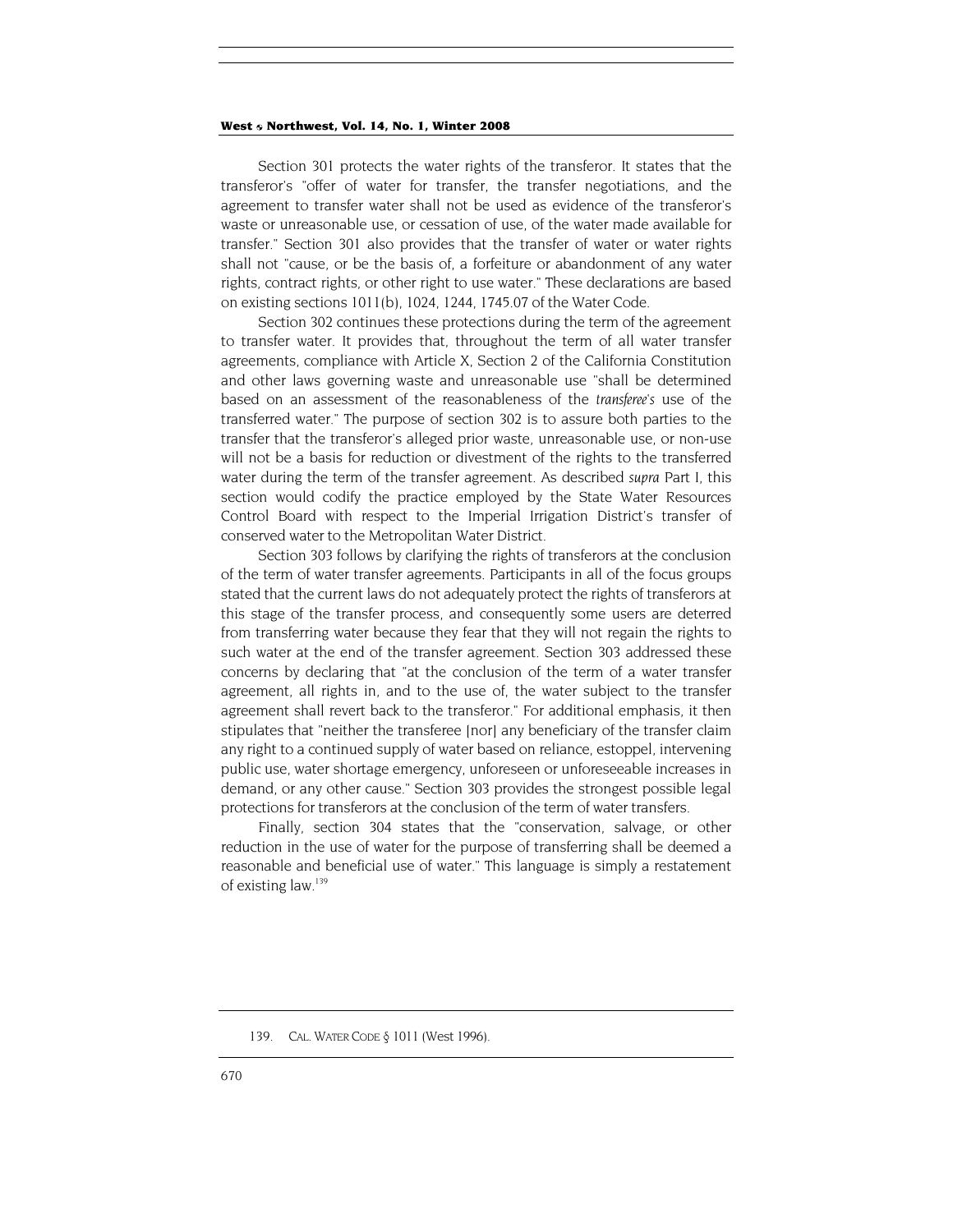Section 301 protects the water rights of the transferor. It states that the transferor's "offer of water for transfer, the transfer negotiations, and the agreement to transfer water shall not be used as evidence of the transferor's waste or unreasonable use, or cessation of use, of the water made available for transfer." Section 301 also provides that the transfer of water or water rights shall not "cause, or be the basis of, a forfeiture or abandonment of any water rights, contract rights, or other right to use water." These declarations are based on existing sections 1011(b), 1024, 1244, 1745.07 of the Water Code.

Section 302 continues these protections during the term of the agreement to transfer water. It provides that, throughout the term of all water transfer agreements, compliance with Article X, Section 2 of the California Constitution and other laws governing waste and unreasonable use "shall be determined based on an assessment of the reasonableness of the *transferee's* use of the transferred water." The purpose of section 302 is to assure both parties to the transfer that the transferor's alleged prior waste, unreasonable use, or non-use will not be a basis for reduction or divestment of the rights to the transferred water during the term of the transfer agreement. As described *supra* Part I, this section would codify the practice employed by the State Water Resources Control Board with respect to the Imperial Irrigation District's transfer of conserved water to the Metropolitan Water District.

Section 303 follows by clarifying the rights of transferors at the conclusion of the term of water transfer agreements. Participants in all of the focus groups stated that the current laws do not adequately protect the rights of transferors at this stage of the transfer process, and consequently some users are deterred from transferring water because they fear that they will not regain the rights to such water at the end of the transfer agreement. Section 303 addressed these concerns by declaring that "at the conclusion of the term of a water transfer agreement, all rights in, and to the use of, the water subject to the transfer agreement shall revert back to the transferor." For additional emphasis, it then stipulates that "neither the transferee [nor] any beneficiary of the transfer claim any right to a continued supply of water based on reliance, estoppel, intervening public use, water shortage emergency, unforeseen or unforeseeable increases in demand, or any other cause." Section 303 provides the strongest possible legal protections for transferors at the conclusion of the term of water transfers.

Finally, section 304 states that the "conservation, salvage, or other reduction in the use of water for the purpose of transferring shall be deemed a reasonable and beneficial use of water." This language is simply a restatement of existing law.[139]

---

139. CAL. WATER CODE § 1011 (West 1996).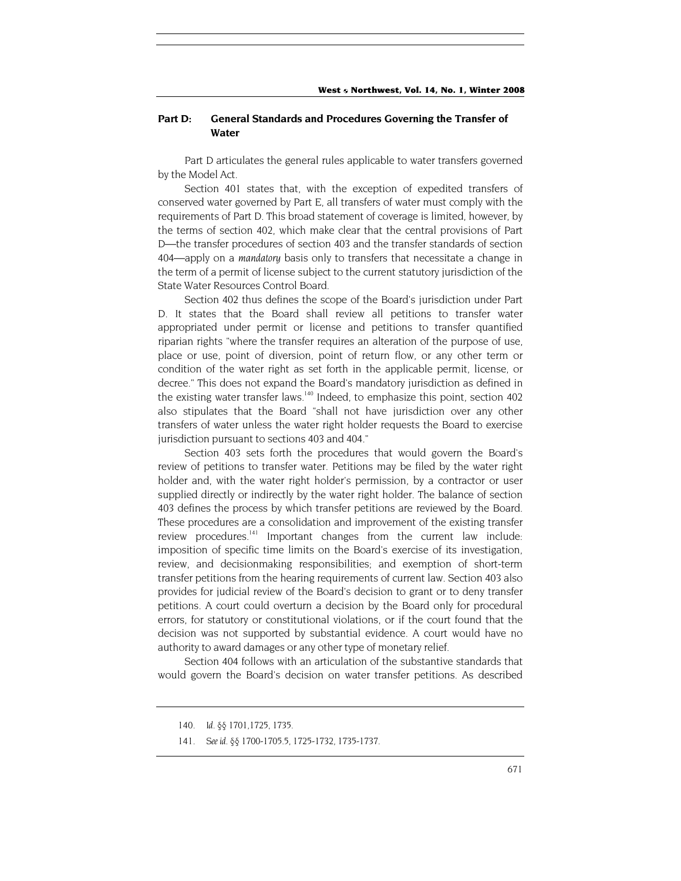## Part D: General Standards and Procedures Governing the Transfer of Water

Part D articulates the general rules applicable to water transfers governed by the Model Act.

Section 401 states that, with the exception of expedited transfers of conserved water governed by Part E, all transfers of water must comply with the requirements of Part D. This broad statement of coverage is limited, however, by the terms of section 402, which make clear that the central provisions of Part D—the transfer procedures of section 403 and the transfer standards of section 404—apply on a *mandatory* basis only to transfers that necessitate a change in the term of a permit of license subject to the current statutory jurisdiction of the State Water Resources Control Board.

Section 402 thus defines the scope of the Board's jurisdiction under Part D. It states that the Board shall review all petitions to transfer water appropriated under permit or license and petitions to transfer quantified riparian rights "where the transfer requires an alteration of the purpose of use, place or use, point of diversion, point of return flow, or any other term or condition of the water right as set forth in the applicable permit, license, or decree." This does not expand the Board's mandatory jurisdiction as defined in the existing water transfer laws.[140] Indeed, to emphasize this point, section 402 also stipulates that the Board "shall not have jurisdiction over any other transfers of water unless the water right holder requests the Board to exercise jurisdiction pursuant to sections 403 and 404."

Section 403 sets forth the procedures that would govern the Board's review of petitions to transfer water. Petitions may be filed by the water right holder and, with the water right holder's permission, by a contractor or user supplied directly or indirectly by the water right holder. The balance of section 403 defines the process by which transfer petitions are reviewed by the Board. These procedures are a consolidation and improvement of the existing transfer review procedures.[141] Important changes from the current law include: imposition of specific time limits on the Board's exercise of its investigation, review, and decisionmaking responsibilities; and exemption of short-term transfer petitions from the hearing requirements of current law. Section 403 also provides for judicial review of the Board's decision to grant or to deny transfer petitions. A court could overturn a decision by the Board only for procedural errors, for statutory or constitutional violations, or if the court found that the decision was not supported by substantial evidence. A court would have no authority to award damages or any other type of monetary relief.

Section 404 follows with an articulation of the substantive standards that would govern the Board's decision on water transfer petitions. As described

---

140. *Id.* §§ 1701,1725, 1735.

141. *See id.* §§ 1700-1705.5, 1725-1732, 1735-1737.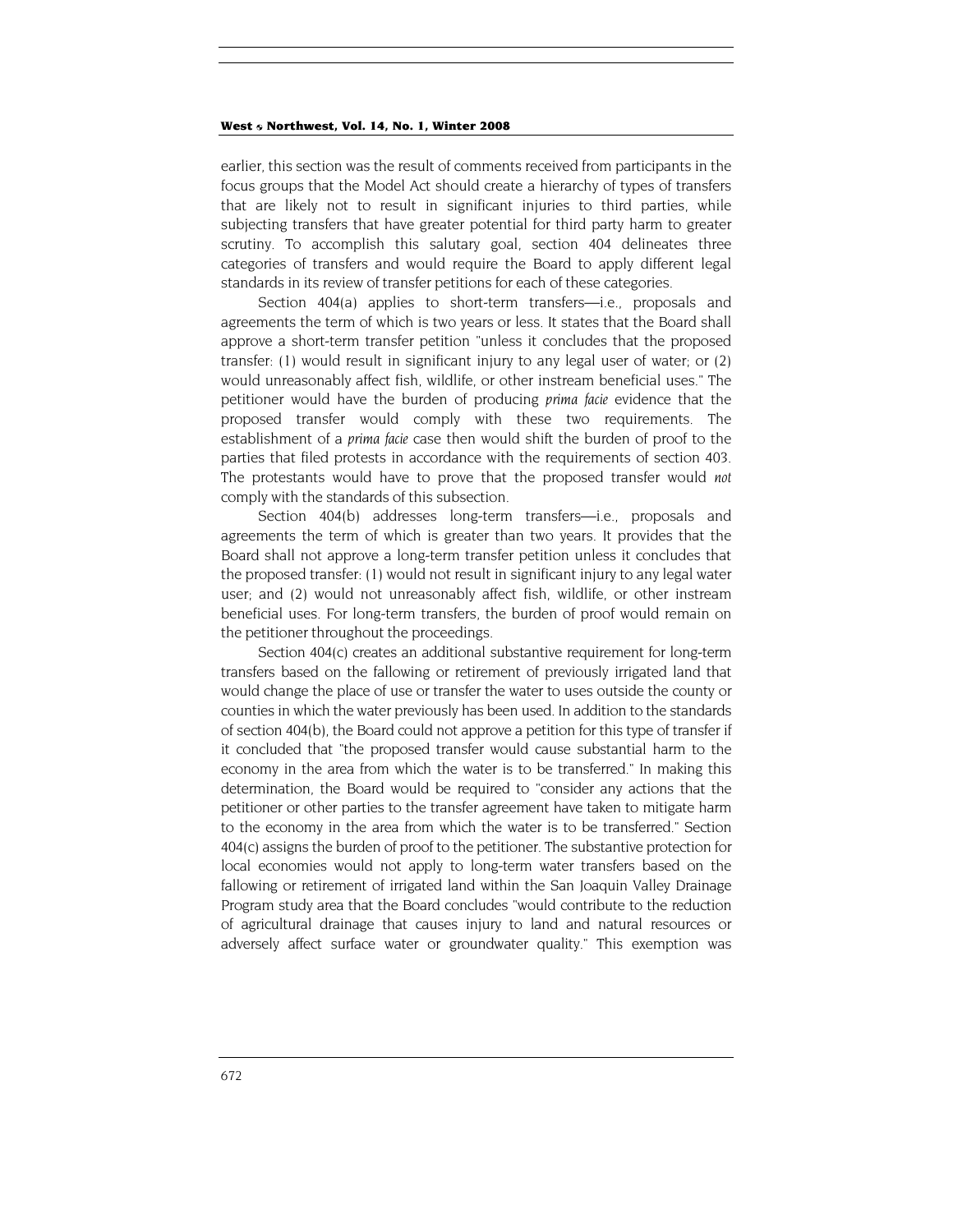earlier, this section was the result of comments received from participants in the focus groups that the Model Act should create a hierarchy of types of transfers that are likely not to result in significant injuries to third parties, while subjecting transfers that have greater potential for third party harm to greater scrutiny. To accomplish this salutary goal, section 404 delineates three categories of transfers and would require the Board to apply different legal standards in its review of transfer petitions for each of these categories.

Section 404(a) applies to short-term transfers—i.e., proposals and agreements the term of which is two years or less. It states that the Board shall approve a short-term transfer petition "unless it concludes that the proposed transfer: (1) would result in significant injury to any legal user of water; or (2) would unreasonably affect fish, wildlife, or other instream beneficial uses." The petitioner would have the burden of producing *prima facie* evidence that the proposed transfer would comply with these two requirements. The establishment of a *prima facie* case then would shift the burden of proof to the parties that filed protests in accordance with the requirements of section 403. The protestants would have to prove that the proposed transfer would *not* comply with the standards of this subsection.

Section 404(b) addresses long-term transfers—i.e., proposals and agreements the term of which is greater than two years. It provides that the Board shall not approve a long-term transfer petition unless it concludes that the proposed transfer: (1) would not result in significant injury to any legal water user; and (2) would not unreasonably affect fish, wildlife, or other instream beneficial uses. For long-term transfers, the burden of proof would remain on the petitioner throughout the proceedings.

Section 404(c) creates an additional substantive requirement for long-term transfers based on the fallowing or retirement of previously irrigated land that would change the place of use or transfer the water to uses outside the county or counties in which the water previously has been used. In addition to the standards of section 404(b), the Board could not approve a petition for this type of transfer if it concluded that "the proposed transfer would cause substantial harm to the economy in the area from which the water is to be transferred." In making this determination, the Board would be required to "consider any actions that the petitioner or other parties to the transfer agreement have taken to mitigate harm to the economy in the area from which the water is to be transferred." Section 404(c) assigns the burden of proof to the petitioner. The substantive protection for local economies would not apply to long-term water transfers based on the fallowing or retirement of irrigated land within the San Joaquin Valley Drainage Program study area that the Board concludes "would contribute to the reduction of agricultural drainage that causes injury to land and natural resources or adversely affect surface water or groundwater quality." This exemption was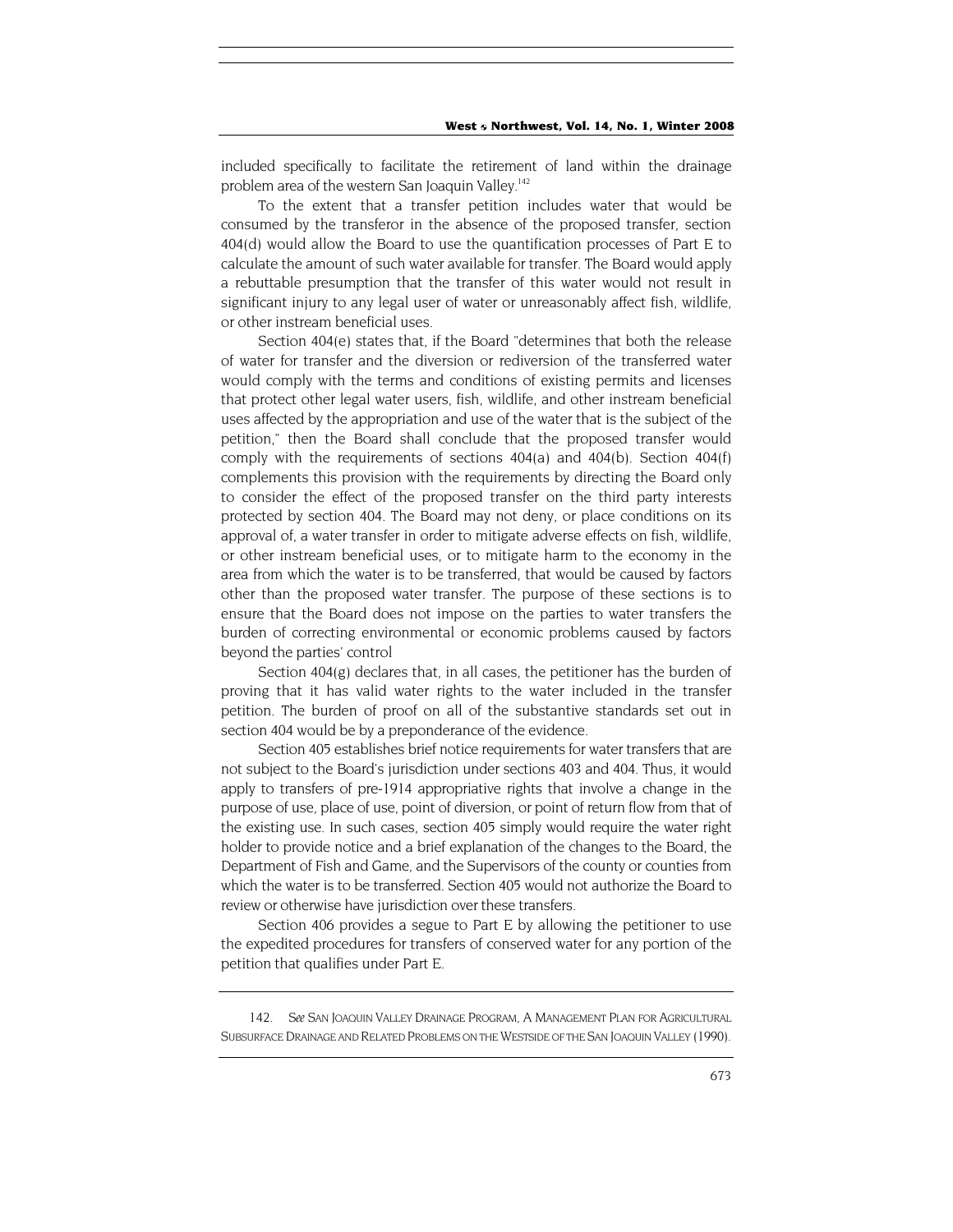included specifically to facilitate the retirement of land within the drainage problem area of the western San Joaquin Valley.[142]

To the extent that a transfer petition includes water that would be consumed by the transferor in the absence of the proposed transfer, section 404(d) would allow the Board to use the quantification processes of Part E to calculate the amount of such water available for transfer. The Board would apply a rebuttable presumption that the transfer of this water would not result in significant injury to any legal user of water or unreasonably affect fish, wildlife, or other instream beneficial uses.

Section 404(e) states that, if the Board "determines that both the release of water for transfer and the diversion or rediversion of the transferred water would comply with the terms and conditions of existing permits and licenses that protect other legal water users, fish, wildlife, and other instream beneficial uses affected by the appropriation and use of the water that is the subject of the petition," then the Board shall conclude that the proposed transfer would comply with the requirements of sections 404(a) and 404(b). Section 404(f) complements this provision with the requirements by directing the Board only to consider the effect of the proposed transfer on the third party interests protected by section 404. The Board may not deny, or place conditions on its approval of, a water transfer in order to mitigate adverse effects on fish, wildlife, or other instream beneficial uses, or to mitigate harm to the economy in the area from which the water is to be transferred, that would be caused by factors other than the proposed water transfer. The purpose of these sections is to ensure that the Board does not impose on the parties to water transfers the burden of correcting environmental or economic problems caused by factors beyond the parties' control

Section 404(g) declares that, in all cases, the petitioner has the burden of proving that it has valid water rights to the water included in the transfer petition. The burden of proof on all of the substantive standards set out in section 404 would be by a preponderance of the evidence.

Section 405 establishes brief notice requirements for water transfers that are not subject to the Board's jurisdiction under sections 403 and 404. Thus, it would apply to transfers of pre-1914 appropriative rights that involve a change in the purpose of use, place of use, point of diversion, or point of return flow from that of the existing use. In such cases, section 405 simply would require the water right holder to provide notice and a brief explanation of the changes to the Board, the Department of Fish and Game, and the Supervisors of the county or counties from which the water is to be transferred. Section 405 would not authorize the Board to review or otherwise have jurisdiction over these transfers.

Section 406 provides a segue to Part E by allowing the petitioner to use the expedited procedures for transfers of conserved water for any portion of the petition that qualifies under Part E.

---

142. *See* SAN JOAQUIN VALLEY DRAINAGE PROGRAM, A MANAGEMENT PLAN FOR AGRICULTURAL SUBSURFACE DRAINAGE AND RELATED PROBLEMS ON THE WESTSIDE OF THE SAN JOAQUIN VALLEY (1990).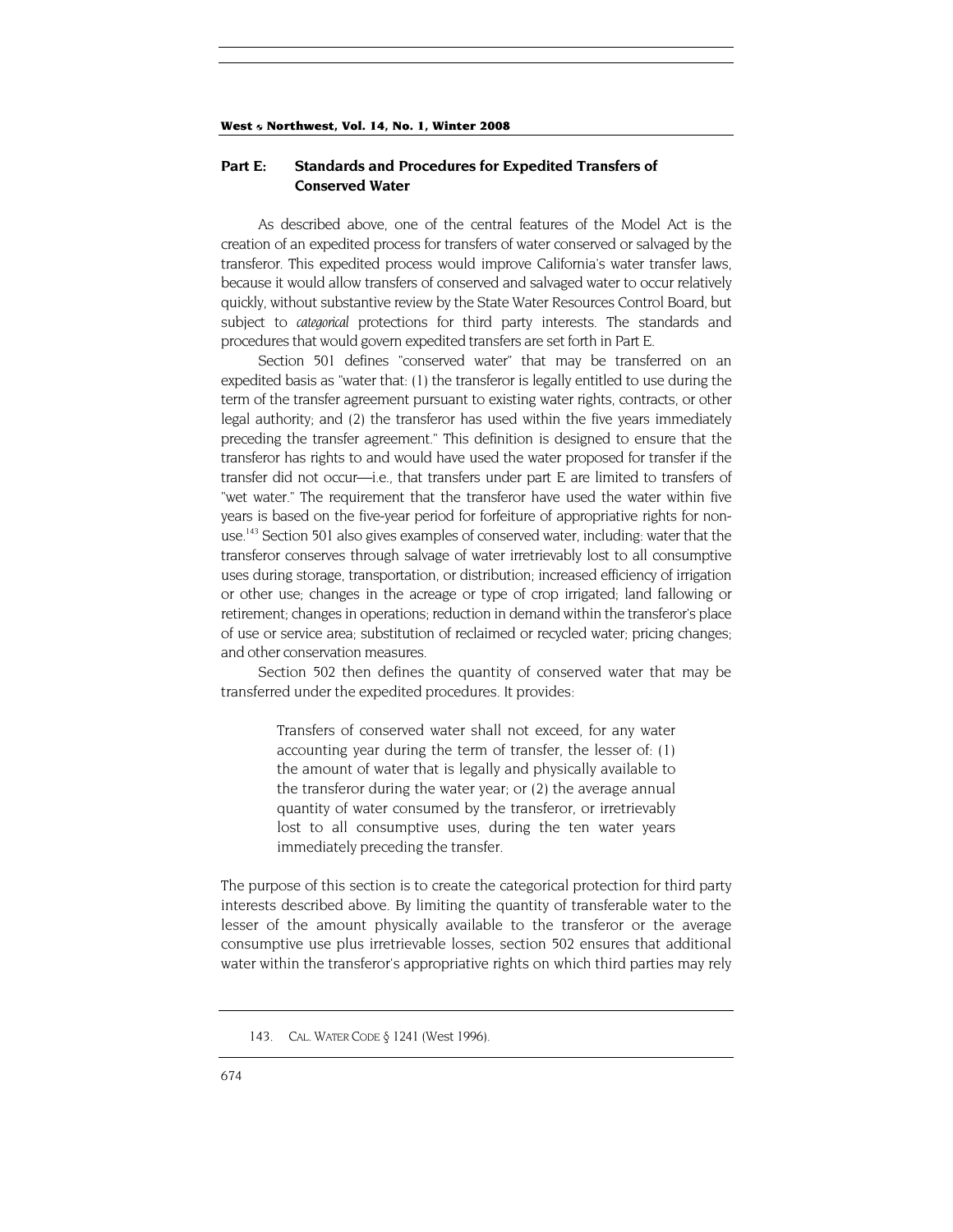## Part E: Standards and Procedures for Expedited Transfers of Conserved Water

As described above, one of the central features of the Model Act is the creation of an expedited process for transfers of water conserved or salvaged by the transferor. This expedited process would improve California's water transfer laws, because it would allow transfers of conserved and salvaged water to occur relatively quickly, without substantive review by the State Water Resources Control Board, but subject to *categorical* protections for third party interests. The standards and procedures that would govern expedited transfers are set forth in Part E.

Section 501 defines "conserved water" that may be transferred on an expedited basis as "water that: (1) the transferor is legally entitled to use during the term of the transfer agreement pursuant to existing water rights, contracts, or other legal authority; and (2) the transferor has used within the five years immediately preceding the transfer agreement." This definition is designed to ensure that the transferor has rights to and would have used the water proposed for transfer if the transfer did not occur—i.e., that transfers under part E are limited to transfers of "wet water." The requirement that the transferor have used the water within five years is based on the five-year period for forfeiture of appropriative rights for non-use.[143] Section 501 also gives examples of conserved water, including: water that the transferor conserves through salvage of water irretrievably lost to all consumptive uses during storage, transportation, or distribution; increased efficiency of irrigation or other use; changes in the acreage or type of crop irrigated; land fallowing or retirement; changes in operations; reduction in demand within the transferor's place of use or service area; substitution of reclaimed or recycled water; pricing changes; and other conservation measures.

Section 502 then defines the quantity of conserved water that may be transferred under the expedited procedures. It provides:

> Transfers of conserved water shall not exceed, for any water accounting year during the term of transfer, the lesser of: (1) the amount of water that is legally and physically available to the transferor during the water year; or (2) the average annual quantity of water consumed by the transferor, or irretrievably lost to all consumptive uses, during the ten water years immediately preceding the transfer.

The purpose of this section is to create the categorical protection for third party interests described above. By limiting the quantity of transferable water to the lesser of the amount physically available to the transferor or the average consumptive use plus irretrievable losses, section 502 ensures that additional water within the transferor's appropriative rights on which third parties may rely

143. CAL. WATER CODE § 1241 (West 1996).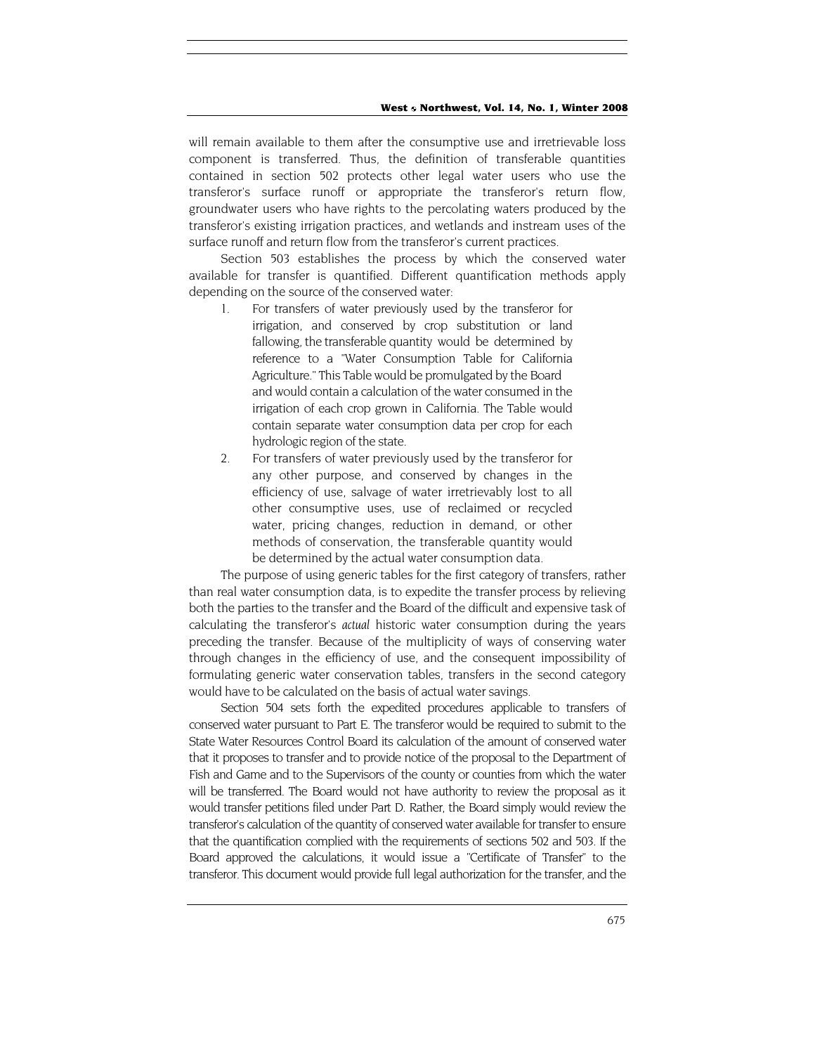will remain available to them after the consumptive use and irretrievable loss component is transferred. Thus, the definition of transferable quantities contained in section 502 protects other legal water users who use the transferor's surface runoff or appropriate the transferor's return flow, groundwater users who have rights to the percolating waters produced by the transferor's existing irrigation practices, and wetlands and instream uses of the surface runoff and return flow from the transferor's current practices.

Section 503 establishes the process by which the conserved water available for transfer is quantified. Different quantification methods apply depending on the source of the conserved water:

1. For transfers of water previously used by the transferor for irrigation, and conserved by crop substitution or land fallowing, the transferable quantity would be determined by reference to a "Water Consumption Table for California Agriculture." This Table would be promulgated by the Board and would contain a calculation of the water consumed in the irrigation of each crop grown in California. The Table would contain separate water consumption data per crop for each hydrologic region of the state.
2. For transfers of water previously used by the transferor for any other purpose, and conserved by changes in the efficiency of use, salvage of water irretrievably lost to all other consumptive uses, use of reclaimed or recycled water, pricing changes, reduction in demand, or other methods of conservation, the transferable quantity would be determined by the actual water consumption data.

The purpose of using generic tables for the first category of transfers, rather than real water consumption data, is to expedite the transfer process by relieving both the parties to the transfer and the Board of the difficult and expensive task of calculating the transferor's *actual* historic water consumption during the years preceding the transfer. Because of the multiplicity of ways of conserving water through changes in the efficiency of use, and the consequent impossibility of formulating generic water conservation tables, transfers in the second category would have to be calculated on the basis of actual water savings.

Section 504 sets forth the expedited procedures applicable to transfers of conserved water pursuant to Part E. The transferor would be required to submit to the State Water Resources Control Board its calculation of the amount of conserved water that it proposes to transfer and to provide notice of the proposal to the Department of Fish and Game and to the Supervisors of the county or counties from which the water will be transferred. The Board would not have authority to review the proposal as it would transfer petitions filed under Part D. Rather, the Board simply would review the transferor's calculation of the quantity of conserved water available for transfer to ensure that the quantification complied with the requirements of sections 502 and 503. If the Board approved the calculations, it would issue a "Certificate of Transfer" to the transferor. This document would provide full legal authorization for the transfer, and the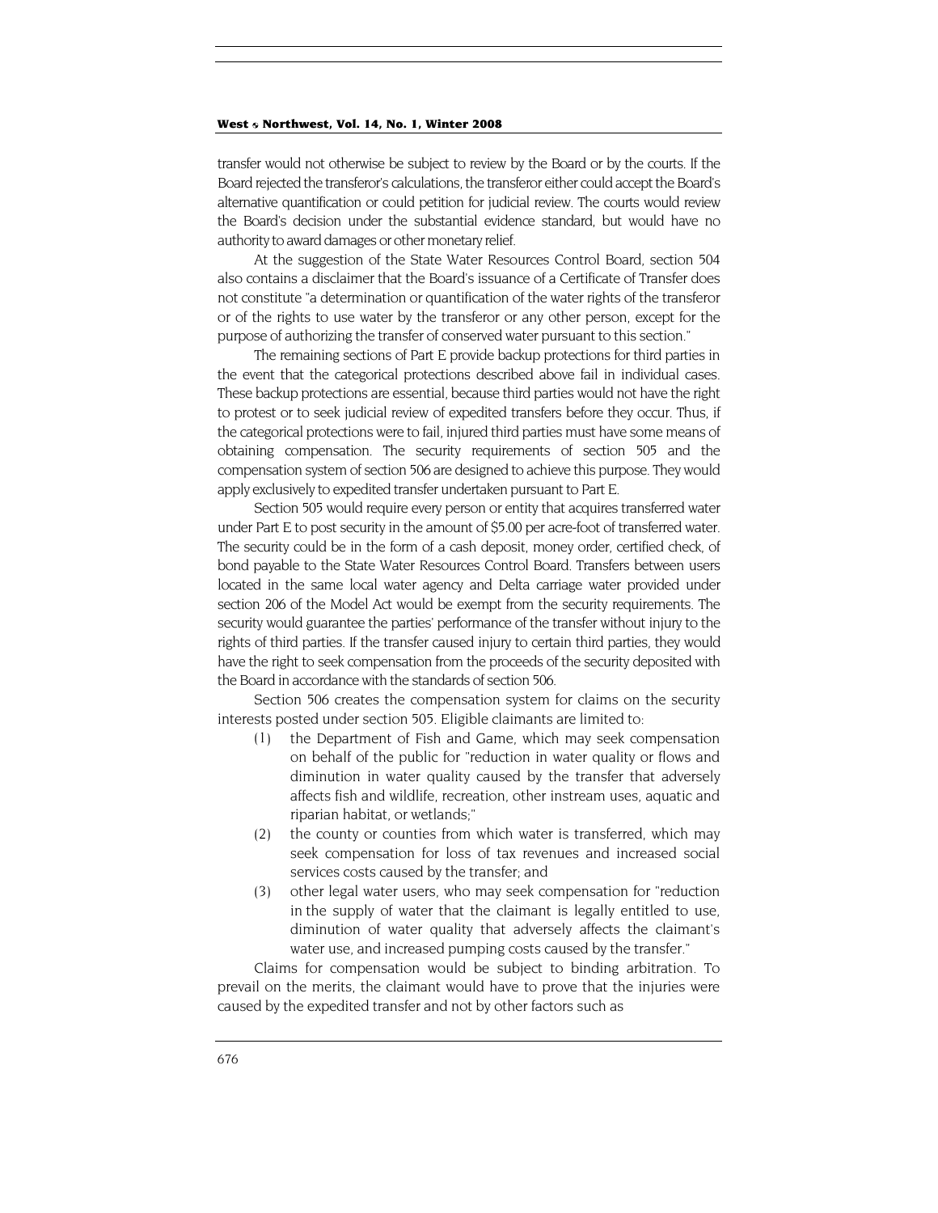transfer would not otherwise be subject to review by the Board or by the courts. If the Board rejected the transferor's calculations, the transferor either could accept the Board's alternative quantification or could petition for judicial review. The courts would review the Board's decision under the substantial evidence standard, but would have no authority to award damages or other monetary relief.

At the suggestion of the State Water Resources Control Board, section 504 also contains a disclaimer that the Board's issuance of a Certificate of Transfer does not constitute "a determination or quantification of the water rights of the transferor or of the rights to use water by the transferor or any other person, except for the purpose of authorizing the transfer of conserved water pursuant to this section."

The remaining sections of Part E provide backup protections for third parties in the event that the categorical protections described above fail in individual cases. These backup protections are essential, because third parties would not have the right to protest or to seek judicial review of expedited transfers before they occur. Thus, if the categorical protections were to fail, injured third parties must have some means of obtaining compensation. The security requirements of section 505 and the compensation system of section 506 are designed to achieve this purpose. They would apply exclusively to expedited transfer undertaken pursuant to Part E.

Section 505 would require every person or entity that acquires transferred water under Part E to post security in the amount of $5.00 per acre-foot of transferred water. The security could be in the form of a cash deposit, money order, certified check, of bond payable to the State Water Resources Control Board. Transfers between users located in the same local water agency and Delta carriage water provided under section 206 of the Model Act would be exempt from the security requirements. The security would guarantee the parties' performance of the transfer without injury to the rights of third parties. If the transfer caused injury to certain third parties, they would have the right to seek compensation from the proceeds of the security deposited with the Board in accordance with the standards of section 506.

Section 506 creates the compensation system for claims on the security interests posted under section 505. Eligible claimants are limited to:

(1) the Department of Fish and Game, which may seek compensation on behalf of the public for "reduction in water quality or flows and diminution in water quality caused by the transfer that adversely affects fish and wildlife, recreation, other instream uses, aquatic and riparian habitat, or wetlands;"

(2) the county or counties from which water is transferred, which may seek compensation for loss of tax revenues and increased social services costs caused by the transfer; and

(3) other legal water users, who may seek compensation for "reduction in the supply of water that the claimant is legally entitled to use, diminution of water quality that adversely affects the claimant's water use, and increased pumping costs caused by the transfer."

Claims for compensation would be subject to binding arbitration. To prevail on the merits, the claimant would have to prove that the injuries were caused by the expedited transfer and not by other factors such as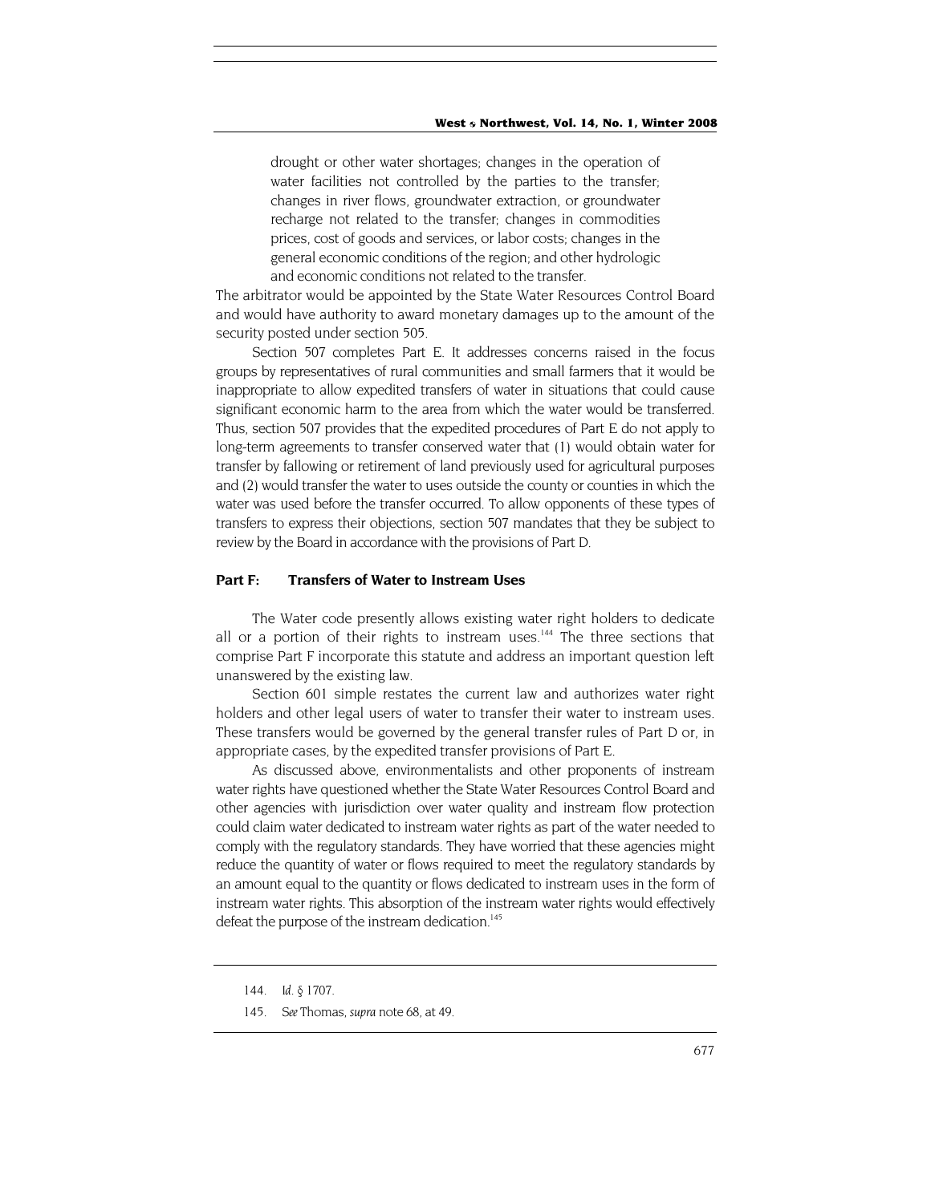> drought or other water shortages; changes in the operation of water facilities not controlled by the parties to the transfer; changes in river flows, groundwater extraction, or groundwater recharge not related to the transfer; changes in commodities prices, cost of goods and services, or labor costs; changes in the general economic conditions of the region; and other hydrologic and economic conditions not related to the transfer.

The arbitrator would be appointed by the State Water Resources Control Board and would have authority to award monetary damages up to the amount of the security posted under section 505.

Section 507 completes Part E. It addresses concerns raised in the focus groups by representatives of rural communities and small farmers that it would be inappropriate to allow expedited transfers of water in situations that could cause significant economic harm to the area from which the water would be transferred. Thus, section 507 provides that the expedited procedures of Part E do not apply to long-term agreements to transfer conserved water that (1) would obtain water for transfer by fallowing or retirement of land previously used for agricultural purposes and (2) would transfer the water to uses outside the county or counties in which the water was used before the transfer occurred. To allow opponents of these types of transfers to express their objections, section 507 mandates that they be subject to review by the Board in accordance with the provisions of Part D.

## Part F: Transfers of Water to Instream Uses

The Water code presently allows existing water right holders to dedicate all or a portion of their rights to instream uses.[144] The three sections that comprise Part F incorporate this statute and address an important question left unanswered by the existing law.

Section 601 simple restates the current law and authorizes water right holders and other legal users of water to transfer their water to instream uses. These transfers would be governed by the general transfer rules of Part D or, in appropriate cases, by the expedited transfer provisions of Part E.

As discussed above, environmentalists and other proponents of instream water rights have questioned whether the State Water Resources Control Board and other agencies with jurisdiction over water quality and instream flow protection could claim water dedicated to instream water rights as part of the water needed to comply with the regulatory standards. They have worried that these agencies might reduce the quantity of water or flows required to meet the regulatory standards by an amount equal to the quantity or flows dedicated to instream uses in the form of instream water rights. This absorption of the instream water rights would effectively defeat the purpose of the instream dedication.[145]

---

144. *Id.* § 1707.

145. *See* Thomas, *supra* note 68, at 49.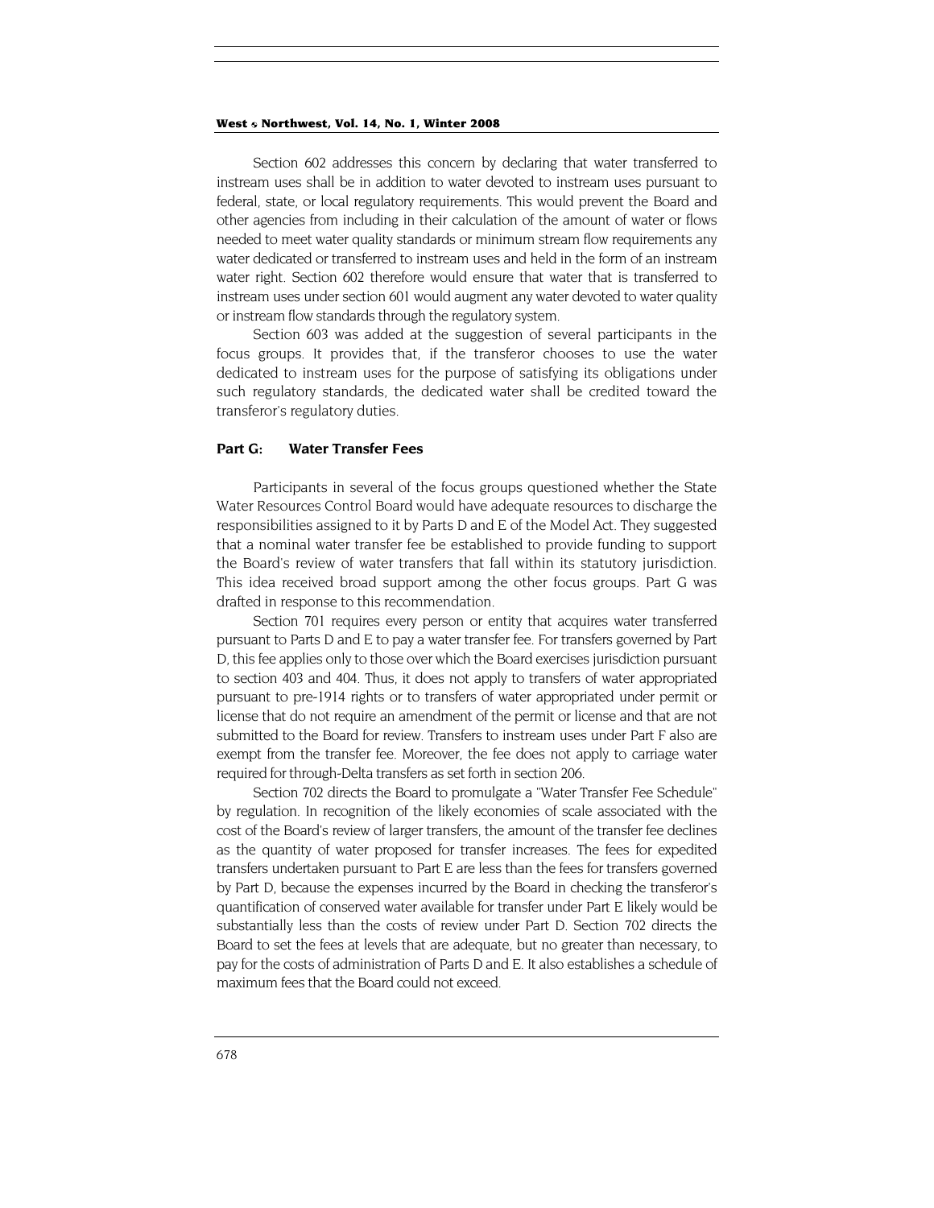Section 602 addresses this concern by declaring that water transferred to instream uses shall be in addition to water devoted to instream uses pursuant to federal, state, or local regulatory requirements. This would prevent the Board and other agencies from including in their calculation of the amount of water or flows needed to meet water quality standards or minimum stream flow requirements any water dedicated or transferred to instream uses and held in the form of an instream water right. Section 602 therefore would ensure that water that is transferred to instream uses under section 601 would augment any water devoted to water quality or instream flow standards through the regulatory system.

Section 603 was added at the suggestion of several participants in the focus groups. It provides that, if the transferor chooses to use the water dedicated to instream uses for the purpose of satisfying its obligations under such regulatory standards, the dedicated water shall be credited toward the transferor's regulatory duties.

### Part G: Water Transfer Fees

Participants in several of the focus groups questioned whether the State Water Resources Control Board would have adequate resources to discharge the responsibilities assigned to it by Parts D and E of the Model Act. They suggested that a nominal water transfer fee be established to provide funding to support the Board's review of water transfers that fall within its statutory jurisdiction. This idea received broad support among the other focus groups. Part G was drafted in response to this recommendation.

Section 701 requires every person or entity that acquires water transferred pursuant to Parts D and E to pay a water transfer fee. For transfers governed by Part D, this fee applies only to those over which the Board exercises jurisdiction pursuant to section 403 and 404. Thus, it does not apply to transfers of water appropriated pursuant to pre-1914 rights or to transfers of water appropriated under permit or license that do not require an amendment of the permit or license and that are not submitted to the Board for review. Transfers to instream uses under Part F also are exempt from the transfer fee. Moreover, the fee does not apply to carriage water required for through-Delta transfers as set forth in section 206.

Section 702 directs the Board to promulgate a "Water Transfer Fee Schedule" by regulation. In recognition of the likely economies of scale associated with the cost of the Board's review of larger transfers, the amount of the transfer fee declines as the quantity of water proposed for transfer increases. The fees for expedited transfers undertaken pursuant to Part E are less than the fees for transfers governed by Part D, because the expenses incurred by the Board in checking the transferor's quantification of conserved water available for transfer under Part E likely would be substantially less than the costs of review under Part D. Section 702 directs the Board to set the fees at levels that are adequate, but no greater than necessary, to pay for the costs of administration of Parts D and E. It also establishes a schedule of maximum fees that the Board could not exceed.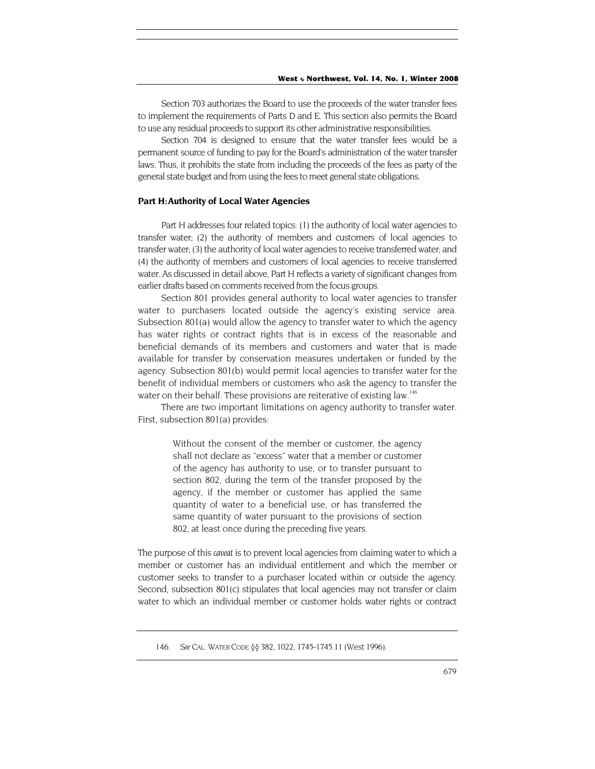Section 703 authorizes the Board to use the proceeds of the water transfer fees to implement the requirements of Parts D and E. This section also permits the Board to use any residual proceeds to support its other administrative responsibilities.

Section 704 is designed to ensure that the water transfer fees would be a permanent source of funding to pay for the Board's administration of the water transfer laws. Thus, it prohibits the state from including the proceeds of the fees as party of the general state budget and from using the fees to meet general state obligations.

### Part H: Authority of Local Water Agencies

Part H addresses four related topics: (1) the authority of local water agencies to transfer water; (2) the authority of members and customers of local agencies to transfer water; (3) the authority of local water agencies to receive transferred water; and (4) the authority of members and customers of local agencies to receive transferred water. As discussed in detail above, Part H reflects a variety of significant changes from earlier drafts based on comments received from the focus groups.

Section 801 provides general authority to local water agencies to transfer water to purchasers located outside the agency's existing service area. Subsection 801(a) would allow the agency to transfer water to which the agency has water rights or contract rights that is in excess of the reasonable and beneficial demands of its members and customers and water that is made available for transfer by conservation measures undertaken or funded by the agency. Subsection 801(b) would permit local agencies to transfer water for the benefit of individual members or customers who ask the agency to transfer the water on their behalf. These provisions are reiterative of existing law.[146]

There are two important limitations on agency authority to transfer water. First, subsection 801(a) provides:

> Without the consent of the member or customer, the agency shall not declare as "excess" water that a member or customer of the agency has authority to use, or to transfer pursuant to section 802, during the term of the transfer proposed by the agency, if the member or customer has applied the same quantity of water to a beneficial use, or has transferred the same quantity of water pursuant to the provisions of section 802, at least once during the preceding five years.

The purpose of this *caveat* is to prevent local agencies from claiming water to which a member or customer has an individual entitlement and which the member or customer seeks to transfer to a purchaser located within or outside the agency. Second, subsection 801(c) stipulates that local agencies may not transfer or claim water to which an individual member or customer holds water rights or contract

---

146. *See* CAL. WATER CODE §§ 382, 1022, 1745-1745.11 (West 1996).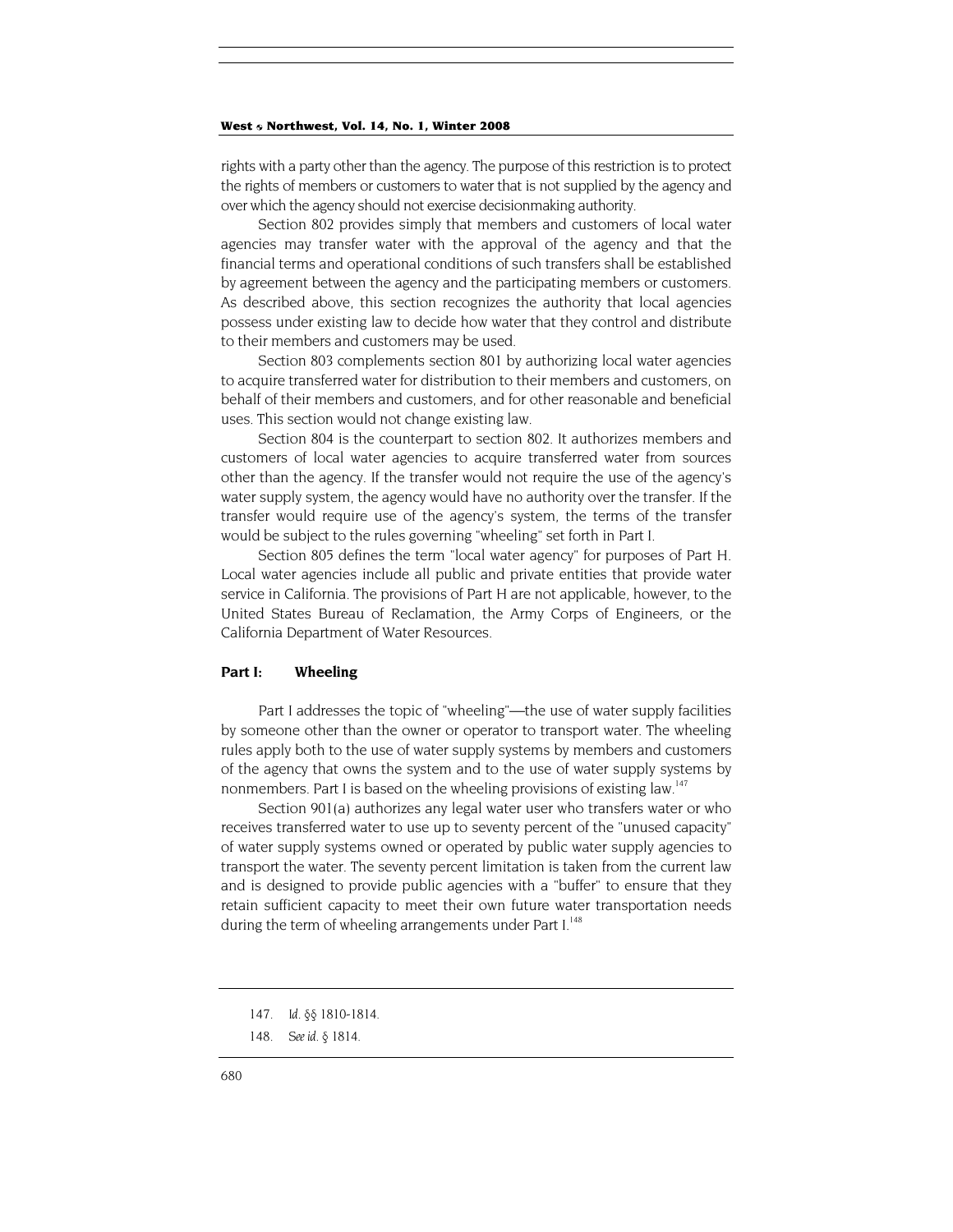rights with a party other than the agency. The purpose of this restriction is to protect the rights of members or customers to water that is not supplied by the agency and over which the agency should not exercise decisionmaking authority.

Section 802 provides simply that members and customers of local water agencies may transfer water with the approval of the agency and that the financial terms and operational conditions of such transfers shall be established by agreement between the agency and the participating members or customers. As described above, this section recognizes the authority that local agencies possess under existing law to decide how water that they control and distribute to their members and customers may be used.

Section 803 complements section 801 by authorizing local water agencies to acquire transferred water for distribution to their members and customers, on behalf of their members and customers, and for other reasonable and beneficial uses. This section would not change existing law.

Section 804 is the counterpart to section 802. It authorizes members and customers of local water agencies to acquire transferred water from sources other than the agency. If the transfer would not require the use of the agency's water supply system, the agency would have no authority over the transfer. If the transfer would require use of the agency's system, the terms of the transfer would be subject to the rules governing "wheeling" set forth in Part I.

Section 805 defines the term "local water agency" for purposes of Part H. Local water agencies include all public and private entities that provide water service in California. The provisions of Part H are not applicable, however, to the United States Bureau of Reclamation, the Army Corps of Engineers, or the California Department of Water Resources.

### Part I: Wheeling

Part I addresses the topic of "wheeling"—the use of water supply facilities by someone other than the owner or operator to transport water. The wheeling rules apply both to the use of water supply systems by members and customers of the agency that owns the system and to the use of water supply systems by nonmembers. Part I is based on the wheeling provisions of existing law.[147]

Section 901(a) authorizes any legal water user who transfers water or who receives transferred water to use up to seventy percent of the "unused capacity" of water supply systems owned or operated by public water supply agencies to transport the water. The seventy percent limitation is taken from the current law and is designed to provide public agencies with a "buffer" to ensure that they retain sufficient capacity to meet their own future water transportation needs during the term of wheeling arrangements under Part I.[148]

---

147. *Id.* §§ 1810-1814.

148. *See id.* § 1814.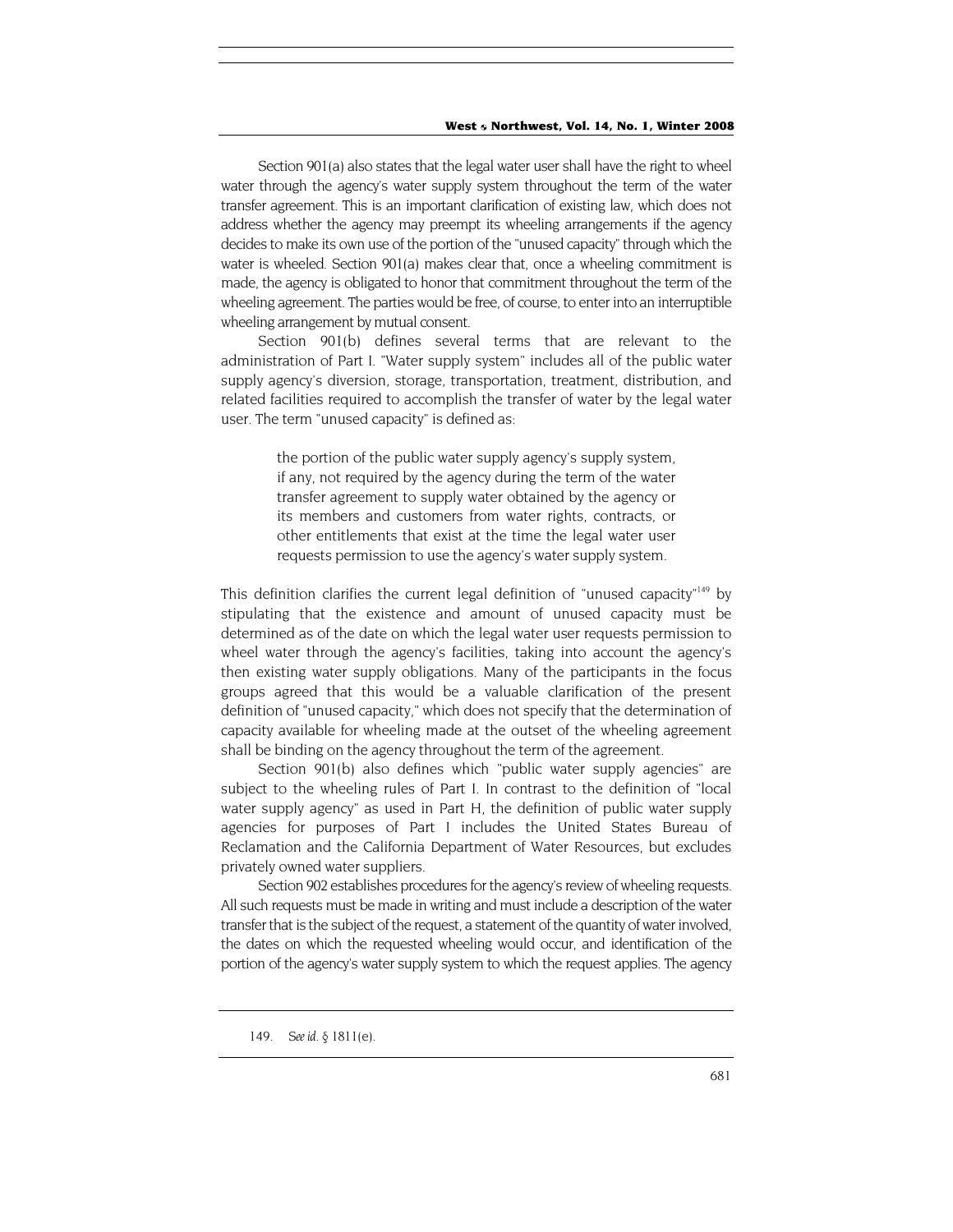Section 901(a) also states that the legal water user shall have the right to wheel water through the agency's water supply system throughout the term of the water transfer agreement. This is an important clarification of existing law, which does not address whether the agency may preempt its wheeling arrangements if the agency decides to make its own use of the portion of the "unused capacity" through which the water is wheeled. Section 901(a) makes clear that, once a wheeling commitment is made, the agency is obligated to honor that commitment throughout the term of the wheeling agreement. The parties would be free, of course, to enter into an interruptible wheeling arrangement by mutual consent.

Section 901(b) defines several terms that are relevant to the administration of Part I. "Water supply system" includes all of the public water supply agency's diversion, storage, transportation, treatment, distribution, and related facilities required to accomplish the transfer of water by the legal water user. The term "unused capacity" is defined as:

> the portion of the public water supply agency's supply system, if any, not required by the agency during the term of the water transfer agreement to supply water obtained by the agency or its members and customers from water rights, contracts, or other entitlements that exist at the time the legal water user requests permission to use the agency's water supply system.

This definition clarifies the current legal definition of "unused capacity"[149] by stipulating that the existence and amount of unused capacity must be determined as of the date on which the legal water user requests permission to wheel water through the agency's facilities, taking into account the agency's then existing water supply obligations. Many of the participants in the focus groups agreed that this would be a valuable clarification of the present definition of "unused capacity," which does not specify that the determination of capacity available for wheeling made at the outset of the wheeling agreement shall be binding on the agency throughout the term of the agreement.

Section 901(b) also defines which "public water supply agencies" are subject to the wheeling rules of Part I. In contrast to the definition of "local water supply agency" as used in Part H, the definition of public water supply agencies for purposes of Part I includes the United States Bureau of Reclamation and the California Department of Water Resources, but excludes privately owned water suppliers.

Section 902 establishes procedures for the agency's review of wheeling requests. All such requests must be made in writing and must include a description of the water transfer that is the subject of the request, a statement of the quantity of water involved, the dates on which the requested wheeling would occur, and identification of the portion of the agency's water supply system to which the request applies. The agency

---

149. *See id.* § 1811(e).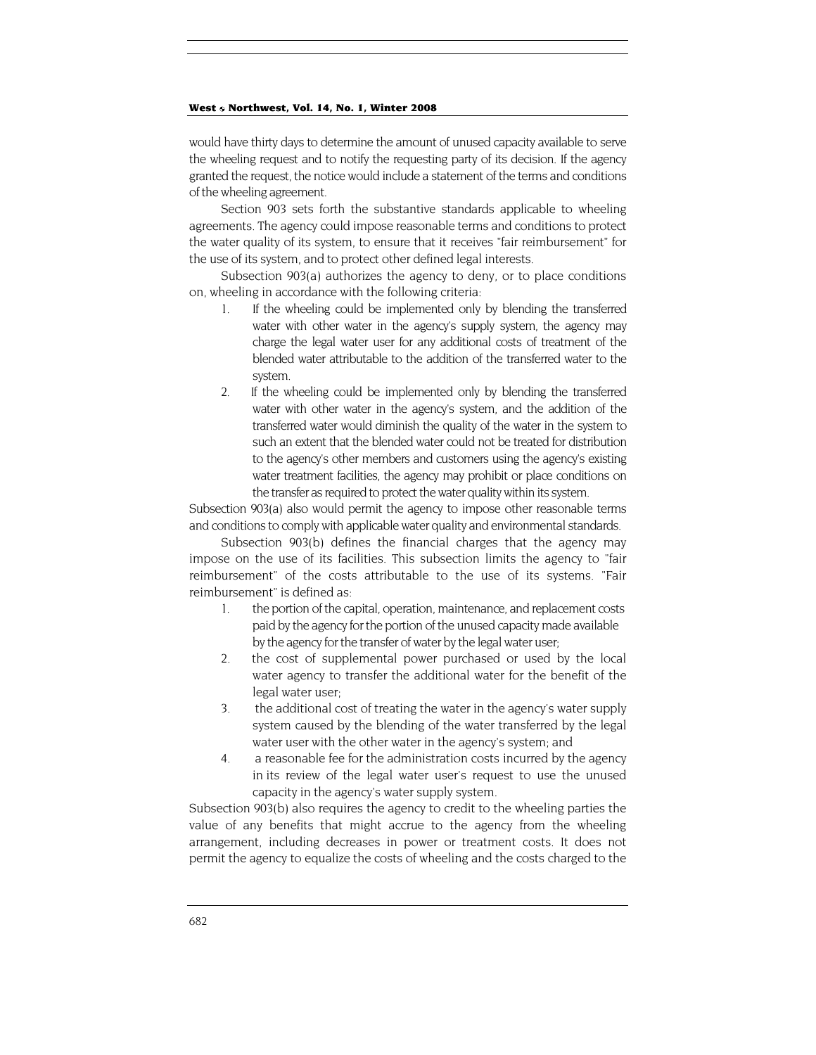would have thirty days to determine the amount of unused capacity available to serve the wheeling request and to notify the requesting party of its decision. If the agency granted the request, the notice would include a statement of the terms and conditions of the wheeling agreement.

Section 903 sets forth the substantive standards applicable to wheeling agreements. The agency could impose reasonable terms and conditions to protect the water quality of its system, to ensure that it receives "fair reimbursement" for the use of its system, and to protect other defined legal interests.

Subsection 903(a) authorizes the agency to deny, or to place conditions on, wheeling in accordance with the following criteria:

1. If the wheeling could be implemented only by blending the transferred water with other water in the agency's supply system, the agency may charge the legal water user for any additional costs of treatment of the blended water attributable to the addition of the transferred water to the system.
2. If the wheeling could be implemented only by blending the transferred water with other water in the agency's system, and the addition of the transferred water would diminish the quality of the water in the system to such an extent that the blended water could not be treated for distribution to the agency's other members and customers using the agency's existing water treatment facilities, the agency may prohibit or place conditions on the transfer as required to protect the water quality within its system.

Subsection 903(a) also would permit the agency to impose other reasonable terms and conditions to comply with applicable water quality and environmental standards.

Subsection 903(b) defines the financial charges that the agency may impose on the use of its facilities. This subsection limits the agency to "fair reimbursement" of the costs attributable to the use of its systems. "Fair reimbursement" is defined as:

1. the portion of the capital, operation, maintenance, and replacement costs paid by the agency for the portion of the unused capacity made available by the agency for the transfer of water by the legal water user;
2. the cost of supplemental power purchased or used by the local water agency to transfer the additional water for the benefit of the legal water user;
3. the additional cost of treating the water in the agency's water supply system caused by the blending of the water transferred by the legal water user with the other water in the agency's system; and
4. a reasonable fee for the administration costs incurred by the agency in its review of the legal water user's request to use the unused capacity in the agency's water supply system.

Subsection 903(b) also requires the agency to credit to the wheeling parties the value of any benefits that might accrue to the agency from the wheeling arrangement, including decreases in power or treatment costs. It does not permit the agency to equalize the costs of wheeling and the costs charged to the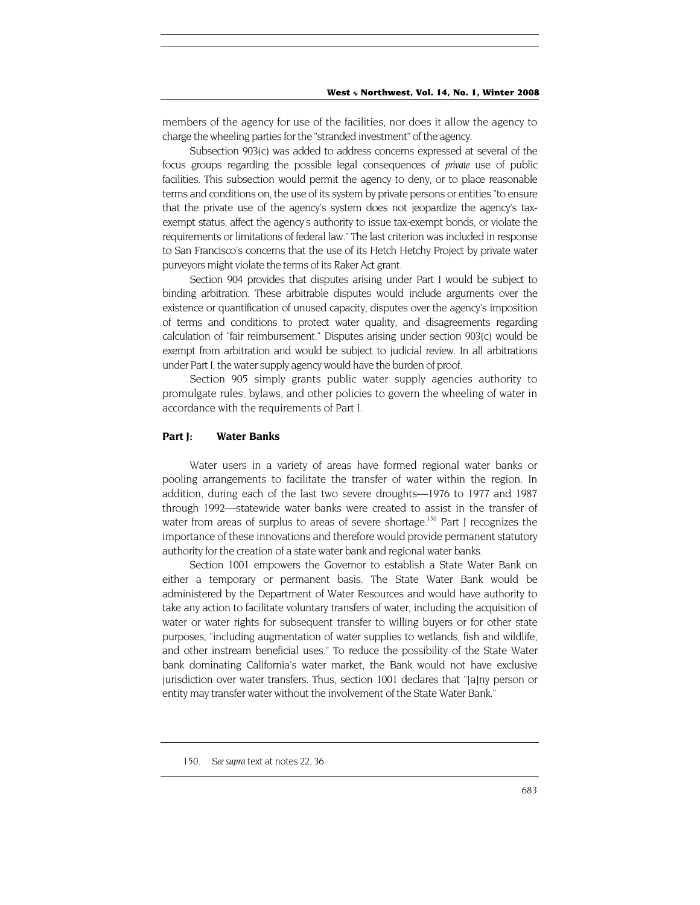members of the agency for use of the facilities, nor does it allow the agency to charge the wheeling parties for the "stranded investment" of the agency.

Subsection 903(c) was added to address concerns expressed at several of the focus groups regarding the possible legal consequences of *private* use of public facilities. This subsection would permit the agency to deny, or to place reasonable terms and conditions on, the use of its system by private persons or entities "to ensure that the private use of the agency's system does not jeopardize the agency's tax-exempt status, affect the agency's authority to issue tax-exempt bonds, or violate the requirements or limitations of federal law." The last criterion was included in response to San Francisco's concerns that the use of its Hetch Hetchy Project by private water purveyors might violate the terms of its Raker Act grant.

Section 904 provides that disputes arising under Part I would be subject to binding arbitration. These arbitrable disputes would include arguments over the existence or quantification of unused capacity, disputes over the agency's imposition of terms and conditions to protect water quality, and disagreements regarding calculation of "fair reimbursement." Disputes arising under section 903(c) would be exempt from arbitration and would be subject to judicial review. In all arbitrations under Part I, the water supply agency would have the burden of proof.

Section 905 simply grants public water supply agencies authority to promulgate rules, bylaws, and other policies to govern the wheeling of water in accordance with the requirements of Part I.

### Part J: Water Banks

Water users in a variety of areas have formed regional water banks or pooling arrangements to facilitate the transfer of water within the region. In addition, during each of the last two severe droughts—1976 to 1977 and 1987 through 1992—statewide water banks were created to assist in the transfer of water from areas of surplus to areas of severe shortage.[150] Part J recognizes the importance of these innovations and therefore would provide permanent statutory authority for the creation of a state water bank and regional water banks.

Section 1001 empowers the Governor to establish a State Water Bank on either a temporary or permanent basis. The State Water Bank would be administered by the Department of Water Resources and would have authority to take any action to facilitate voluntary transfers of water, including the acquisition of water or water rights for subsequent transfer to willing buyers or for other state purposes, "including augmentation of water supplies to wetlands, fish and wildlife, and other instream beneficial uses." To reduce the possibility of the State Water bank dominating California's water market, the Bank would not have exclusive jurisdiction over water transfers. Thus, section 1001 declares that "[a]ny person or entity may transfer water without the involvement of the State Water Bank."

---

150. *See supra* text at notes 22, 36.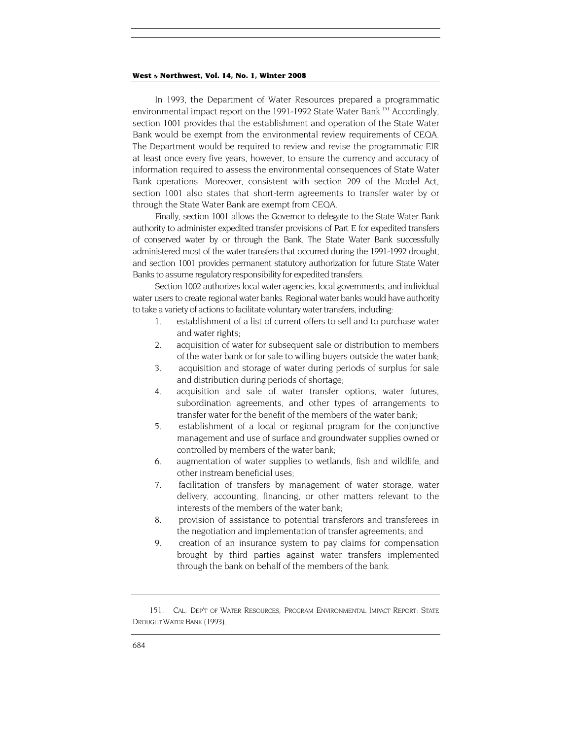In 1993, the Department of Water Resources prepared a programmatic environmental impact report on the 1991-1992 State Water Bank.[151] Accordingly, section 1001 provides that the establishment and operation of the State Water Bank would be exempt from the environmental review requirements of CEQA. The Department would be required to review and revise the programmatic EIR at least once every five years, however, to ensure the currency and accuracy of information required to assess the environmental consequences of State Water Bank operations. Moreover, consistent with section 209 of the Model Act, section 1001 also states that short-term agreements to transfer water by or through the State Water Bank are exempt from CEQA.

Finally, section 1001 allows the Governor to delegate to the State Water Bank authority to administer expedited transfer provisions of Part E for expedited transfers of conserved water by or through the Bank. The State Water Bank successfully administered most of the water transfers that occurred during the 1991-1992 drought, and section 1001 provides permanent statutory authorization for future State Water Banks to assume regulatory responsibility for expedited transfers.

Section 1002 authorizes local water agencies, local governments, and individual water users to create regional water banks. Regional water banks would have authority to take a variety of actions to facilitate voluntary water transfers, including:

1. establishment of a list of current offers to sell and to purchase water and water rights;
2. acquisition of water for subsequent sale or distribution to members of the water bank or for sale to willing buyers outside the water bank;
3. acquisition and storage of water during periods of surplus for sale and distribution during periods of shortage;
4. acquisition and sale of water transfer options, water futures, subordination agreements, and other types of arrangements to transfer water for the benefit of the members of the water bank;
5. establishment of a local or regional program for the conjunctive management and use of surface and groundwater supplies owned or controlled by members of the water bank;
6. augmentation of water supplies to wetlands, fish and wildlife, and other instream beneficial uses;
7. facilitation of transfers by management of water storage, water delivery, accounting, financing, or other matters relevant to the interests of the members of the water bank;
8. provision of assistance to potential transferors and transferees in the negotiation and implementation of transfer agreements; and
9. creation of an insurance system to pay claims for compensation brought by third parties against water transfers implemented through the bank on behalf of the members of the bank.

---

151. CAL. DEP'T OF WATER RESOURCES, PROGRAM ENVIRONMENTAL IMPACT REPORT: STATE DROUGHT WATER BANK (1993).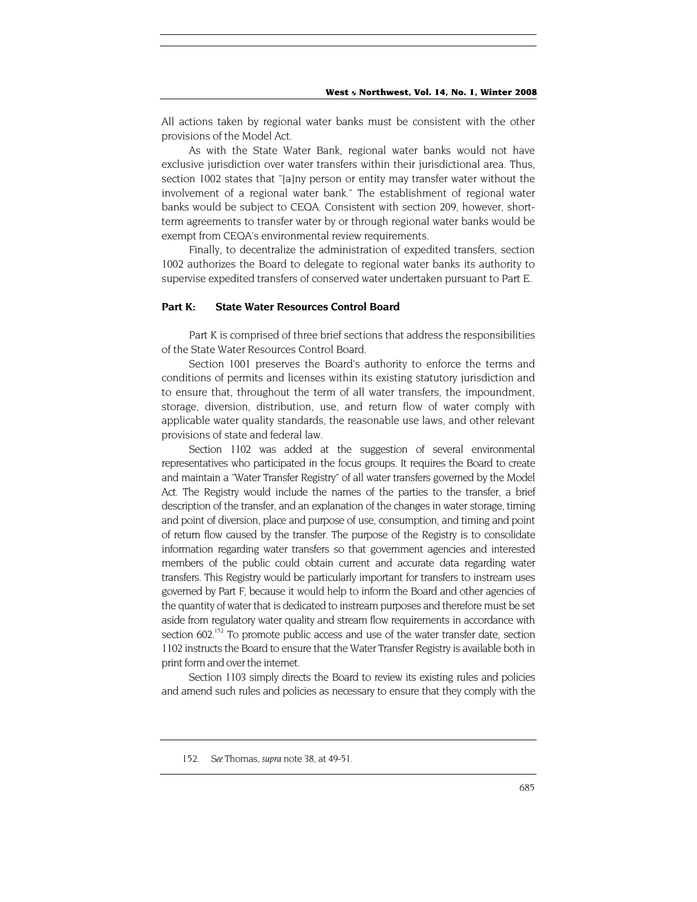All actions taken by regional water banks must be consistent with the other provisions of the Model Act.

As with the State Water Bank, regional water banks would not have exclusive jurisdiction over water transfers within their jurisdictional area. Thus, section 1002 states that "[a]ny person or entity may transfer water without the involvement of a regional water bank." The establishment of regional water banks would be subject to CEQA. Consistent with section 209, however, short-term agreements to transfer water by or through regional water banks would be exempt from CEQA's environmental review requirements.

Finally, to decentralize the administration of expedited transfers, section 1002 authorizes the Board to delegate to regional water banks its authority to supervise expedited transfers of conserved water undertaken pursuant to Part E.

### Part K: State Water Resources Control Board

Part K is comprised of three brief sections that address the responsibilities of the State Water Resources Control Board.

Section 1001 preserves the Board's authority to enforce the terms and conditions of permits and licenses within its existing statutory jurisdiction and to ensure that, throughout the term of all water transfers, the impoundment, storage, diversion, distribution, use, and return flow of water comply with applicable water quality standards, the reasonable use laws, and other relevant provisions of state and federal law.

Section 1102 was added at the suggestion of several environmental representatives who participated in the focus groups. It requires the Board to create and maintain a "Water Transfer Registry" of all water transfers governed by the Model Act. The Registry would include the names of the parties to the transfer, a brief description of the transfer, and an explanation of the changes in water storage, timing and point of diversion, place and purpose of use, consumption, and timing and point of return flow caused by the transfer. The purpose of the Registry is to consolidate information regarding water transfers so that government agencies and interested members of the public could obtain current and accurate data regarding water transfers. This Registry would be particularly important for transfers to instream uses governed by Part F, because it would help to inform the Board and other agencies of the quantity of water that is dedicated to instream purposes and therefore must be set aside from regulatory water quality and stream flow requirements in accordance with section 602.[152] To promote public access and use of the water transfer date, section 1102 instructs the Board to ensure that the Water Transfer Registry is available both in print form and over the internet.

Section 1103 simply directs the Board to review its existing rules and policies and amend such rules and policies as necessary to ensure that they comply with the

---

152. *See* Thomas, *supra* note 38, at 49-51.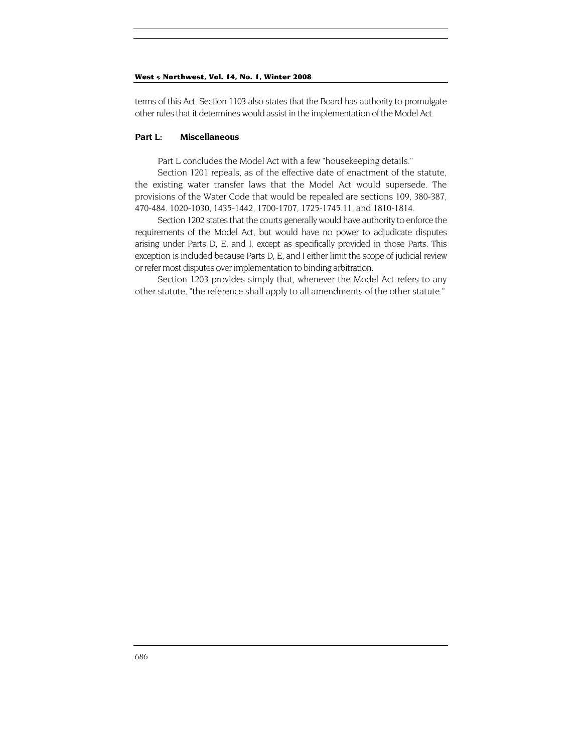terms of this Act. Section 1103 also states that the Board has authority to promulgate other rules that it determines would assist in the implementation of the Model Act.

### Part L: Miscellaneous

Part L concludes the Model Act with a few "housekeeping details."

Section 1201 repeals, as of the effective date of enactment of the statute, the existing water transfer laws that the Model Act would supersede. The provisions of the Water Code that would be repealed are sections 109, 380-387, 470-484. 1020-1030, 1435-1442, 1700-1707, 1725-1745.11, and 1810-1814.

Section 1202 states that the courts generally would have authority to enforce the requirements of the Model Act, but would have no power to adjudicate disputes arising under Parts D, E, and I, except as specifically provided in those Parts. This exception is included because Parts D, E, and I either limit the scope of judicial review or refer most disputes over implementation to binding arbitration.

Section 1203 provides simply that, whenever the Model Act refers to any other statute, "the reference shall apply to all amendments of the other statute."